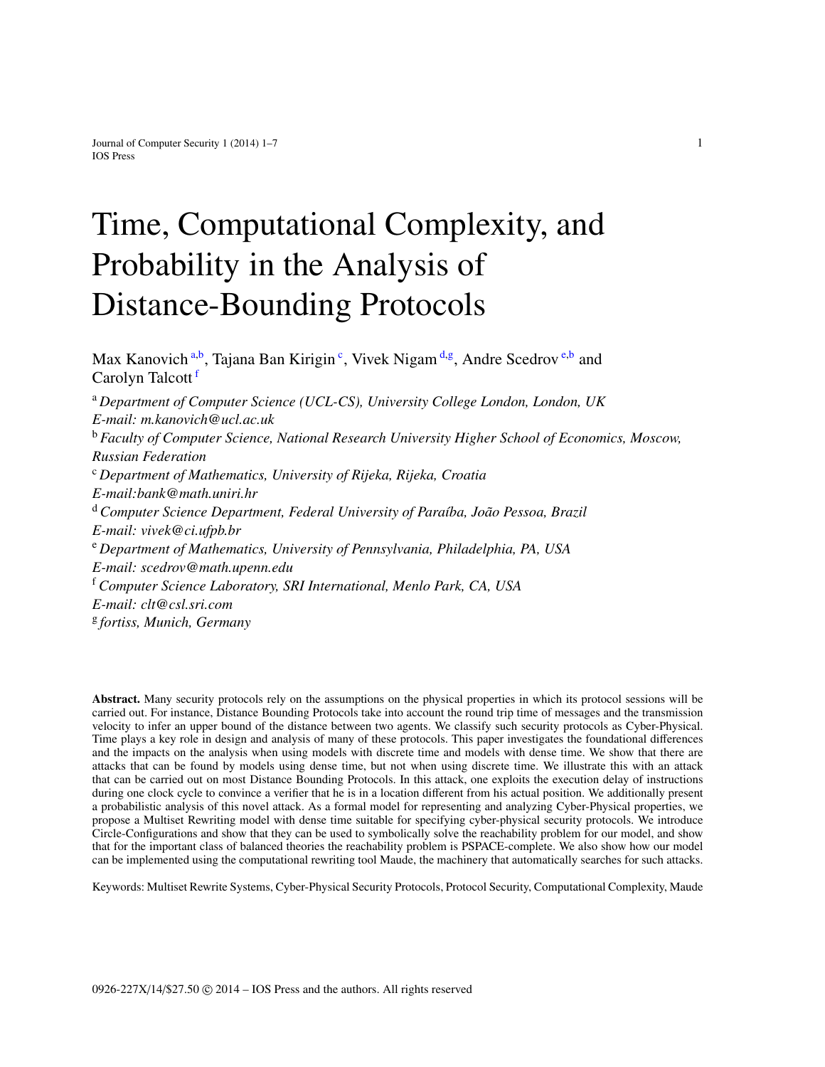# Time, Computational Complexity, and Probability in the Analysis of Distance-Bounding Protocols

Max Kanovich [a,b], Tajana Ban Kirigin [c], Vivek Nigam [d,g], Andre Scedrov [e,b] and Carolyn Talcott [f]

[a] *Department of Computer Science (UCL-CS), University College London, London, UK*
*E-mail: m.kanovich@ucl.ac.uk*

[b] *Faculty of Computer Science, National Research University Higher School of Economics, Moscow, Russian Federation*

[c] *Department of Mathematics, University of Rijeka, Rijeka, Croatia*
*E-mail:bank@math.uniri.hr*

[d] *Computer Science Department, Federal University of Paraíba, João Pessoa, Brazil*
*E-mail: vivek@ci.ufpb.br*

[e] *Department of Mathematics, University of Pennsylvania, Philadelphia, PA, USA*
*E-mail: scedrov@math.upenn.edu*

[f] *Computer Science Laboratory, SRI International, Menlo Park, CA, USA*
*E-mail: clt@csl.sri.com*

[g] *fortiss, Munich, Germany*

**Abstract.** Many security protocols rely on the assumptions on the physical properties in which its protocol sessions will be carried out. For instance, Distance Bounding Protocols take into account the round trip time of messages and the transmission velocity to infer an upper bound of the distance between two agents. We classify such security protocols as Cyber-Physical. Time plays a key role in design and analysis of many of these protocols. This paper investigates the foundational differences and the impacts on the analysis when using models with discrete time and models with dense time. We show that there are attacks that can be found by models using dense time, but not when using discrete time. We illustrate this with an attack that can be carried out on most Distance Bounding Protocols. In this attack, one exploits the execution delay of instructions during one clock cycle to convince a verifier that he is in a location different from his actual position. We additionally present a probabilistic analysis of this novel attack. As a formal model for representing and analyzing Cyber-Physical properties, we propose a Multiset Rewriting model with dense time suitable for specifying cyber-physical security protocols. We introduce Circle-Configurations and show that they can be used to symbolically solve the reachability problem for our model, and show that for the important class of balanced theories the reachability problem is PSPACE-complete. We also show how our model can be implemented using the computational rewriting tool Maude, the machinery that automatically searches for such attacks.

Keywords: Multiset Rewrite Systems, Cyber-Physical Security Protocols, Protocol Security, Computational Complexity, Maude

0926-227X/14/$27.50 © 2014 – IOS Press and the authors. All rights reserved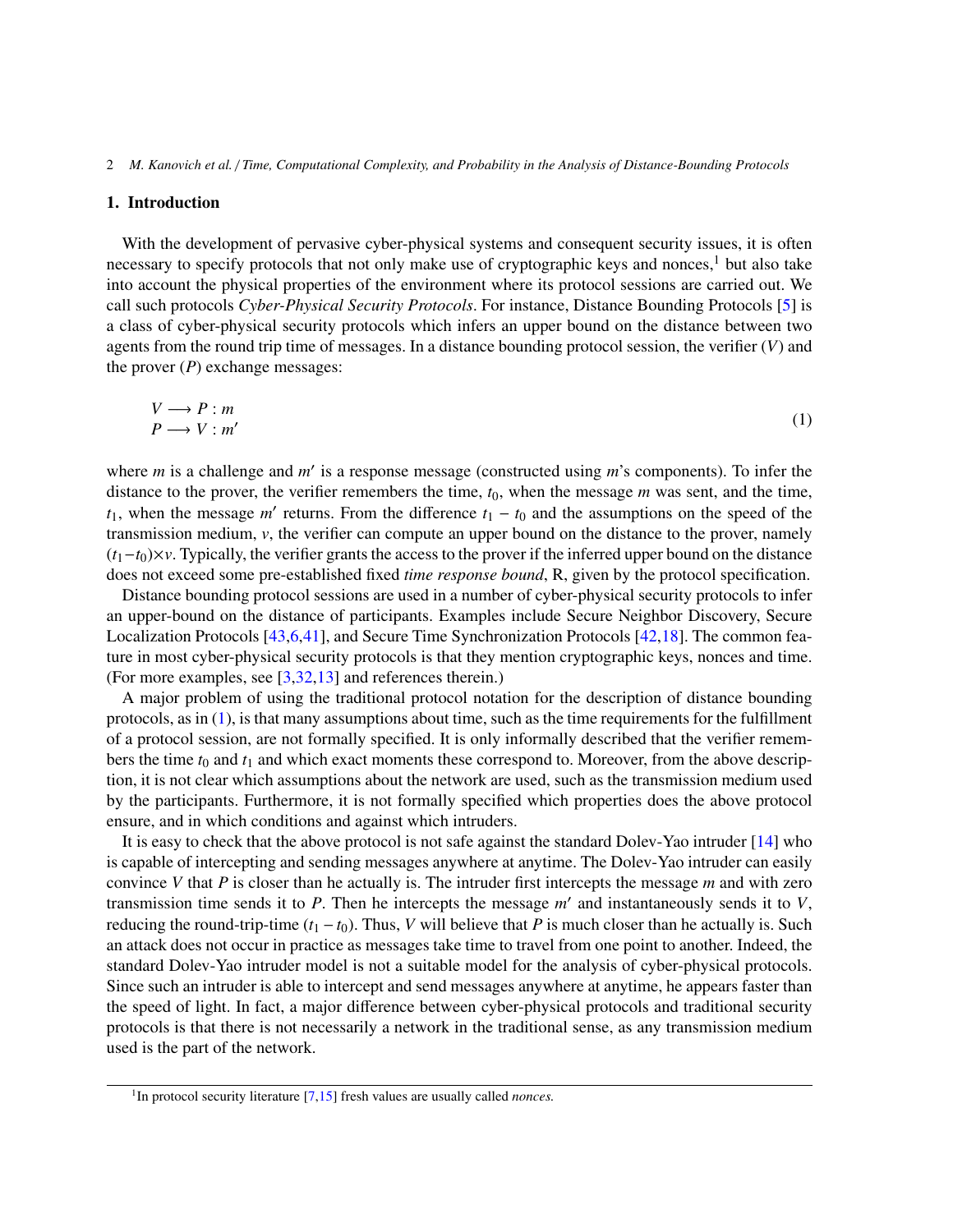## 1. Introduction

With the development of pervasive cyber-physical systems and consequent security issues, it is often necessary to specify protocols that not only make use of cryptographic keys and nonces,[1] but also take into account the physical properties of the environment where its protocol sessions are carried out. We call such protocols *Cyber-Physical Security Protocols*. For instance, Distance Bounding Protocols [5] is a class of cyber-physical security protocols which infers an upper bound on the distance between two agents from the round trip time of messages. In a distance bounding protocol session, the verifier ($V$) and the prover ($P$) exchange messages:

$$
\begin{array}{l}
V \longrightarrow P : m \\
P \longrightarrow V : m'
\end{array}
\tag{1}
$$

where $m$ is a challenge and $m'$ is a response message (constructed using $m$'s components). To infer the distance to the prover, the verifier remembers the time, $t_0$, when the message $m$ was sent, and the time, $t_1$, when the message $m'$ returns. From the difference $t_1 - t_0$ and the assumptions on the speed of the transmission medium, $v$, the verifier can compute an upper bound on the distance to the prover, namely $(t_1 - t_0) \times v$. Typically, the verifier grants the access to the prover if the inferred upper bound on the distance does not exceed some pre-established fixed *time response bound*, R, given by the protocol specification.

Distance bounding protocol sessions are used in a number of cyber-physical security protocols to infer an upper-bound on the distance of participants. Examples include Secure Neighbor Discovery, Secure Localization Protocols [43,6,41], and Secure Time Synchronization Protocols [42,18]. The common feature in most cyber-physical security protocols is that they mention cryptographic keys, nonces and time. (For more examples, see [3,32,13] and references therein.)

A major problem of using the traditional protocol notation for the description of distance bounding protocols, as in (1), is that many assumptions about time, such as the time requirements for the fulfillment of a protocol session, are not formally specified. It is only informally described that the verifier remembers the time $t_0$ and $t_1$ and which exact moments these correspond to. Moreover, from the above description, it is not clear which assumptions about the network are used, such as the transmission medium used by the participants. Furthermore, it is not formally specified which properties does the above protocol ensure, and in which conditions and against which intruders.

It is easy to check that the above protocol is not safe against the standard Dolev-Yao intruder [14] who is capable of intercepting and sending messages anywhere at anytime. The Dolev-Yao intruder can easily convince $V$ that $P$ is closer than he actually is. The intruder first intercepts the message $m$ and with zero transmission time sends it to $P$. Then he intercepts the message $m'$ and instantaneously sends it to $V$, reducing the round-trip-time $(t_1 - t_0)$. Thus, $V$ will believe that $P$ is much closer than he actually is. Such an attack does not occur in practice as messages take time to travel from one point to another. Indeed, the standard Dolev-Yao intruder model is not a suitable model for the analysis of cyber-physical protocols. Since such an intruder is able to intercept and send messages anywhere at anytime, he appears faster than the speed of light. In fact, a major difference between cyber-physical protocols and traditional security protocols is that there is not necessarily a network in the traditional sense, as any transmission medium used is the part of the network.

[1] In protocol security literature [7,15] fresh values are usually called *nonces.*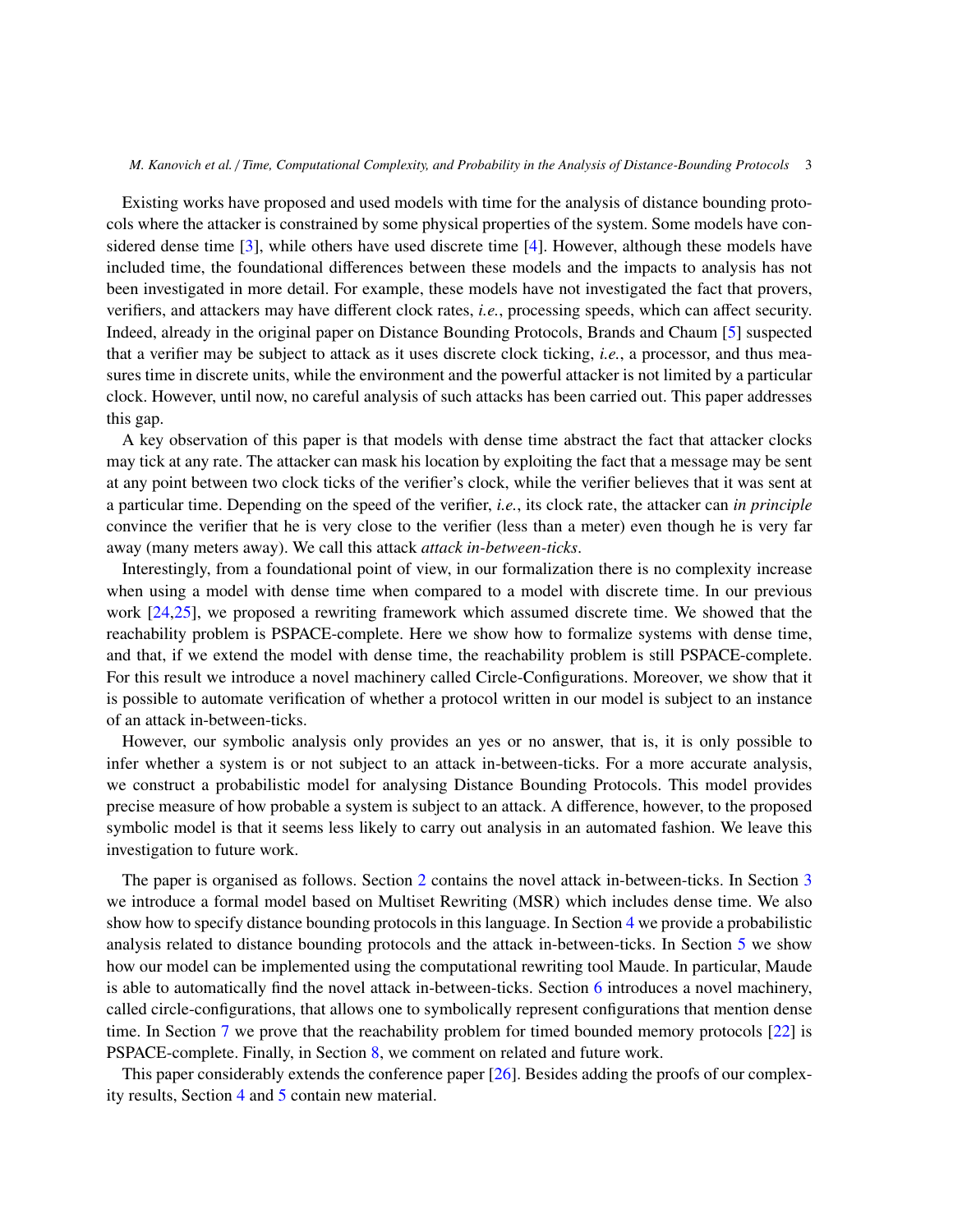Existing works have proposed and used models with time for the analysis of distance bounding protocols where the attacker is constrained by some physical properties of the system. Some models have considered dense time [3], while others have used discrete time [4]. However, although these models have included time, the foundational differences between these models and the impacts to analysis has not been investigated in more detail. For example, these models have not investigated the fact that provers, verifiers, and attackers may have different clock rates, *i.e.*, processing speeds, which can affect security. Indeed, already in the original paper on Distance Bounding Protocols, Brands and Chaum [5] suspected that a verifier may be subject to attack as it uses discrete clock ticking, *i.e.*, a processor, and thus measures time in discrete units, while the environment and the powerful attacker is not limited by a particular clock. However, until now, no careful analysis of such attacks has been carried out. This paper addresses this gap.

A key observation of this paper is that models with dense time abstract the fact that attacker clocks may tick at any rate. The attacker can mask his location by exploiting the fact that a message may be sent at any point between two clock ticks of the verifier's clock, while the verifier believes that it was sent at a particular time. Depending on the speed of the verifier, *i.e.*, its clock rate, the attacker can *in principle* convince the verifier that he is very close to the verifier (less than a meter) even though he is very far away (many meters away). We call this attack *attack in-between-ticks*.

Interestingly, from a foundational point of view, in our formalization there is no complexity increase when using a model with dense time when compared to a model with discrete time. In our previous work [24,25], we proposed a rewriting framework which assumed discrete time. We showed that the reachability problem is PSPACE-complete. Here we show how to formalize systems with dense time, and that, if we extend the model with dense time, the reachability problem is still PSPACE-complete. For this result we introduce a novel machinery called Circle-Configurations. Moreover, we show that it is possible to automate verification of whether a protocol written in our model is subject to an instance of an attack in-between-ticks.

However, our symbolic analysis only provides an yes or no answer, that is, it is only possible to infer whether a system is or not subject to an attack in-between-ticks. For a more accurate analysis, we construct a probabilistic model for analysing Distance Bounding Protocols. This model provides precise measure of how probable a system is subject to an attack. A difference, however, to the proposed symbolic model is that it seems less likely to carry out analysis in an automated fashion. We leave this investigation to future work.

The paper is organised as follows. Section 2 contains the novel attack in-between-ticks. In Section 3 we introduce a formal model based on Multiset Rewriting (MSR) which includes dense time. We also show how to specify distance bounding protocols in this language. In Section 4 we provide a probabilistic analysis related to distance bounding protocols and the attack in-between-ticks. In Section 5 we show how our model can be implemented using the computational rewriting tool Maude. In particular, Maude is able to automatically find the novel attack in-between-ticks. Section 6 introduces a novel machinery, called circle-configurations, that allows one to symbolically represent configurations that mention dense time. In Section 7 we prove that the reachability problem for timed bounded memory protocols [22] is PSPACE-complete. Finally, in Section 8, we comment on related and future work.

This paper considerably extends the conference paper [26]. Besides adding the proofs of our complexity results, Section 4 and 5 contain new material.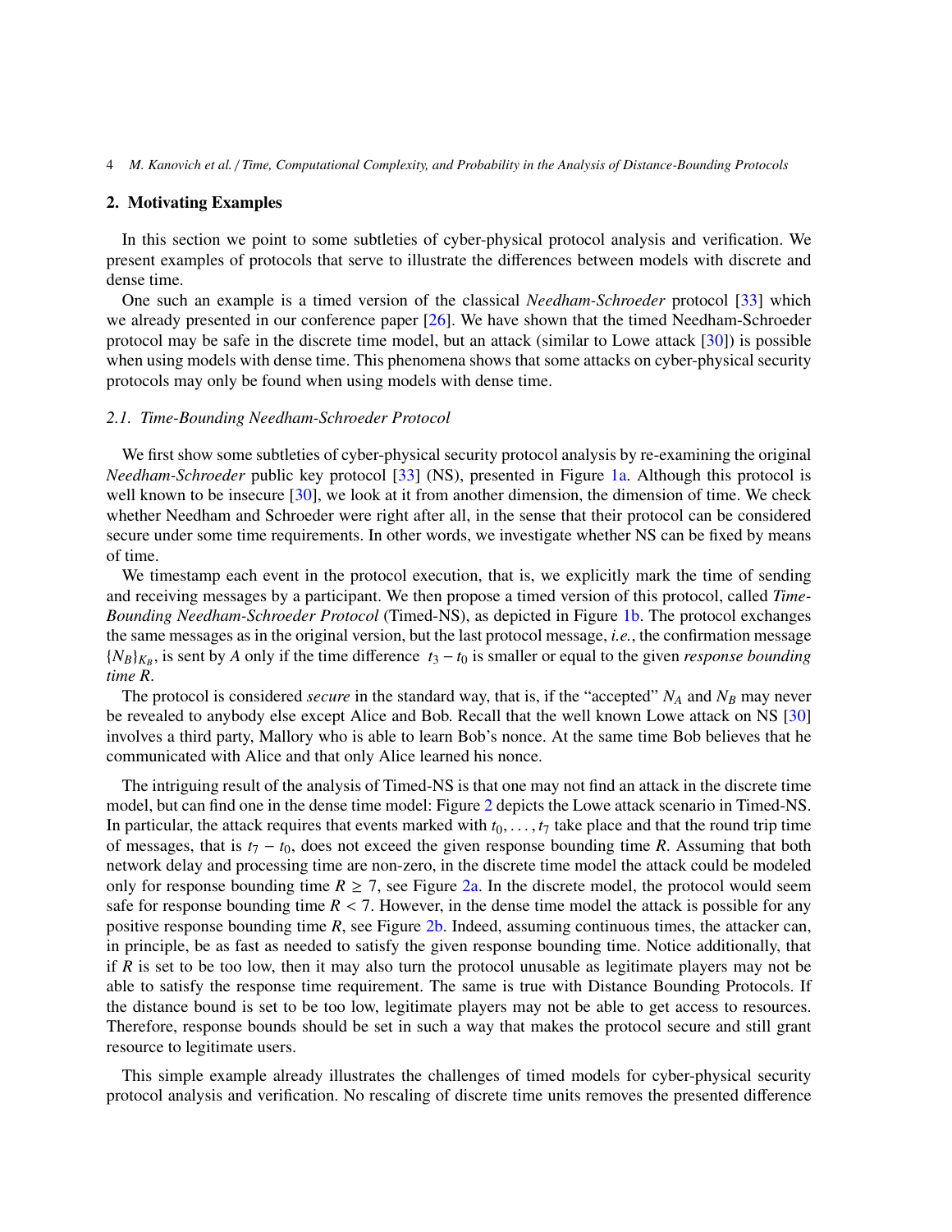## 2. Motivating Examples

In this section we point to some subtleties of cyber-physical protocol analysis and verification. We present examples of protocols that serve to illustrate the differences between models with discrete and dense time.

One such an example is a timed version of the classical *Needham-Schroeder* protocol [33] which we already presented in our conference paper [26]. We have shown that the timed Needham-Schroeder protocol may be safe in the discrete time model, but an attack (similar to Lowe attack [30]) is possible when using models with dense time. This phenomena shows that some attacks on cyber-physical security protocols may only be found when using models with dense time.

### 2.1. Time-Bounding Needham-Schroeder Protocol

We first show some subtleties of cyber-physical security protocol analysis by re-examining the original *Needham-Schroeder* public key protocol [33] (NS), presented in Figure 1a. Although this protocol is well known to be insecure [30], we look at it from another dimension, the dimension of time. We check whether Needham and Schroeder were right after all, in the sense that their protocol can be considered secure under some time requirements. In other words, we investigate whether NS can be fixed by means of time.

We timestamp each event in the protocol execution, that is, we explicitly mark the time of sending and receiving messages by a participant. We then propose a timed version of this protocol, called *Time-Bounding Needham-Schroeder Protocol* (Timed-NS), as depicted in Figure 1b. The protocol exchanges the same messages as in the original version, but the last protocol message, *i.e.*, the confirmation message $\{N_B\}_{K_B}$, is sent by $A$ only if the time difference $t_3 - t_0$ is smaller or equal to the given *response bounding time* $R$.

The protocol is considered *secure* in the standard way, that is, if the "accepted" $N_A$ and $N_B$ may never be revealed to anybody else except Alice and Bob. Recall that the well known Lowe attack on NS [30] involves a third party, Mallory who is able to learn Bob's nonce. At the same time Bob believes that he communicated with Alice and that only Alice learned his nonce.

The intriguing result of the analysis of Timed-NS is that one may not find an attack in the discrete time model, but can find one in the dense time model: Figure 2 depicts the Lowe attack scenario in Timed-NS. In particular, the attack requires that events marked with $t_0, \ldots, t_7$ take place and that the round trip time of messages, that is $t_7 - t_0$, does not exceed the given response bounding time $R$. Assuming that both network delay and processing time are non-zero, in the discrete time model the attack could be modeled only for response bounding time $R \geq 7$, see Figure 2a. In the discrete model, the protocol would seem safe for response bounding time $R < 7$. However, in the dense time model the attack is possible for any positive response bounding time $R$, see Figure 2b. Indeed, assuming continuous times, the attacker can, in principle, be as fast as needed to satisfy the given response bounding time. Notice additionally, that if $R$ is set to be too low, then it may also turn the protocol unusable as legitimate players may not be able to satisfy the response time requirement. The same is true with Distance Bounding Protocols. If the distance bound is set to be too low, legitimate players may not be able to get access to resources. Therefore, response bounds should be set in such a way that makes the protocol secure and still grant resource to legitimate users.

This simple example already illustrates the challenges of timed models for cyber-physical security protocol analysis and verification. No rescaling of discrete time units removes the presented difference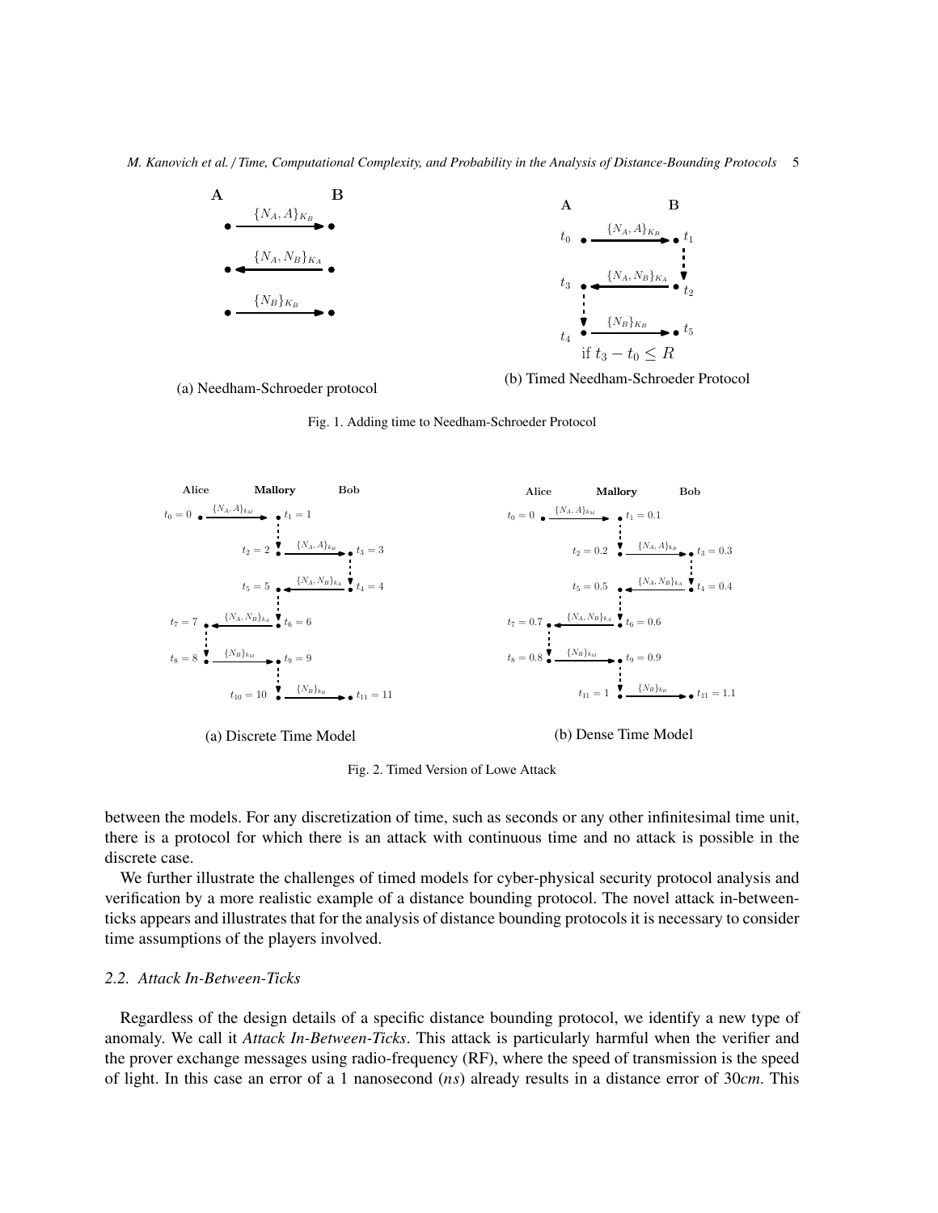(a) Needham-Schroeder protocol

(b) Timed Needham-Schroeder Protocol

Fig. 1. Adding time to Needham-Schroeder Protocol

(a) Discrete Time Model

(b) Dense Time Model

Fig. 2. Timed Version of Lowe Attack

between the models. For any discretization of time, such as seconds or any other infinitesimal time unit, there is a protocol for which there is an attack with continuous time and no attack is possible in the discrete case.

We further illustrate the challenges of timed models for cyber-physical security protocol analysis and verification by a more realistic example of a distance bounding protocol. The novel attack in-between-ticks appears and illustrates that for the analysis of distance bounding protocols it is necessary to consider time assumptions of the players involved.

### 2.2. Attack In-Between-Ticks

Regardless of the design details of a specific distance bounding protocol, we identify a new type of anomaly. We call it *Attack In-Between-Ticks*. This attack is particularly harmful when the verifier and the prover exchange messages using radio-frequency (RF), where the speed of transmission is the speed of light. In this case an error of a 1 nanosecond (*ns*) already results in a distance error of 30*cm*. This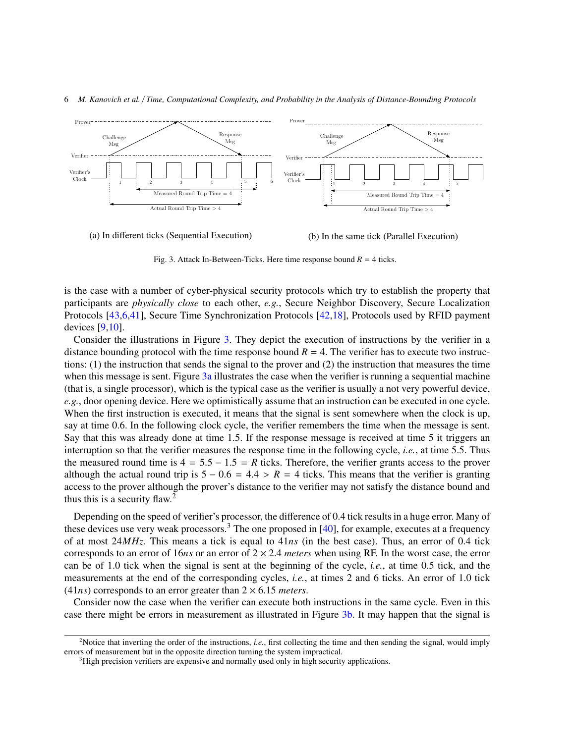(a) In different ticks (Sequential Execution)

(b) In the same tick (Parallel Execution)

Fig. 3. Attack In-Between-Ticks. Here time response bound $R = 4$ ticks.

is the case with a number of cyber-physical security protocols which try to establish the property that participants are *physically close* to each other, *e.g.*, Secure Neighbor Discovery, Secure Localization Protocols [43,6,41], Secure Time Synchronization Protocols [42,18], Protocols used by RFID payment devices [9,10].

Consider the illustrations in Figure 3. They depict the execution of instructions by the verifier in a distance bounding protocol with the time response bound $R = 4$. The verifier has to execute two instructions: (1) the instruction that sends the signal to the prover and (2) the instruction that measures the time when this message is sent. Figure 3a illustrates the case when the verifier is running a sequential machine (that is, a single processor), which is the typical case as the verifier is usually a not very powerful device, *e.g.*, door opening device. Here we optimistically assume that an instruction can be executed in one cycle. When the first instruction is executed, it means that the signal is sent somewhere when the clock is up, say at time 0.6. In the following clock cycle, the verifier remembers the time when the message is sent. Say that this was already done at time 1.5. If the response message is received at time 5 it triggers an interruption so that the verifier measures the response time in the following cycle, *i.e.*, at time 5.5. Thus the measured round time is $4 = 5.5 - 1.5 = R$ ticks. Therefore, the verifier grants access to the prover although the actual round trip is $5 - 0.6 = 4.4 > R = 4$ ticks. This means that the verifier is granting access to the prover although the prover's distance to the verifier may not satisfy the distance bound and thus this is a security flaw.[2]

Depending on the speed of verifier's processor, the difference of 0.4 tick results in a huge error. Many of these devices use very weak processors.[3] The one proposed in [40], for example, executes at a frequency of at most $24MHz$. This means a tick is equal to $41ns$ (in the best case). Thus, an error of 0.4 tick corresponds to an error of $16ns$ or an error of $2 \times 2.4$ *meters* when using RF. In the worst case, the error can be of 1.0 tick when the signal is sent at the beginning of the cycle, *i.e.*, at time 0.5 tick, and the measurements at the end of the corresponding cycles, *i.e.*, at times 2 and 6 ticks. An error of 1.0 tick ($41ns$) corresponds to an error greater than $2 \times 6.15$ *meters*.

Consider now the case when the verifier can execute both instructions in the same cycle. Even in this case there might be errors in measurement as illustrated in Figure 3b. It may happen that the signal is

[2]Notice that inverting the order of the instructions, *i.e.*, first collecting the time and then sending the signal, would imply errors of measurement but in the opposite direction turning the system impractical.

[3]High precision verifiers are expensive and normally used only in high security applications.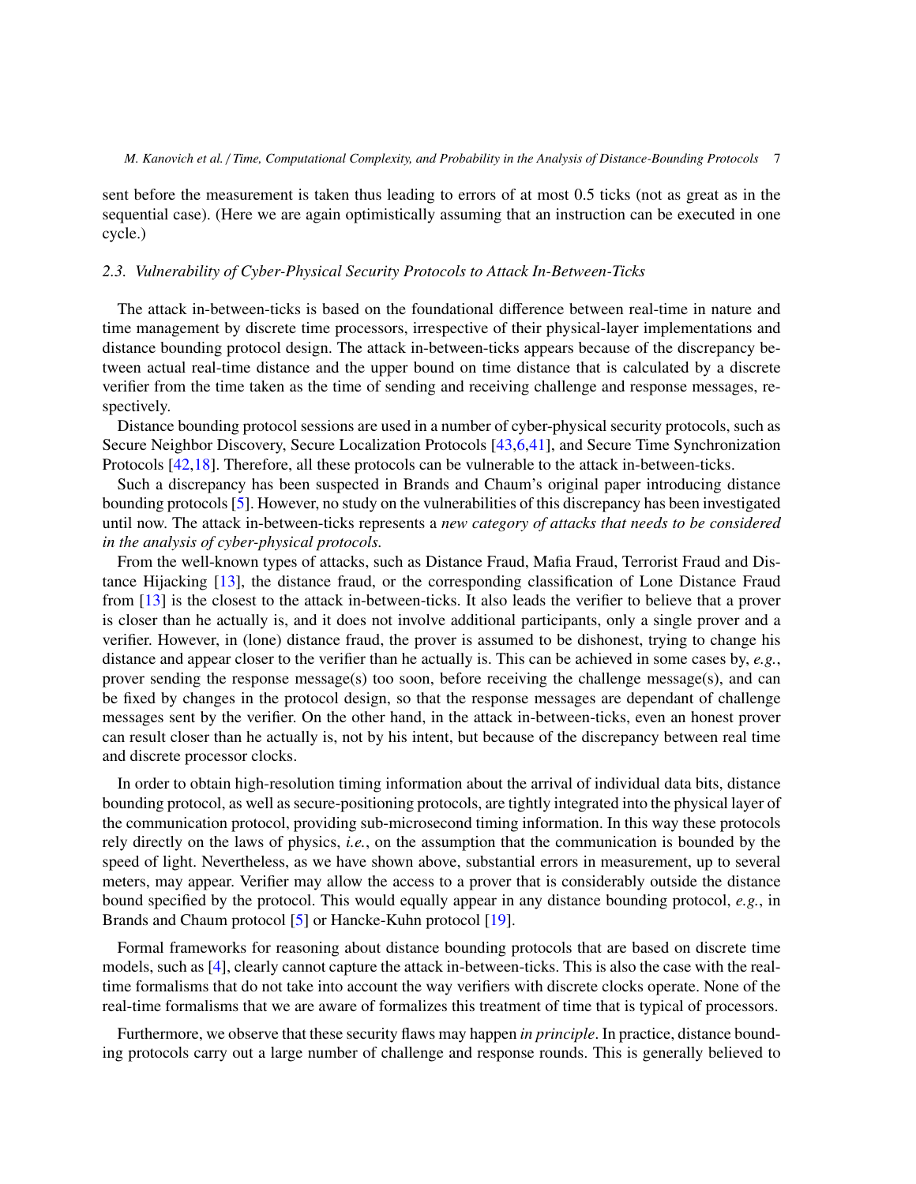sent before the measurement is taken thus leading to errors of at most 0.5 ticks (not as great as in the sequential case). (Here we are again optimistically assuming that an instruction can be executed in one cycle.)

### 2.3. Vulnerability of Cyber-Physical Security Protocols to Attack In-Between-Ticks

The attack in-between-ticks is based on the foundational difference between real-time in nature and time management by discrete time processors, irrespective of their physical-layer implementations and distance bounding protocol design. The attack in-between-ticks appears because of the discrepancy between actual real-time distance and the upper bound on time distance that is calculated by a discrete verifier from the time taken as the time of sending and receiving challenge and response messages, respectively.

Distance bounding protocol sessions are used in a number of cyber-physical security protocols, such as Secure Neighbor Discovery, Secure Localization Protocols [43,6,41], and Secure Time Synchronization Protocols [42,18]. Therefore, all these protocols can be vulnerable to the attack in-between-ticks.

Such a discrepancy has been suspected in Brands and Chaum's original paper introducing distance bounding protocols [5]. However, no study on the vulnerabilities of this discrepancy has been investigated until now. The attack in-between-ticks represents a *new category of attacks that needs to be considered in the analysis of cyber-physical protocols.*

From the well-known types of attacks, such as Distance Fraud, Mafia Fraud, Terrorist Fraud and Distance Hijacking [13], the distance fraud, or the corresponding classification of Lone Distance Fraud from [13] is the closest to the attack in-between-ticks. It also leads the verifier to believe that a prover is closer than he actually is, and it does not involve additional participants, only a single prover and a verifier. However, in (lone) distance fraud, the prover is assumed to be dishonest, trying to change his distance and appear closer to the verifier than he actually is. This can be achieved in some cases by, *e.g.*, prover sending the response message(s) too soon, before receiving the challenge message(s), and can be fixed by changes in the protocol design, so that the response messages are dependant of challenge messages sent by the verifier. On the other hand, in the attack in-between-ticks, even an honest prover can result closer than he actually is, not by his intent, but because of the discrepancy between real time and discrete processor clocks.

In order to obtain high-resolution timing information about the arrival of individual data bits, distance bounding protocol, as well as secure-positioning protocols, are tightly integrated into the physical layer of the communication protocol, providing sub-microsecond timing information. In this way these protocols rely directly on the laws of physics, *i.e.*, on the assumption that the communication is bounded by the speed of light. Nevertheless, as we have shown above, substantial errors in measurement, up to several meters, may appear. Verifier may allow the access to a prover that is considerably outside the distance bound specified by the protocol. This would equally appear in any distance bounding protocol, *e.g.*, in Brands and Chaum protocol [5] or Hancke-Kuhn protocol [19].

Formal frameworks for reasoning about distance bounding protocols that are based on discrete time models, such as [4], clearly cannot capture the attack in-between-ticks. This is also the case with the real-time formalisms that do not take into account the way verifiers with discrete clocks operate. None of the real-time formalisms that we are aware of formalizes this treatment of time that is typical of processors.

Furthermore, we observe that these security flaws may happen *in principle*. In practice, distance bounding protocols carry out a large number of challenge and response rounds. This is generally believed to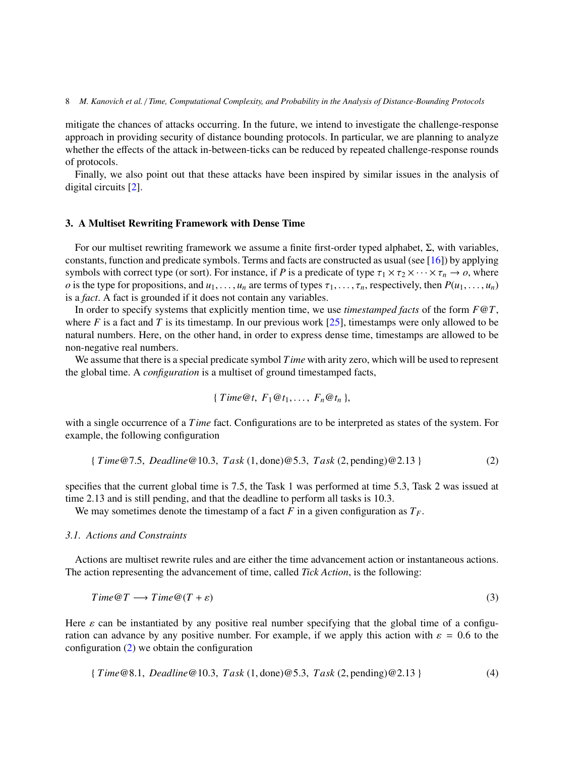mitigate the chances of attacks occurring. In the future, we intend to investigate the challenge-response approach in providing security of distance bounding protocols. In particular, we are planning to analyze whether the effects of the attack in-between-ticks can be reduced by repeated challenge-response rounds of protocols.

Finally, we also point out that these attacks have been inspired by similar issues in the analysis of digital circuits [2].

## 3. A Multiset Rewriting Framework with Dense Time

For our multiset rewriting framework we assume a finite first-order typed alphabet, $\Sigma$, with variables, constants, function and predicate symbols. Terms and facts are constructed as usual (see [16]) by applying symbols with correct type (or sort). For instance, if $P$ is a predicate of type $\tau_1 \times \tau_2 \times \cdots \times \tau_n \rightarrow o$, where $o$ is the type for propositions, and $u_1, \ldots, u_n$ are terms of types $\tau_1, \ldots, \tau_n$, respectively, then $P(u_1, \ldots, u_n)$ is a *fact*. A fact is grounded if it does not contain any variables.

In order to specify systems that explicitly mention time, we use *timestamped facts* of the form $F@T$, where $F$ is a fact and $T$ is its timestamp. In our previous work [25], timestamps were only allowed to be natural numbers. Here, on the other hand, in order to express dense time, timestamps are allowed to be non-negative real numbers.

We assume that there is a special predicate symbol $Time$ with arity zero, which will be used to represent the global time. A *configuration* is a multiset of ground timestamped facts,

$$\{ \, Time@t, \; F_1@t_1, \ldots, \; F_n@t_n \, \},$$

with a single occurrence of a $Time$ fact. Configurations are to be interpreted as states of the system. For example, the following configuration

$$\{ \, Time@7.5, \; Deadline@10.3, \; Task\,(1, \text{done})@5.3, \; Task\,(2, \text{pending})@2.13 \, \} \tag{2}$$

specifies that the current global time is 7.5, the Task 1 was performed at time 5.3, Task 2 was issued at time 2.13 and is still pending, and that the deadline to perform all tasks is 10.3.

We may sometimes denote the timestamp of a fact $F$ in a given configuration as $T_F$.

### 3.1. Actions and Constraints

Actions are multiset rewrite rules and are either the time advancement action or instantaneous actions. The action representing the advancement of time, called *Tick Action*, is the following:

$$Time@T \longrightarrow Time@(T + \varepsilon) \tag{3}$$

Here $\varepsilon$ can be instantiated by any positive real number specifying that the global time of a configuration can advance by any positive number. For example, if we apply this action with $\varepsilon = 0.6$ to the configuration (2) we obtain the configuration

$$\{ \, Time@8.1, \; Deadline@10.3, \; Task\,(1, \text{done})@5.3, \; Task\,(2, \text{pending})@2.13 \, \} \tag{4}$$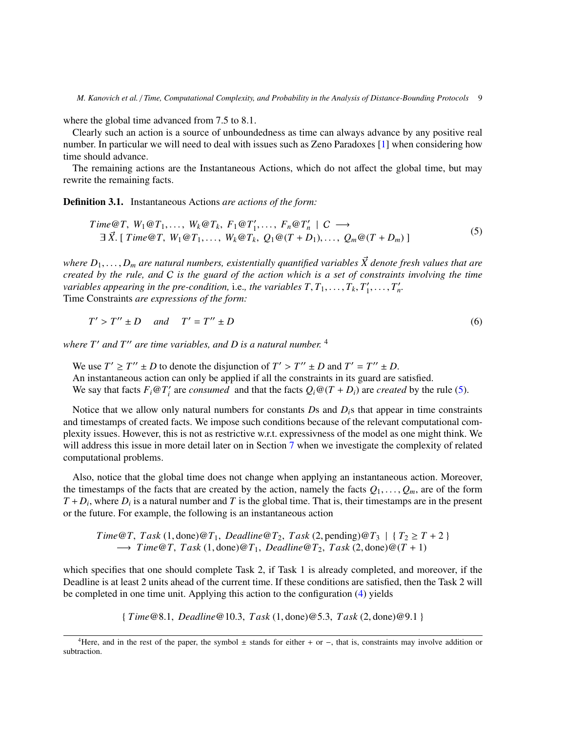where the global time advanced from 7.5 to 8.1.

Clearly such an action is a source of unboundedness as time can always advance by any positive real number. In particular we will need to deal with issues such as Zeno Paradoxes [1] when considering how time should advance.

The remaining actions are the Instantaneous Actions, which do not affect the global time, but may rewrite the remaining facts.

**Definition 3.1.** Instantaneous Actions *are actions of the form:*

$$
\begin{array}{l}
Time@T,\ W_1@T_1, \ldots,\ W_k@T_k,\ F_1@T_1', \ldots,\ F_n@T_n' \mid \mathcal{C} \longrightarrow \\
\quad \exists\, \vec{X}.\ [\ Time@T,\ W_1@T_1, \ldots,\ W_k@T_k,\ Q_1@(T+D_1), \ldots,\ Q_m@(T+D_m)\ ]
\end{array}
\tag{5}
$$

*where $D_1, \ldots, D_m$ are natural numbers, existentially quantified variables $\vec{X}$ denote fresh values that are created by the rule, and $\mathcal{C}$ is the guard of the action which is a set of constraints involving the time variables appearing in the pre-condition,* i.e.*, the variables $T, T_1, \ldots, T_k, T_1', \ldots, T_n'$.*
Time Constraints *are expressions of the form:*

$$
T' > T'' \pm D \quad \text{and} \quad T' = T'' \pm D \tag{6}
$$

*where $T'$ and $T''$ are time variables, and $D$ is a natural number.* [4]

We use $T' \geq T'' \pm D$ to denote the disjunction of $T' > T'' \pm D$ and $T' = T'' \pm D$.
An instantaneous action can only be applied if all the constraints in its guard are satisfied.
We say that facts $F_i@T_i'$ are *consumed* and that the facts $Q_i@(T + D_i)$ are *created* by the rule (5).

Notice that we allow only natural numbers for constants $D$s and $D_i$s that appear in time constraints and timestamps of created facts. We impose such conditions because of the relevant computational complexity issues. However, this is not as restrictive w.r.t. expressivness of the model as one might think. We will address this issue in more detail later on in Section 7 when we investigate the complexity of related computational problems.

Also, notice that the global time does not change when applying an instantaneous action. Moreover, the timestamps of the facts that are created by the action, namely the facts $Q_1, \ldots, Q_m$, are of the form $T + D_i$, where $D_i$ is a natural number and $T$ is the global time. That is, their timestamps are in the present or the future. For example, the following is an instantaneous action

$$
\begin{array}{l}
Time@T,\ Task\,(1,\text{done})@T_1,\ Deadline@T_2,\ Task\,(2,\text{pending})@T_3 \mid \{\, T_2 \geq T + 2 \,\} \\
\quad \longrightarrow\ Time@T,\ Task\,(1,\text{done})@T_1,\ Deadline@T_2,\ Task\,(2,\text{done})@(T+1)
\end{array}
$$

which specifies that one should complete Task 2, if Task 1 is already completed, and moreover, if the Deadline is at least 2 units ahead of the current time. If these conditions are satisfied, then the Task 2 will be completed in one time unit. Applying this action to the configuration (4) yields

$$
\{\ Time@8.1,\ Deadline@10.3,\ Task\,(1,\text{done})@5.3,\ Task\,(2,\text{done})@9.1\ \}
$$

---

[4] Here, and in the rest of the paper, the symbol $\pm$ stands for either $+$ or $-$, that is, constraints may involve addition or subtraction.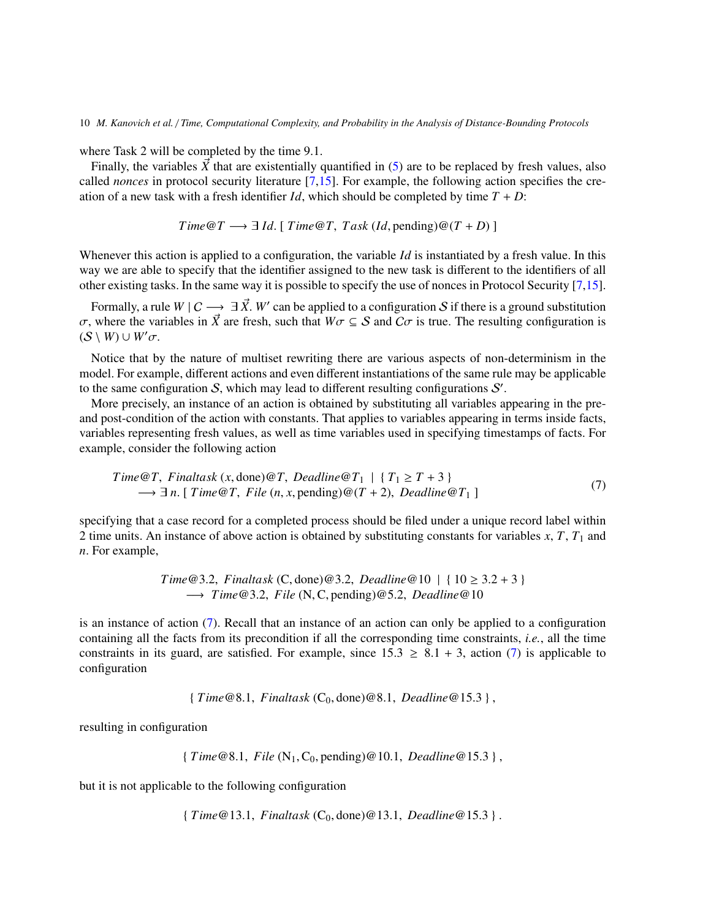where Task 2 will be completed by the time 9.1.

Finally, the variables $\vec{X}$ that are existentially quantified in (5) are to be replaced by fresh values, also called *nonces* in protocol security literature [7,15]. For example, the following action specifies the creation of a new task with a fresh identifier $Id$, which should be completed by time $T + D$:

$$Time@T \longrightarrow \exists\, Id.\ [\ Time@T,\ Task\,(Id, \text{pending})@(T + D)\ ]$$

Whenever this action is applied to a configuration, the variable $Id$ is instantiated by a fresh value. In this way we are able to specify that the identifier assigned to the new task is different to the identifiers of all other existing tasks. In the same way it is possible to specify the use of nonces in Protocol Security [7,15].

Formally, a rule $W \mid C \longrightarrow \exists\, \vec{X}.\ W'$ can be applied to a configuration $\mathcal{S}$ if there is a ground substitution $\sigma$, where the variables in $\vec{X}$ are fresh, such that $W\sigma \subseteq \mathcal{S}$ and $C\sigma$ is true. The resulting configuration is $(\mathcal{S} \setminus W) \cup W'\sigma$.

Notice that by the nature of multiset rewriting there are various aspects of non-determinism in the model. For example, different actions and even different instantiations of the same rule may be applicable to the same configuration $\mathcal{S}$, which may lead to different resulting configurations $\mathcal{S}'$.

More precisely, an instance of an action is obtained by substituting all variables appearing in the pre- and post-condition of the action with constants. That applies to variables appearing in terms inside facts, variables representing fresh values, as well as time variables used in specifying timestamps of facts. For example, consider the following action

$$\begin{aligned} &Time@T,\ Finaltask\,(x, \text{done})@T,\ Deadline@T_1 \ \mid\ \{\ T_1 \geq T + 3\ \} \\ &\quad\longrightarrow \exists\, n.\ [\ Time@T,\ File\,(n, x, \text{pending})@(T + 2),\ Deadline@T_1\ ] \end{aligned} \tag{7}$$

specifying that a case record for a completed process should be filed under a unique record label within 2 time units. An instance of above action is obtained by substituting constants for variables $x$, $T$, $T_1$ and $n$. For example,

$$\begin{aligned} &Time@3.2,\ Finaltask\,(\text{C}, \text{done})@3.2,\ Deadline@10 \ \mid\ \{\ 10 \geq 3.2 + 3\ \} \\ &\quad\longrightarrow\ Time@3.2,\ File\,(\text{N}, \text{C}, \text{pending})@5.2,\ Deadline@10 \end{aligned}$$

is an instance of action (7). Recall that an instance of an action can only be applied to a configuration containing all the facts from its precondition if all the corresponding time constraints, *i.e.*, all the time constraints in its guard, are satisfied. For example, since $15.3 \geq 8.1 + 3$, action (7) is applicable to configuration

$$\{\ Time@8.1,\ Finaltask\,(\text{C}_0, \text{done})@8.1,\ Deadline@15.3\ \},$$

resulting in configuration

$$\{\ Time@8.1,\ File\,(\text{N}_1, \text{C}_0, \text{pending})@10.1,\ Deadline@15.3\ \},$$

but it is not applicable to the following configuration

$$\{\ Time@13.1,\ Finaltask\,(\text{C}_0, \text{done})@13.1,\ Deadline@15.3\ \}.$$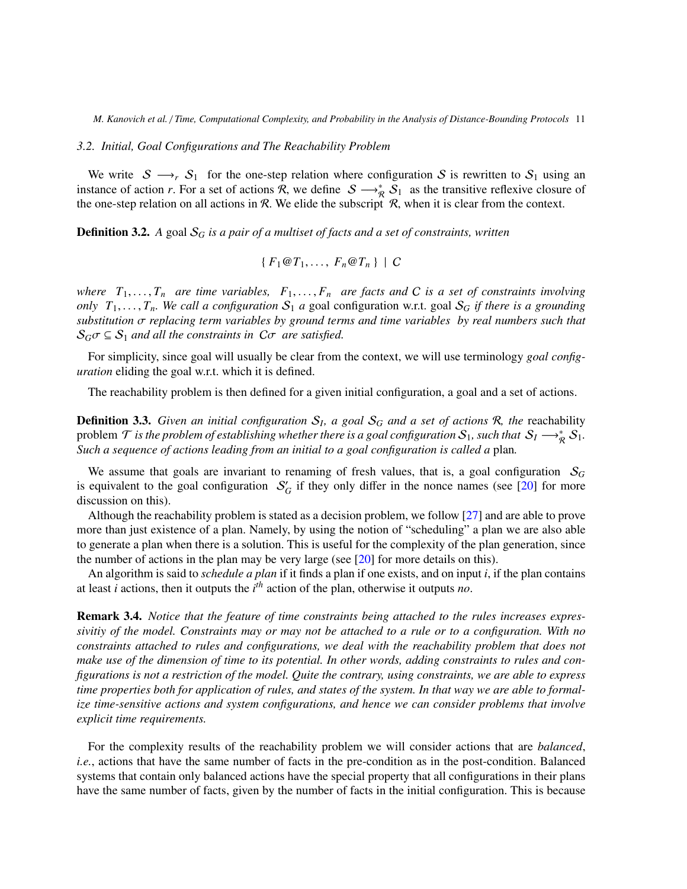### 3.2. Initial, Goal Configurations and The Reachability Problem

We write $\mathcal{S} \longrightarrow_r \mathcal{S}_1$ for the one-step relation where configuration $\mathcal{S}$ is rewritten to $\mathcal{S}_1$ using an instance of action $r$. For a set of actions $\mathcal{R}$, we define $\mathcal{S} \longrightarrow^*_{\mathcal{R}} \mathcal{S}_1$ as the transitive reflexive closure of the one-step relation on all actions in $\mathcal{R}$. We elide the subscript $\mathcal{R}$, when it is clear from the context.

**Definition 3.2.** *A* goal $\mathcal{S}_G$ *is a pair of a multiset of facts and a set of constraints, written*

$$\{ F_1@T_1, \ldots, F_n@T_n \} \mid C$$

*where* $T_1, \ldots, T_n$ *are time variables,* $F_1, \ldots, F_n$ *are facts and* $C$ *is a set of constraints involving only* $T_1, \ldots, T_n$. *We call a configuration* $\mathcal{S}_1$ *a* goal configuration *w.r.t. goal* $\mathcal{S}_G$ *if there is a grounding substitution* $\sigma$ *replacing term variables by ground terms and time variables by real numbers such that* $\mathcal{S}_G\sigma \subseteq \mathcal{S}_1$ *and all the constraints in* $C\sigma$ *are satisfied.*

For simplicity, since goal will usually be clear from the context, we will use terminology *goal configuration* eliding the goal w.r.t. which it is defined.

The reachability problem is then defined for a given initial configuration, a goal and a set of actions.

**Definition 3.3.** *Given an initial configuration* $\mathcal{S}_I$*, a goal* $\mathcal{S}_G$ *and a set of actions* $\mathcal{R}$*, the* reachability problem $\mathcal{T}$ *is the problem of establishing whether there is a goal configuration* $\mathcal{S}_1$*, such that* $\mathcal{S}_I \longrightarrow^*_{\mathcal{R}} \mathcal{S}_1$. *Such a sequence of actions leading from an initial to a goal configuration is called a* plan*.*

We assume that goals are invariant to renaming of fresh values, that is, a goal configuration $\mathcal{S}_G$ is equivalent to the goal configuration $\mathcal{S}'_G$ if they only differ in the nonce names (see [20] for more discussion on this).

Although the reachability problem is stated as a decision problem, we follow [27] and are able to prove more than just existence of a plan. Namely, by using the notion of "scheduling" a plan we are also able to generate a plan when there is a solution. This is useful for the complexity of the plan generation, since the number of actions in the plan may be very large (see [20] for more details on this).

An algorithm is said to *schedule a plan* if it finds a plan if one exists, and on input $i$, if the plan contains at least $i$ actions, then it outputs the $i^{th}$ action of the plan, otherwise it outputs *no*.

**Remark 3.4.** *Notice that the feature of time constraints being attached to the rules increases expressivitiy of the model. Constraints may or may not be attached to a rule or to a configuration. With no constraints attached to rules and configurations, we deal with the reachability problem that does not make use of the dimension of time to its potential. In other words, adding constraints to rules and configurations is not a restriction of the model. Quite the contrary, using constraints, we are able to express time properties both for application of rules, and states of the system. In that way we are able to formalize time-sensitive actions and system configurations, and hence we can consider problems that involve explicit time requirements.*

For the complexity results of the reachability problem we will consider actions that are *balanced*, *i.e.*, actions that have the same number of facts in the pre-condition as in the post-condition. Balanced systems that contain only balanced actions have the special property that all configurations in their plans have the same number of facts, given by the number of facts in the initial configuration. This is because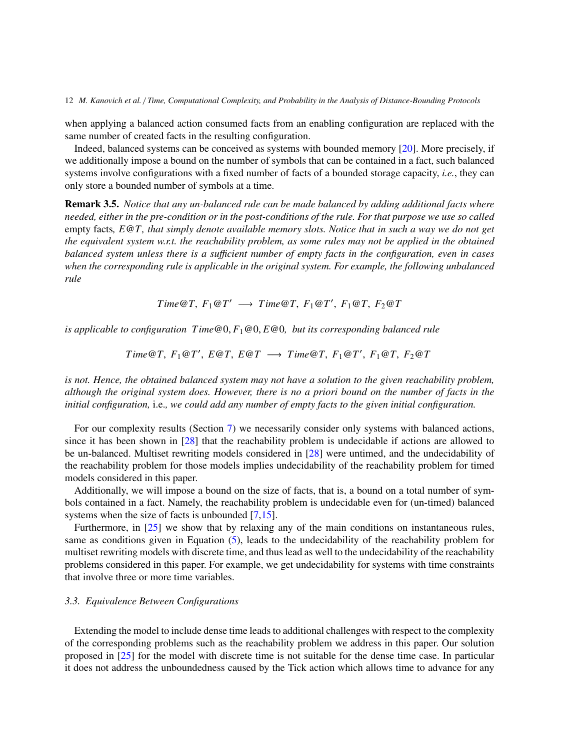when applying a balanced action consumed facts from an enabling configuration are replaced with the same number of created facts in the resulting configuration.

Indeed, balanced systems can be conceived as systems with bounded memory [20]. More precisely, if we additionally impose a bound on the number of symbols that can be contained in a fact, such balanced systems involve configurations with a fixed number of facts of a bounded storage capacity, *i.e.*, they can only store a bounded number of symbols at a time.

**Remark 3.5.** *Notice that any un-balanced rule can be made balanced by adding additional facts where needed, either in the pre-condition or in the post-conditions of the rule. For that purpose we use so called* empty facts*, $E@T$, that simply denote available memory slots. Notice that in such a way we do not get the equivalent system w.r.t. the reachability problem, as some rules may not be applied in the obtained balanced system unless there is a sufficient number of empty facts in the configuration, even in cases when the corresponding rule is applicable in the original system. For example, the following unbalanced rule*

$$Time@T,\ F_1@T' \longrightarrow Time@T,\ F_1@T',\ F_1@T,\ F_2@T$$

*is applicable to configuration $Time@0, F_1@0, E@0$, but its corresponding balanced rule*

$$Time@T,\ F_1@T',\ E@T,\ E@T \longrightarrow Time@T,\ F_1@T',\ F_1@T,\ F_2@T$$

*is not. Hence, the obtained balanced system may not have a solution to the given reachability problem, although the original system does. However, there is no a priori bound on the number of facts in the initial configuration,* i.e.*, we could add any number of empty facts to the given initial configuration.*

For our complexity results (Section 7) we necessarily consider only systems with balanced actions, since it has been shown in [28] that the reachability problem is undecidable if actions are allowed to be un-balanced. Multiset rewriting models considered in [28] were untimed, and the undecidability of the reachability problem for those models implies undecidability of the reachability problem for timed models considered in this paper.

Additionally, we will impose a bound on the size of facts, that is, a bound on a total number of symbols contained in a fact. Namely, the reachability problem is undecidable even for (un-timed) balanced systems when the size of facts is unbounded [7,15].

Furthermore, in [25] we show that by relaxing any of the main conditions on instantaneous rules, same as conditions given in Equation (5), leads to the undecidability of the reachability problem for multiset rewriting models with discrete time, and thus lead as well to the undecidability of the reachability problems considered in this paper. For example, we get undecidability for systems with time constraints that involve three or more time variables.

### *3.3. Equivalence Between Configurations*

Extending the model to include dense time leads to additional challenges with respect to the complexity of the corresponding problems such as the reachability problem we address in this paper. Our solution proposed in [25] for the model with discrete time is not suitable for the dense time case. In particular it does not address the unboundedness caused by the Tick action which allows time to advance for any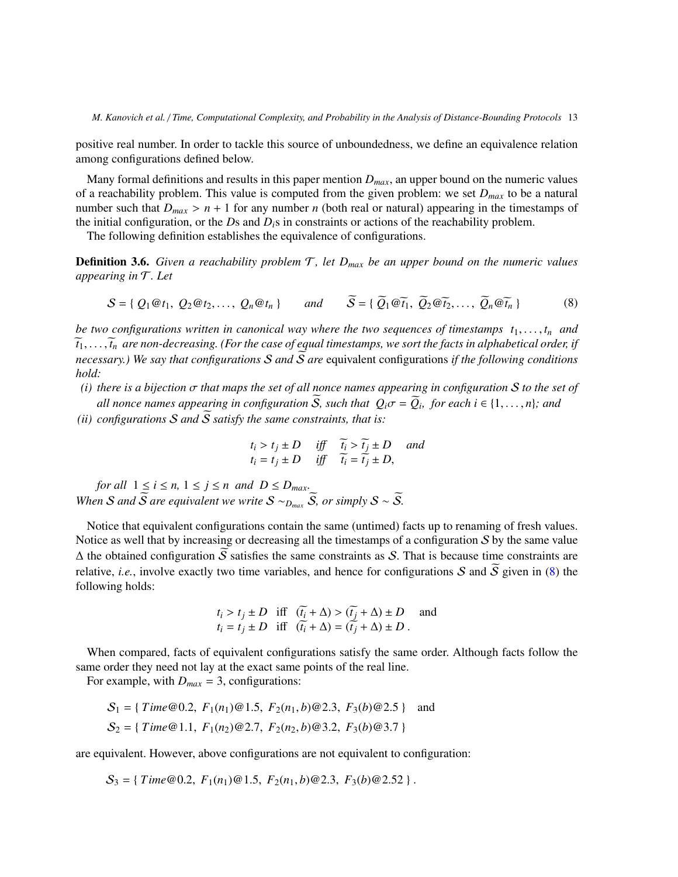positive real number. In order to tackle this source of unboundedness, we define an equivalence relation among configurations defined below.

Many formal definitions and results in this paper mention $D_{max}$, an upper bound on the numeric values of a reachability problem. This value is computed from the given problem: we set $D_{max}$ to be a natural number such that $D_{max} > n + 1$ for any number $n$ (both real or natural) appearing in the timestamps of the initial configuration, or the $D$s and $D_i$s in constraints or actions of the reachability problem.

The following definition establishes the equivalence of configurations.

**Definition 3.6.** *Given a reachability problem $\mathcal{T}$, let $D_{max}$ be an upper bound on the numeric values appearing in $\mathcal{T}$. Let*

$$\mathcal{S} = \{\, Q_1@t_1,\ Q_2@t_2, \ldots,\ Q_n@t_n \,\} \qquad \text{and} \qquad \widetilde{\mathcal{S}} = \{\, \widetilde{Q_1}@\widetilde{t_1},\ \widetilde{Q_2}@\widetilde{t_2}, \ldots,\ \widetilde{Q_n}@\widetilde{t_n} \,\} \tag{8}$$

*be two configurations written in canonical way where the two sequences of timestamps $t_1, \ldots, t_n$ and $\widetilde{t_1}, \ldots, \widetilde{t_n}$ are non-decreasing. (For the case of equal timestamps, we sort the facts in alphabetical order, if necessary.) We say that configurations $\mathcal{S}$ and $\widetilde{\mathcal{S}}$ are* equivalent configurations *if the following conditions hold:*

*(i) there is a bijection $\sigma$ that maps the set of all nonce names appearing in configuration $\mathcal{S}$ to the set of all nonce names appearing in configuration $\widetilde{\mathcal{S}}$, such that $Q_i\sigma = \widetilde{Q_i}$, for each $i \in \{1, \ldots, n\}$; and*

*(ii) configurations $\mathcal{S}$ and $\widetilde{\mathcal{S}}$ satisfy the same constraints, that is:*

$$\begin{array}{lll} t_i > t_j \pm D & \text{iff} & \widetilde{t_i} > \widetilde{t_j} \pm D \quad \text{and} \\ t_i = t_j \pm D & \text{iff} & \widetilde{t_i} = \widetilde{t_j} \pm D, \end{array}$$

*for all $1 \leq i \leq n$, $1 \leq j \leq n$ and $D \leq D_{max}$.*

*When $\mathcal{S}$ and $\widetilde{\mathcal{S}}$ are equivalent we write $\mathcal{S} \sim_{D_{max}} \widetilde{\mathcal{S}}$, or simply $\mathcal{S} \sim \widetilde{\mathcal{S}}$.*

Notice that equivalent configurations contain the same (untimed) facts up to renaming of fresh values. Notice as well that by increasing or decreasing all the timestamps of a configuration $\mathcal{S}$ by the same value $\Delta$ the obtained configuration $\widetilde{\mathcal{S}}$ satisfies the same constraints as $\mathcal{S}$. That is because time constraints are relative, *i.e.*, involve exactly two time variables, and hence for configurations $\mathcal{S}$ and $\widetilde{\mathcal{S}}$ given in (8) the following holds:

$$\begin{array}{lll} t_i > t_j \pm D & \text{iff} & (\widetilde{t_i} + \Delta) > (\widetilde{t_j} + \Delta) \pm D \quad \text{and} \\ t_i = t_j \pm D & \text{iff} & (\widetilde{t_i} + \Delta) = (\widetilde{t_j} + \Delta) \pm D\,. \end{array}$$

When compared, facts of equivalent configurations satisfy the same order. Although facts follow the same order they need not lay at the exact same points of the real line.

For example, with $D_{max} = 3$, configurations:

$$\mathcal{S}_1 = \{\, Time@0.2,\ F_1(n_1)@1.5,\ F_2(n_1, b)@2.3,\ F_3(b)@2.5 \,\} \quad \text{and}$$
$$\mathcal{S}_2 = \{\, Time@1.1,\ F_1(n_2)@2.7,\ F_2(n_2, b)@3.2,\ F_3(b)@3.7 \,\}$$

are equivalent. However, above configurations are not equivalent to configuration:

$$\mathcal{S}_3 = \{\, Time@0.2,\ F_1(n_1)@1.5,\ F_2(n_1, b)@2.3,\ F_3(b)@2.52 \,\}\,.$$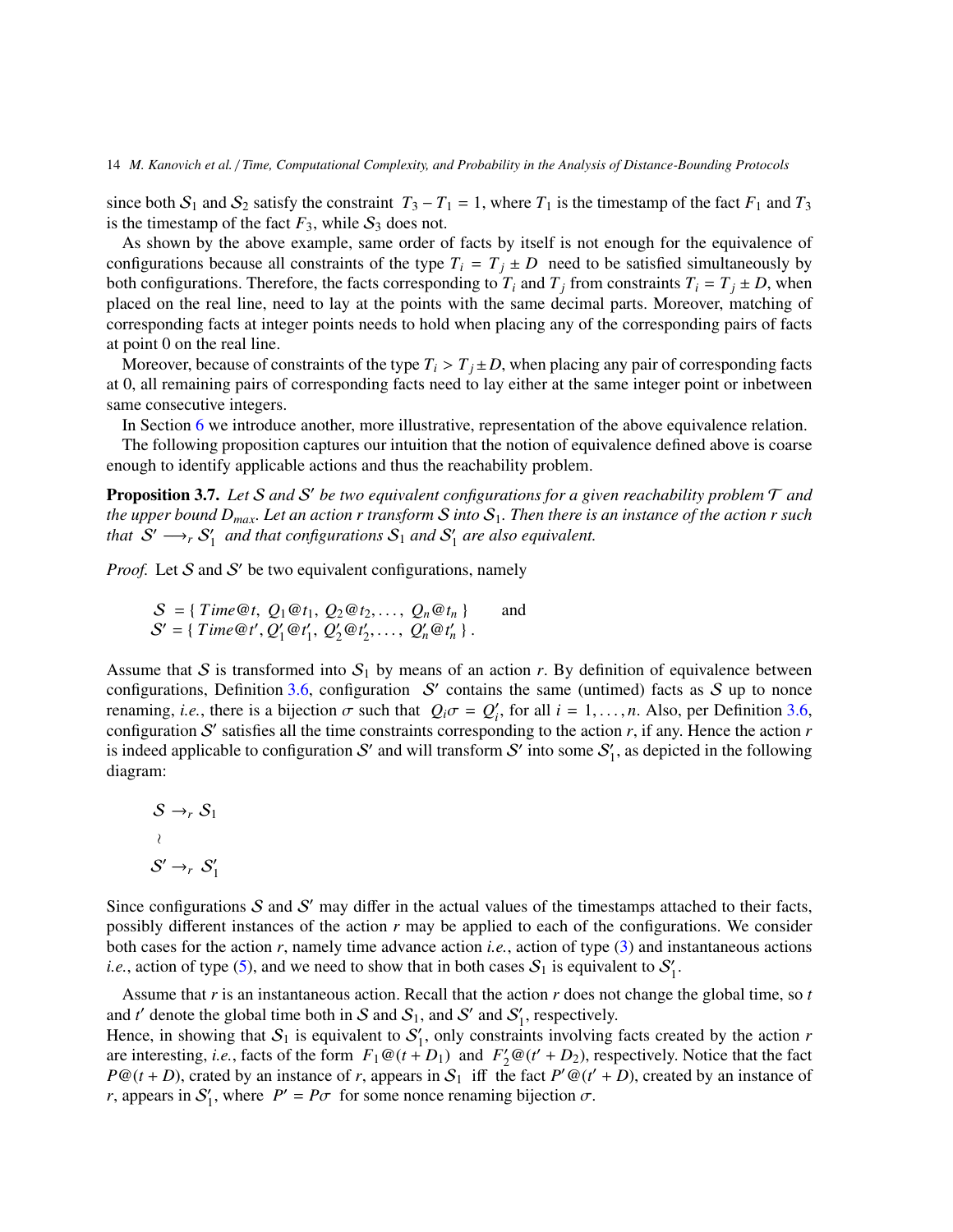since both $\mathcal{S}_1$ and $\mathcal{S}_2$ satisfy the constraint $T_3 - T_1 = 1$, where $T_1$ is the timestamp of the fact $F_1$ and $T_3$ is the timestamp of the fact $F_3$, while $\mathcal{S}_3$ does not.

As shown by the above example, same order of facts by itself is not enough for the equivalence of configurations because all constraints of the type $T_i = T_j \pm D$ need to be satisfied simultaneously by both configurations. Therefore, the facts corresponding to $T_i$ and $T_j$ from constraints $T_i = T_j \pm D$, when placed on the real line, need to lay at the points with the same decimal parts. Moreover, matching of corresponding facts at integer points needs to hold when placing any of the corresponding pairs of facts at point 0 on the real line.

Moreover, because of constraints of the type $T_i > T_j \pm D$, when placing any pair of corresponding facts at 0, all remaining pairs of corresponding facts need to lay either at the same integer point or inbetween same consecutive integers.

In Section 6 we introduce another, more illustrative, representation of the above equivalence relation.

The following proposition captures our intuition that the notion of equivalence defined above is coarse enough to identify applicable actions and thus the reachability problem.

**Proposition 3.7.** *Let $\mathcal{S}$ and $\mathcal{S}'$ be two equivalent configurations for a given reachability problem $\mathcal{T}$ and the upper bound $D_{max}$. Let an action $r$ transform $\mathcal{S}$ into $\mathcal{S}_1$. Then there is an instance of the action $r$ such that $\mathcal{S}' \longrightarrow_r \mathcal{S}_1'$ and that configurations $\mathcal{S}_1$ and $\mathcal{S}_1'$ are also equivalent.*

*Proof.* Let $\mathcal{S}$ and $\mathcal{S}'$ be two equivalent configurations, namely

$$\mathcal{S} = \{\, Time@t,\ Q_1@t_1,\ Q_2@t_2, \ldots,\ Q_n@t_n \,\} \qquad \text{and}$$
$$\mathcal{S}' = \{\, Time@t', Q_1'@t_1',\ Q_2'@t_2', \ldots,\ Q_n'@t_n' \,\}\,.$$

Assume that $\mathcal{S}$ is transformed into $\mathcal{S}_1$ by means of an action $r$. By definition of equivalence between configurations, Definition 3.6, configuration $\mathcal{S}'$ contains the same (untimed) facts as $\mathcal{S}$ up to nonce renaming, *i.e.*, there is a bijection $\sigma$ such that $Q_i\sigma = Q_i'$, for all $i = 1, \ldots, n$. Also, per Definition 3.6, configuration $\mathcal{S}'$ satisfies all the time constraints corresponding to the action $r$, if any. Hence the action $r$ is indeed applicable to configuration $\mathcal{S}'$ and will transform $\mathcal{S}'$ into some $\mathcal{S}_1'$, as depicted in the following diagram:

$$\begin{array}{l} \mathcal{S} \rightarrow_r \mathcal{S}_1 \\ \wr \\ \mathcal{S}' \rightarrow_r \mathcal{S}_1' \end{array}$$

Since configurations $\mathcal{S}$ and $\mathcal{S}'$ may differ in the actual values of the timestamps attached to their facts, possibly different instances of the action $r$ may be applied to each of the configurations. We consider both cases for the action $r$, namely time advance action *i.e.*, action of type (3) and instantaneous actions *i.e.*, action of type (5), and we need to show that in both cases $\mathcal{S}_1$ is equivalent to $\mathcal{S}_1'$.

Assume that $r$ is an instantaneous action. Recall that the action $r$ does not change the global time, so $t$ and $t'$ denote the global time both in $\mathcal{S}$ and $\mathcal{S}_1$, and $\mathcal{S}'$ and $\mathcal{S}_1'$, respectively.
Hence, in showing that $\mathcal{S}_1$ is equivalent to $\mathcal{S}_1'$, only constraints involving facts created by the action $r$ are interesting, *i.e.*, facts of the form $F_1@(t + D_1)$ and $F_2'@(t' + D_2)$, respectively. Notice that the fact $P@(t + D)$, crated by an instance of $r$, appears in $\mathcal{S}_1$ iff the fact $P'@(t' + D)$, created by an instance of $r$, appears in $\mathcal{S}_1'$, where $P' = P\sigma$ for some nonce renaming bijection $\sigma$.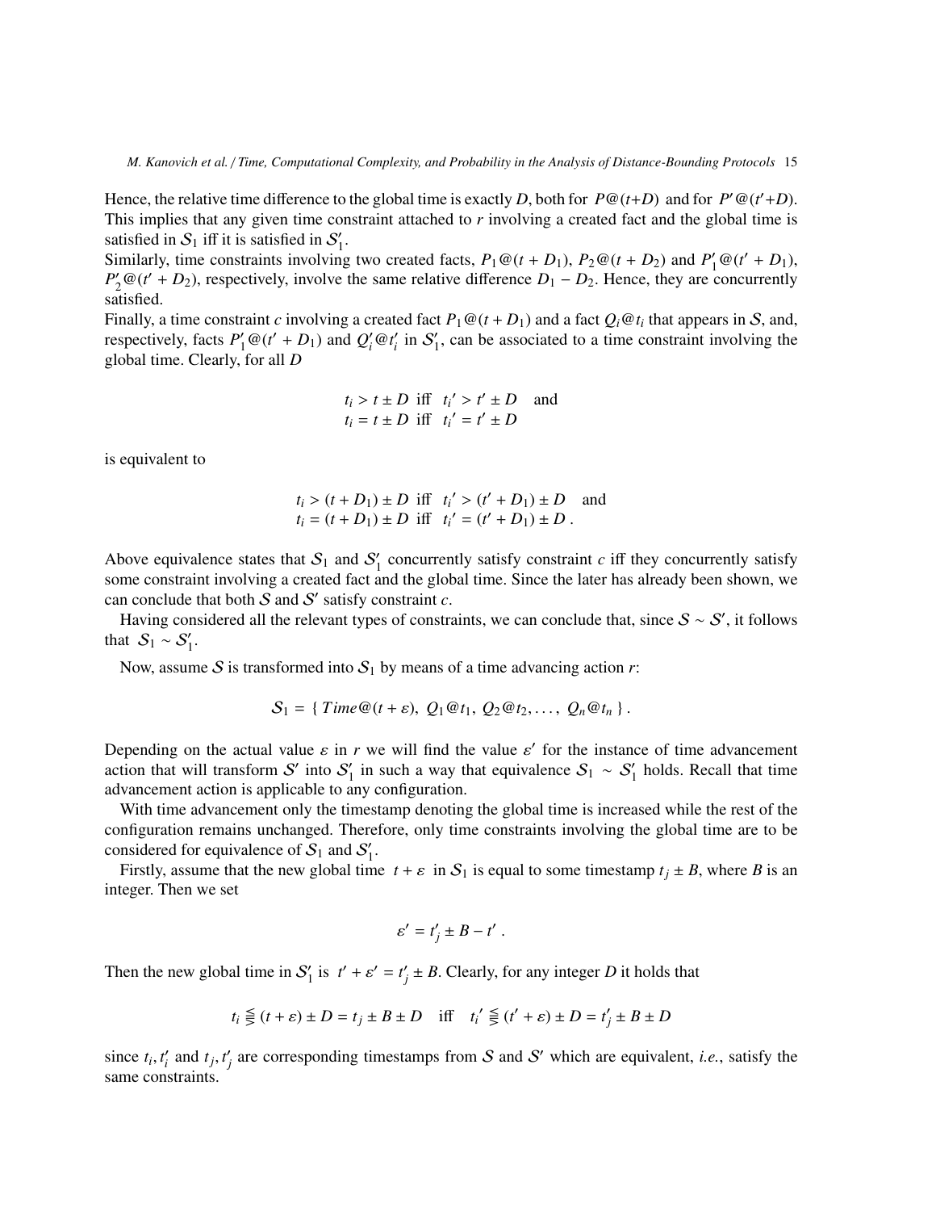Hence, the relative time difference to the global time is exactly $D$, both for $P@(t+D)$ and for $P'@(t'+D)$. This implies that any given time constraint attached to $r$ involving a created fact and the global time is satisfied in $\mathcal{S}_1$ iff it is satisfied in $\mathcal{S}'_1$.

Similarly, time constraints involving two created facts, $P_1@(t+D_1)$, $P_2@(t+D_2)$ and $P'_1@(t'+D_1)$, $P'_2@(t'+D_2)$, respectively, involve the same relative difference $D_1 - D_2$. Hence, they are concurrently satisfied.

Finally, a time constraint $c$ involving a created fact $P_1@(t+D_1)$ and a fact $Q_i@t_i$ that appears in $\mathcal{S}$, and, respectively, facts $P'_1@(t'+D_1)$ and $Q'_i@t'_i$ in $\mathcal{S}'_1$, can be associated to a time constraint involving the global time. Clearly, for all $D$

$$
\begin{array}{l}
t_i > t \pm D \;\text{ iff }\; t_i' > t' \pm D \quad \text{and} \\
t_i = t \pm D \;\text{ iff }\; t_i' = t' \pm D
\end{array}
$$

is equivalent to

$$
\begin{array}{l}
t_i > (t+D_1) \pm D \;\text{ iff }\; t_i' > (t'+D_1) \pm D \quad \text{and} \\
t_i = (t+D_1) \pm D \;\text{ iff }\; t_i' = (t'+D_1) \pm D \,.
\end{array}
$$

Above equivalence states that $\mathcal{S}_1$ and $\mathcal{S}'_1$ concurrently satisfy constraint $c$ iff they concurrently satisfy some constraint involving a created fact and the global time. Since the later has already been shown, we can conclude that both $\mathcal{S}$ and $\mathcal{S}'$ satisfy constraint $c$.

Having considered all the relevant types of constraints, we can conclude that, since $\mathcal{S} \sim \mathcal{S}'$, it follows that $\mathcal{S}_1 \sim \mathcal{S}'_1$.

Now, assume $\mathcal{S}$ is transformed into $\mathcal{S}_1$ by means of a time advancing action $r$:

$$
\mathcal{S}_1 = \{\, Time@(t+\varepsilon),\; Q_1@t_1,\; Q_2@t_2, \ldots,\; Q_n@t_n \,\}\,.
$$

Depending on the actual value $\varepsilon$ in $r$ we will find the value $\varepsilon'$ for the instance of time advancement action that will transform $\mathcal{S}'$ into $\mathcal{S}'_1$ in such a way that equivalence $\mathcal{S}_1 \sim \mathcal{S}'_1$ holds. Recall that time advancement action is applicable to any configuration.

With time advancement only the timestamp denoting the global time is increased while the rest of the configuration remains unchanged. Therefore, only time constraints involving the global time are to be considered for equivalence of $\mathcal{S}_1$ and $\mathcal{S}'_1$.

Firstly, assume that the new global time $t+\varepsilon$ in $\mathcal{S}_1$ is equal to some timestamp $t_j \pm B$, where $B$ is an integer. Then we set

$$
\varepsilon' = t'_j \pm B - t'\,.
$$

Then the new global time in $\mathcal{S}'_1$ is $t' + \varepsilon' = t'_j \pm B$. Clearly, for any integer $D$ it holds that

$$
t_i \lesseqqgtr (t+\varepsilon) \pm D = t_j \pm B \pm D \quad \text{iff} \quad t_i' \lesseqqgtr (t'+\varepsilon) \pm D = t'_j \pm B \pm D
$$

since $t_i, t'_i$ and $t_j, t'_j$ are corresponding timestamps from $\mathcal{S}$ and $\mathcal{S}'$ which are equivalent, *i.e.*, satisfy the same constraints.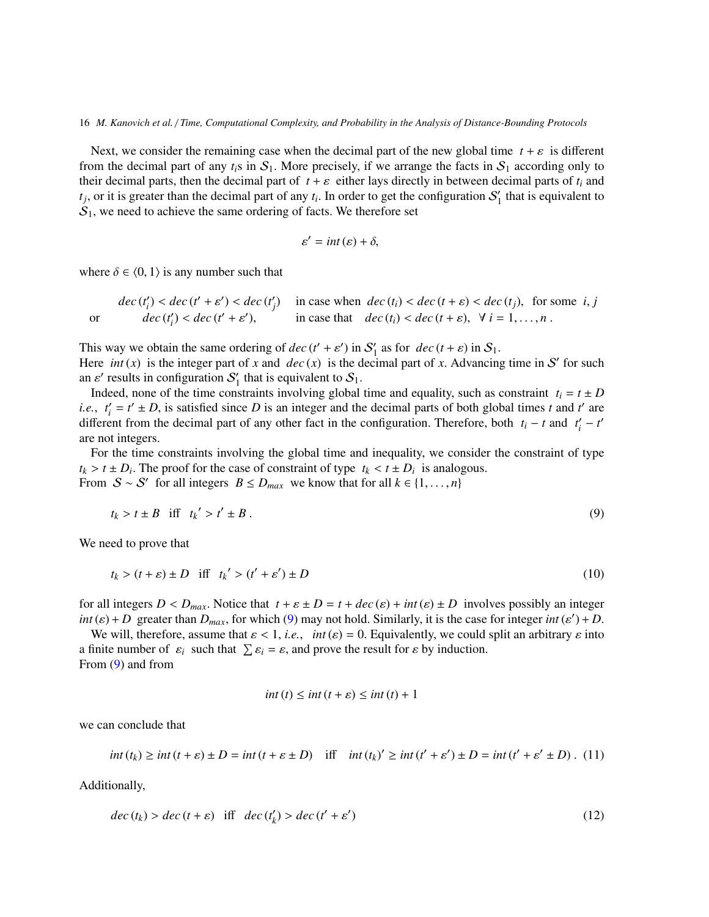Next, we consider the remaining case when the decimal part of the new global time $t + \varepsilon$ is different from the decimal part of any $t_i$s in $\mathcal{S}_1$. More precisely, if we arrange the facts in $\mathcal{S}_1$ according only to their decimal parts, then the decimal part of $t + \varepsilon$ either lays directly in between decimal parts of $t_i$ and $t_j$, or it is greater than the decimal part of any $t_i$. In order to get the configuration $\mathcal{S}_1'$ that is equivalent to $\mathcal{S}_1$, we need to achieve the same ordering of facts. We therefore set

$$\varepsilon' = int(\varepsilon) + \delta,$$

where $\delta \in \langle 0, 1 \rangle$ is any number such that

$$\begin{array}{lll} & dec(t_i') < dec(t' + \varepsilon') < dec(t_j') & \text{in case when } dec(t_i) < dec(t + \varepsilon) < dec(t_j), \text{ for some } i, j \\ \text{or} & dec(t_i') < dec(t' + \varepsilon'), & \text{in case that } dec(t_i) < dec(t + \varepsilon), \ \forall\, i = 1, \ldots, n\,. \end{array}$$

This way we obtain the same ordering of $dec(t' + \varepsilon')$ in $\mathcal{S}_1'$ as for $dec(t + \varepsilon)$ in $\mathcal{S}_1$.
Here $int(x)$ is the integer part of $x$ and $dec(x)$ is the decimal part of $x$. Advancing time in $\mathcal{S}'$ for such an $\varepsilon'$ results in configuration $\mathcal{S}_1'$ that is equivalent to $\mathcal{S}_1$.

Indeed, none of the time constraints involving global time and equality, such as constraint $t_i = t \pm D$ *i.e.*, $t_i' = t' \pm D$, is satisfied since $D$ is an integer and the decimal parts of both global times $t$ and $t'$ are different from the decimal part of any other fact in the configuration. Therefore, both $t_i - t$ and $t_i' - t'$ are not integers.

For the time constraints involving the global time and inequality, we consider the constraint of type $t_k > t \pm D_i$. The proof for the case of constraint of type $t_k < t \pm D_i$ is analogous.
From $\mathcal{S} \sim \mathcal{S}'$ for all integers $B \leq D_{max}$ we know that for all $k \in \{1, \ldots, n\}$

$$t_k > t \pm B \quad \text{iff} \quad t_k{}' > t' \pm B\,. \tag{9}$$

We need to prove that

$$t_k > (t + \varepsilon) \pm D \quad \text{iff} \quad t_k{}' > (t' + \varepsilon') \pm D \tag{10}$$

for all integers $D < D_{max}$. Notice that $t + \varepsilon \pm D = t + dec(\varepsilon) + int(\varepsilon) \pm D$ involves possibly an integer $int(\varepsilon) + D$ greater than $D_{max}$, for which (9) may not hold. Similarly, it is the case for integer $int(\varepsilon') + D$.

We will, therefore, assume that $\varepsilon < 1$, *i.e.*, $int(\varepsilon) = 0$. Equivalently, we could split an arbitrary $\varepsilon$ into a finite number of $\varepsilon_i$ such that $\sum \varepsilon_i = \varepsilon$, and prove the result for $\varepsilon$ by induction.
From (9) and from

$$int(t) \leq int(t + \varepsilon) \leq int(t) + 1$$

we can conclude that

$$int(t_k) \geq int(t + \varepsilon) \pm D = int(t + \varepsilon \pm D) \quad \text{iff} \quad int(t_k)' \geq int(t' + \varepsilon') \pm D = int(t' + \varepsilon' \pm D)\,. \tag{11}$$

Additionally,

$$dec(t_k) > dec(t + \varepsilon) \quad \text{iff} \quad dec(t_k') > dec(t' + \varepsilon') \tag{12}$$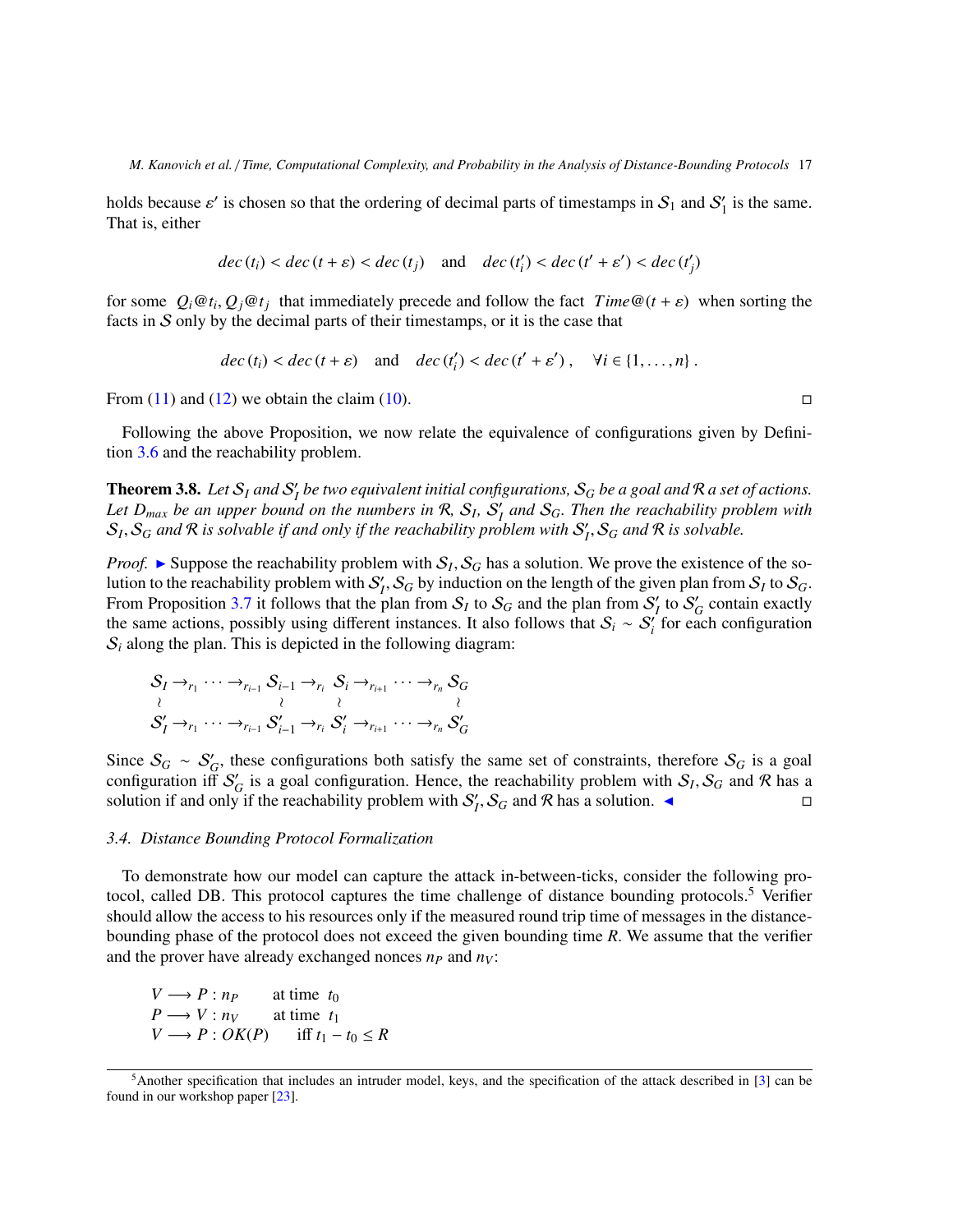holds because $\varepsilon'$ is chosen so that the ordering of decimal parts of timestamps in $\mathcal{S}_1$ and $\mathcal{S}_1'$ is the same. That is, either

$$dec\,(t_i) < dec\,(t+\varepsilon) < dec\,(t_j) \quad \text{and} \quad dec\,(t_i') < dec\,(t'+\varepsilon') < dec\,(t_j')$$

for some $Q_i@t_i, Q_j@t_j$ that immediately precede and follow the fact $Time@(t+\varepsilon)$ when sorting the facts in $\mathcal{S}$ only by the decimal parts of their timestamps, or it is the case that

$$dec\,(t_i) < dec\,(t+\varepsilon) \quad \text{and} \quad dec\,(t_i') < dec\,(t'+\varepsilon')\,, \quad \forall i \in \{1,\ldots,n\}\,.$$

From (11) and (12) we obtain the claim (10). ◻

Following the above Proposition, we now relate the equivalence of configurations given by Definition 3.6 and the reachability problem.

**Theorem 3.8.** *Let $\mathcal{S}_I$ and $\mathcal{S}_I'$ be two equivalent initial configurations, $\mathcal{S}_G$ be a goal and $\mathcal{R}$ a set of actions. Let $D_{max}$ be an upper bound on the numbers in $\mathcal{R}$, $\mathcal{S}_I$, $\mathcal{S}_I'$ and $\mathcal{S}_G$. Then the reachability problem with $\mathcal{S}_I, \mathcal{S}_G$ and $\mathcal{R}$ is solvable if and only if the reachability problem with $\mathcal{S}_I', \mathcal{S}_G$ and $\mathcal{R}$ is solvable.*

*Proof.* ► Suppose the reachability problem with $\mathcal{S}_I, \mathcal{S}_G$ has a solution. We prove the existence of the solution to the reachability problem with $\mathcal{S}_I', \mathcal{S}_G$ by induction on the length of the given plan from $\mathcal{S}_I$ to $\mathcal{S}_G$. From Proposition 3.7 it follows that the plan from $\mathcal{S}_I$ to $\mathcal{S}_G$ and the plan from $\mathcal{S}_I'$ to $\mathcal{S}_G'$ contain exactly the same actions, possibly using different instances. It also follows that $\mathcal{S}_i \sim \mathcal{S}_i'$ for each configuration $\mathcal{S}_i$ along the plan. This is depicted in the following diagram:

$$\begin{array}{ccccccccc}
\mathcal{S}_I \rightarrow_{r_1} \cdots \rightarrow_{r_{i-1}} & \mathcal{S}_{i-1} & \rightarrow_{r_i} & \mathcal{S}_i & \rightarrow_{r_{i+1}} \cdots \rightarrow_{r_n} & \mathcal{S}_G \\
\wr & \wr & & \wr & & \wr \\
\mathcal{S}_I' \rightarrow_{r_1} \cdots \rightarrow_{r_{i-1}} & \mathcal{S}_{i-1}' & \rightarrow_{r_i} & \mathcal{S}_i' & \rightarrow_{r_{i+1}} \cdots \rightarrow_{r_n} & \mathcal{S}_G'
\end{array}$$

Since $\mathcal{S}_G \sim \mathcal{S}_G'$, these configurations both satisfy the same set of constraints, therefore $\mathcal{S}_G$ is a goal configuration iff $\mathcal{S}_G'$ is a goal configuration. Hence, the reachability problem with $\mathcal{S}_I, \mathcal{S}_G$ and $\mathcal{R}$ has a solution if and only if the reachability problem with $\mathcal{S}_I', \mathcal{S}_G$ and $\mathcal{R}$ has a solution. ◄ ◻

### 3.4. Distance Bounding Protocol Formalization

To demonstrate how our model can capture the attack in-between-ticks, consider the following protocol, called DB. This protocol captures the time challenge of distance bounding protocols.[5] Verifier should allow the access to his resources only if the measured round trip time of messages in the distance-bounding phase of the protocol does not exceed the given bounding time $R$. We assume that the verifier and the prover have already exchanged nonces $n_P$ and $n_V$:

$$\begin{array}{lll}
V \longrightarrow P : n_P & \text{at time } t_0 \\
P \longrightarrow V : n_V & \text{at time } t_1 \\
V \longrightarrow P : OK(P) & \text{iff } t_1 - t_0 \leq R
\end{array}$$

[5] Another specification that includes an intruder model, keys, and the specification of the attack described in [3] can be found in our workshop paper [23].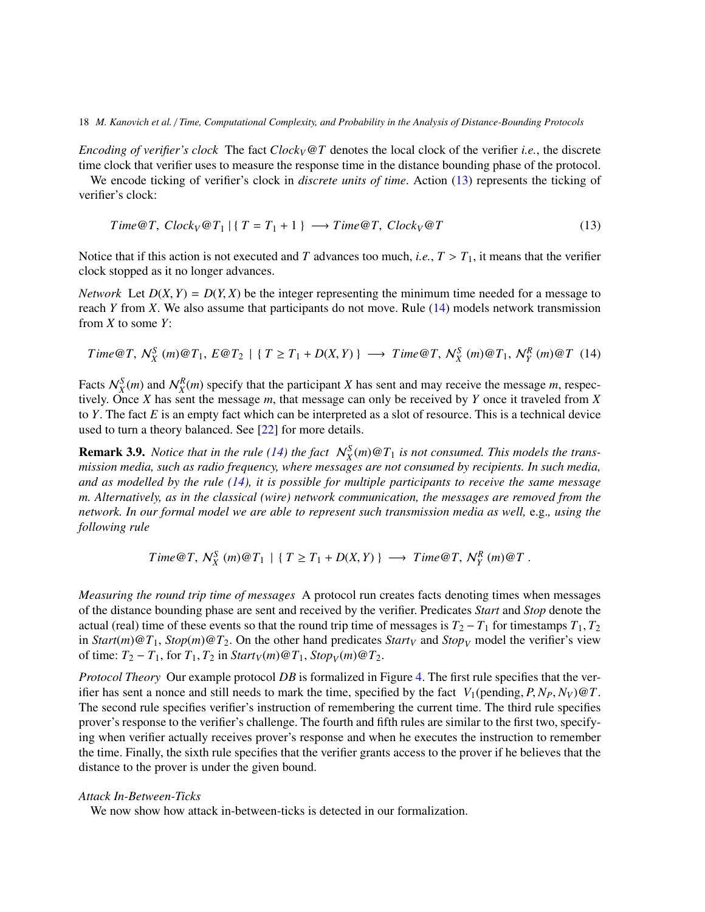*Encoding of verifier's clock* The fact $Clock_V@T$ denotes the local clock of the verifier *i.e.*, the discrete time clock that verifier uses to measure the response time in the distance bounding phase of the protocol.

We encode ticking of verifier's clock in *discrete units of time*. Action (13) represents the ticking of verifier's clock:

$$Time@T,\ Clock_V@T_1 \mid \{\ T = T_1 + 1\ \} \longrightarrow Time@T,\ Clock_V@T \tag{13}$$

Notice that if this action is not executed and $T$ advances too much, *i.e.*, $T > T_1$, it means that the verifier clock stopped as it no longer advances.

*Network* Let $D(X, Y) = D(Y, X)$ be the integer representing the minimum time needed for a message to reach $Y$ from $X$. We also assume that participants do not move. Rule (14) models network transmission from $X$ to some $Y$:

$$Time@T,\ \mathcal{N}^S_X\ (m)@T_1,\ E@T_2\ \mid\ \{\ T \geq T_1 + D(X, Y)\ \}\ \longrightarrow\ Time@T,\ \mathcal{N}^S_X\ (m)@T_1,\ \mathcal{N}^R_Y\ (m)@T \tag{14}$$

Facts $\mathcal{N}^S_X(m)$ and $\mathcal{N}^R_X(m)$ specify that the participant $X$ has sent and may receive the message $m$, respectively. Once $X$ has sent the message $m$, that message can only be received by $Y$ once it traveled from $X$ to $Y$. The fact $E$ is an empty fact which can be interpreted as a slot of resource. This is a technical device used to turn a theory balanced. See [22] for more details.

**Remark 3.9.** *Notice that in the rule (14) the fact* $\mathcal{N}^S_X(m)@T_1$ *is not consumed. This models the transmission media, such as radio frequency, where messages are not consumed by recipients. In such media, and as modelled by the rule (14), it is possible for multiple participants to receive the same message* $m$*. Alternatively, as in the classical (wire) network communication, the messages are removed from the network. In our formal model we are able to represent such transmission media as well,* e.g.*, using the following rule*

$$Time@T,\ \mathcal{N}^S_X\ (m)@T_1\ \mid\ \{\ T \geq T_1 + D(X, Y)\ \}\ \longrightarrow\ Time@T,\ \mathcal{N}^R_Y\ (m)@T\ .$$

*Measuring the round trip time of messages* A protocol run creates facts denoting times when messages of the distance bounding phase are sent and received by the verifier. Predicates *Start* and *Stop* denote the actual (real) time of these events so that the round trip time of messages is $T_2 - T_1$ for timestamps $T_1, T_2$ in $Start(m)@T_1$, $Stop(m)@T_2$. On the other hand predicates $Start_V$ and $Stop_V$ model the verifier's view of time: $T_2 - T_1$, for $T_1, T_2$ in $Start_V(m)@T_1$, $Stop_V(m)@T_2$.

*Protocol Theory* Our example protocol *DB* is formalized in Figure 4. The first rule specifies that the verifier has sent a nonce and still needs to mark the time, specified by the fact $V_1(\text{pending}, P, N_P, N_V)@T$. The second rule specifies verifier's instruction of remembering the current time. The third rule specifies prover's response to the verifier's challenge. The fourth and fifth rules are similar to the first two, specifying when verifier actually receives prover's response and when he executes the instruction to remember the time. Finally, the sixth rule specifies that the verifier grants access to the prover if he believes that the distance to the prover is under the given bound.

*Attack In-Between-Ticks*

We now show how attack in-between-ticks is detected in our formalization.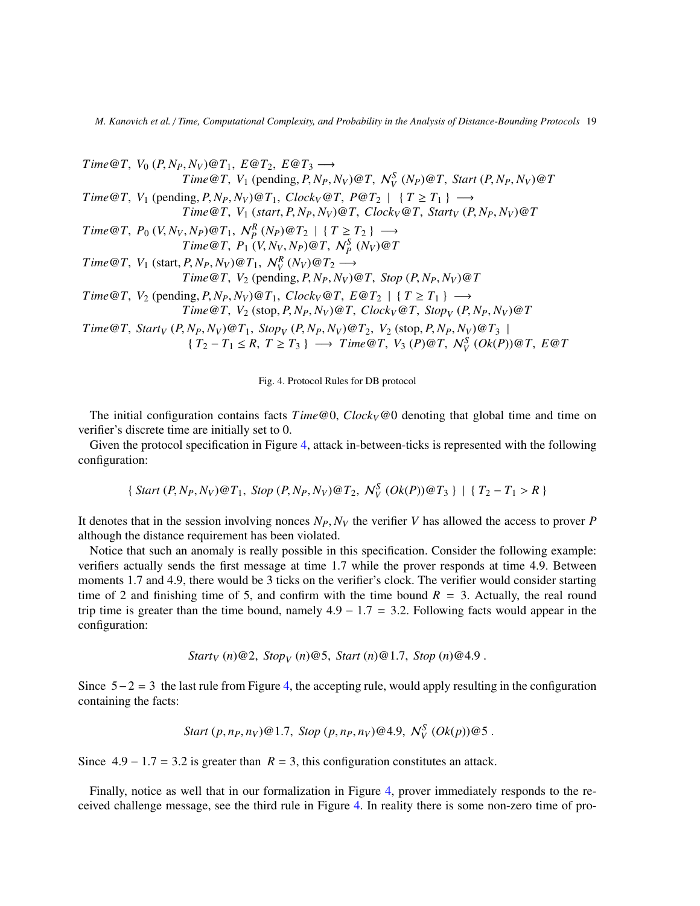$$
\begin{array}{l}
Time@T,\ V_0\,(P, N_P, N_V)@T_1,\ E@T_2,\ E@T_3 \longrightarrow \\
\qquad\qquad Time@T,\ V_1\,(\text{pending}, P, N_P, N_V)@T,\ \mathcal{N}_V^S\,(N_P)@T,\ Start\,(P, N_P, N_V)@T \\
Time@T,\ V_1\,(\text{pending}, P, N_P, N_V)@T_1,\ Clock_V@T,\ P@T_2 \ \mid\ \{\, T \geq T_1 \,\} \longrightarrow \\
\qquad\qquad Time@T,\ V_1\,(start, P, N_P, N_V)@T,\ Clock_V@T,\ Start_V\,(P, N_P, N_V)@T \\
Time@T,\ P_0\,(V, N_V, N_P)@T_1,\ \mathcal{N}_P^R\,(N_P)@T_2 \ \mid\ \{\, T \geq T_2 \,\} \longrightarrow \\
\qquad\qquad Time@T,\ P_1\,(V, N_V, N_P)@T,\ \mathcal{N}_P^S\,(N_V)@T \\
Time@T,\ V_1\,(\text{start}, P, N_P, N_V)@T_1,\ \mathcal{N}_V^R\,(N_V)@T_2 \longrightarrow \\
\qquad\qquad Time@T,\ V_2\,(\text{pending}, P, N_P, N_V)@T,\ Stop\,(P, N_P, N_V)@T \\
Time@T,\ V_2\,(\text{pending}, P, N_P, N_V)@T_1,\ Clock_V@T,\ E@T_2 \ \mid\ \{\, T \geq T_1 \,\} \longrightarrow \\
\qquad\qquad Time@T,\ V_2\,(\text{stop}, P, N_P, N_V)@T,\ Clock_V@T,\ Stop_V\,(P, N_P, N_V)@T \\
Time@T,\ Start_V\,(P, N_P, N_V)@T_1,\ Stop_V\,(P, N_P, N_V)@T_2,\ V_2\,(\text{stop}, P, N_P, N_V)@T_3 \ \mid \\
\qquad\qquad \{\, T_2 - T_1 \leq R,\ T \geq T_3 \,\} \longrightarrow\ Time@T,\ V_3\,(P)@T,\ \mathcal{N}_V^S\,(Ok(P))@T,\ E@T
\end{array}
$$

Fig. 4. Protocol Rules for DB protocol

The initial configuration contains facts $Time@0$, $Clock_V@0$ denoting that global time and time on verifier's discrete time are initially set to 0.

Given the protocol specification in Figure 4, attack in-between-ticks is represented with the following configuration:

$$
\{\ Start\,(P, N_P, N_V)@T_1,\ Stop\,(P, N_P, N_V)@T_2,\ \mathcal{N}_V^S\,(Ok(P))@T_3\ \} \ \mid\ \{\, T_2 - T_1 > R \,\}
$$

It denotes that in the session involving nonces $N_P, N_V$ the verifier $V$ has allowed the access to prover $P$ although the distance requirement has been violated.

Notice that such an anomaly is really possible in this specification. Consider the following example: verifiers actually sends the first message at time 1.7 while the prover responds at time 4.9. Between moments 1.7 and 4.9, there would be 3 ticks on the verifier's clock. The verifier would consider starting time of 2 and finishing time of 5, and confirm with the time bound $R = 3$. Actually, the real round trip time is greater than the time bound, namely $4.9 - 1.7 = 3.2$. Following facts would appear in the configuration:

$$
Start_V\,(n)@2,\ Stop_V\,(n)@5,\ Start\,(n)@1.7,\ Stop\,(n)@4.9\,.
$$

Since $5-2 = 3$ the last rule from Figure 4, the accepting rule, would apply resulting in the configuration containing the facts:

$$
Start\,(p, n_P, n_V)@1.7,\ Stop\,(p, n_P, n_V)@4.9,\ \mathcal{N}_V^S\,(Ok(p))@5\,.
$$

Since $4.9 - 1.7 = 3.2$ is greater than $R = 3$, this configuration constitutes an attack.

Finally, notice as well that in our formalization in Figure 4, prover immediately responds to the received challenge message, see the third rule in Figure 4. In reality there is some non-zero time of pro-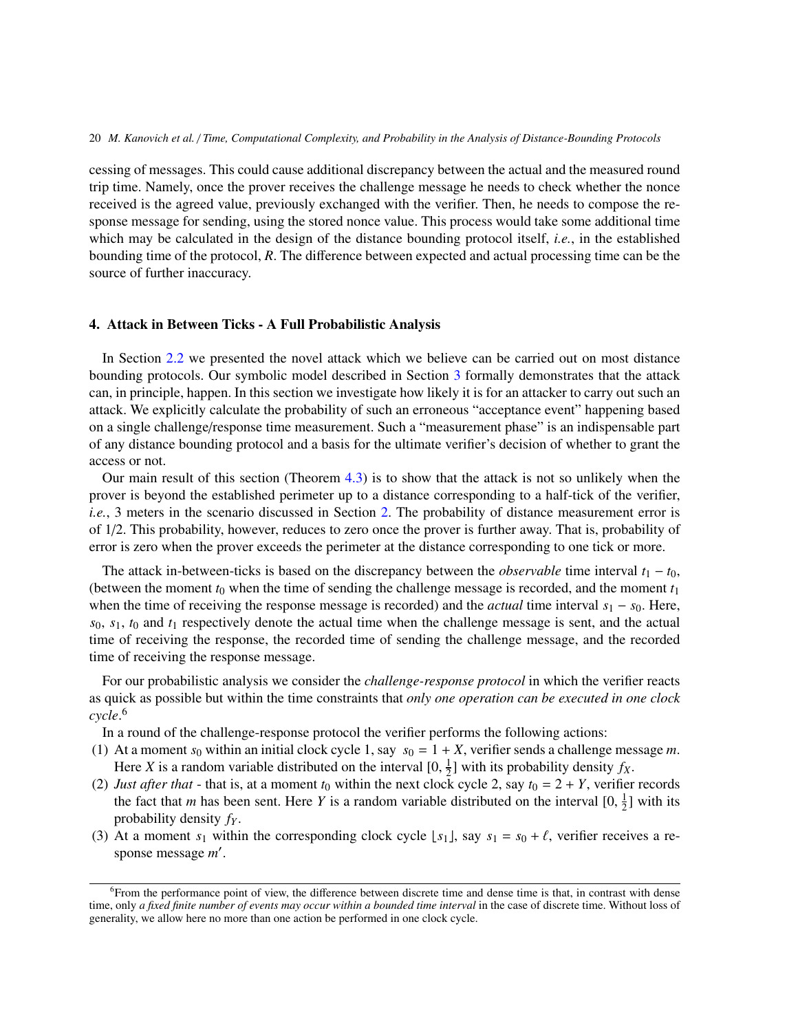cessing of messages. This could cause additional discrepancy between the actual and the measured round trip time. Namely, once the prover receives the challenge message he needs to check whether the nonce received is the agreed value, previously exchanged with the verifier. Then, he needs to compose the response message for sending, using the stored nonce value. This process would take some additional time which may be calculated in the design of the distance bounding protocol itself, *i.e.*, in the established bounding time of the protocol, $R$. The difference between expected and actual processing time can be the source of further inaccuracy.

## 4. Attack in Between Ticks - A Full Probabilistic Analysis

In Section 2.2 we presented the novel attack which we believe can be carried out on most distance bounding protocols. Our symbolic model described in Section 3 formally demonstrates that the attack can, in principle, happen. In this section we investigate how likely it is for an attacker to carry out such an attack. We explicitly calculate the probability of such an erroneous "acceptance event" happening based on a single challenge/response time measurement. Such a "measurement phase" is an indispensable part of any distance bounding protocol and a basis for the ultimate verifier's decision of whether to grant the access or not.

Our main result of this section (Theorem 4.3) is to show that the attack is not so unlikely when the prover is beyond the established perimeter up to a distance corresponding to a half-tick of the verifier, *i.e.*, 3 meters in the scenario discussed in Section 2. The probability of distance measurement error is of 1/2. This probability, however, reduces to zero once the prover is further away. That is, probability of error is zero when the prover exceeds the perimeter at the distance corresponding to one tick or more.

The attack in-between-ticks is based on the discrepancy between the *observable* time interval $t_1 - t_0$, (between the moment $t_0$ when the time of sending the challenge message is recorded, and the moment $t_1$ when the time of receiving the response message is recorded) and the *actual* time interval $s_1 - s_0$. Here, $s_0$, $s_1$, $t_0$ and $t_1$ respectively denote the actual time when the challenge message is sent, and the actual time of receiving the response, the recorded time of sending the challenge message, and the recorded time of receiving the response message.

For our probabilistic analysis we consider the *challenge-response protocol* in which the verifier reacts as quick as possible but within the time constraints that *only one operation can be executed in one clock cycle*.[6]

In a round of the challenge-response protocol the verifier performs the following actions:

(1) At a moment $s_0$ within an initial clock cycle 1, say $s_0 = 1 + X$, verifier sends a challenge message $m$. Here $X$ is a random variable distributed on the interval $[0, \frac{1}{2}]$ with its probability density $f_X$.

(2) *Just after that* - that is, at a moment $t_0$ within the next clock cycle 2, say $t_0 = 2 + Y$, verifier records the fact that $m$ has been sent. Here $Y$ is a random variable distributed on the interval $[0, \frac{1}{2}]$ with its probability density $f_Y$.

(3) At a moment $s_1$ within the corresponding clock cycle $\lfloor s_1 \rfloor$, say $s_1 = s_0 + \ell$, verifier receives a response message $m'$.

[6] From the performance point of view, the difference between discrete time and dense time is that, in contrast with dense time, only *a fixed finite number of events may occur within a bounded time interval* in the case of discrete time. Without loss of generality, we allow here no more than one action be performed in one clock cycle.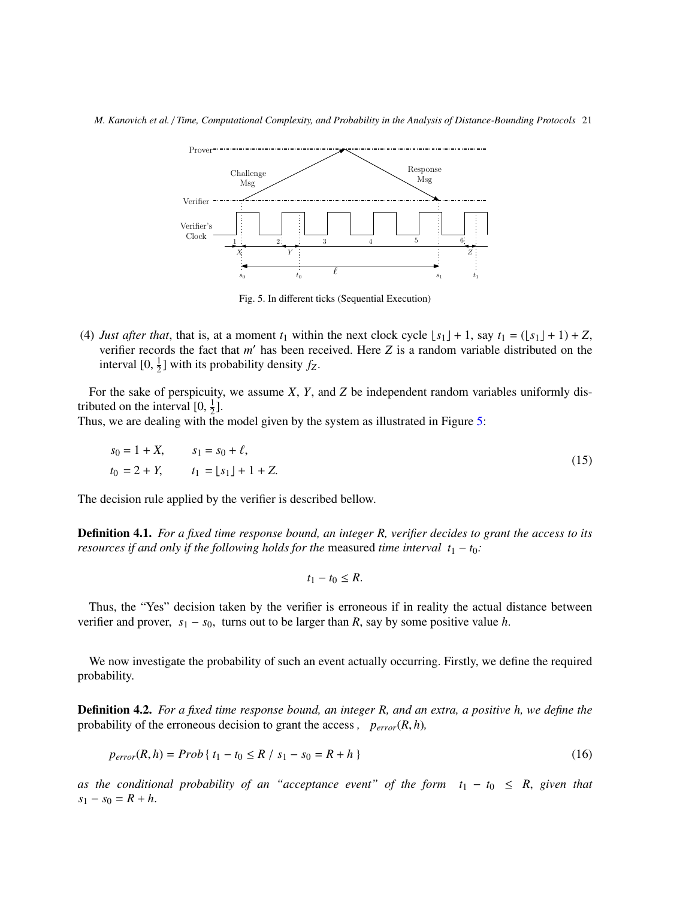Fig. 5. In different ticks (Sequential Execution)

(4) *Just after that*, that is, at a moment $t_1$ within the next clock cycle $\lfloor s_1 \rfloor + 1$, say $t_1 = (\lfloor s_1 \rfloor + 1) + Z$, verifier records the fact that $m'$ has been received. Here $Z$ is a random variable distributed on the interval $[0, \frac{1}{2}]$ with its probability density $f_Z$.

For the sake of perspicuity, we assume $X$, $Y$, and $Z$ be independent random variables uniformly distributed on the interval $[0, \frac{1}{2}]$.
Thus, we are dealing with the model given by the system as illustrated in Figure 5:

$$
\begin{aligned}
s_0 &= 1 + X, \qquad s_1 = s_0 + \ell, \\
t_0 &= 2 + Y, \qquad t_1 = \lfloor s_1 \rfloor + 1 + Z.
\end{aligned}
\tag{15}
$$

The decision rule applied by the verifier is described bellow.

**Definition 4.1.** *For a fixed time response bound, an integer R, verifier decides to grant the access to its resources if and only if the following holds for the* measured *time interval* $t_1 - t_0$*:*

$$t_1 - t_0 \leq R.$$

Thus, the "Yes" decision taken by the verifier is erroneous if in reality the actual distance between verifier and prover, $s_1 - s_0$, turns out to be larger than $R$, say by some positive value $h$.

We now investigate the probability of such an event actually occurring. Firstly, we define the required probability.

**Definition 4.2.** *For a fixed time response bound, an integer R, and an extra, a positive h, we define the* probability of the erroneous decision to grant the access *,* $p_{error}(R, h)$*,*

$$p_{error}(R, h) = Prob\{\, t_1 - t_0 \leq R \;/\; s_1 - s_0 = R + h \,\} \tag{16}$$

*as the conditional probability of an "acceptance event" of the form* $t_1 - t_0 \leq R$*, given that* $s_1 - s_0 = R + h$.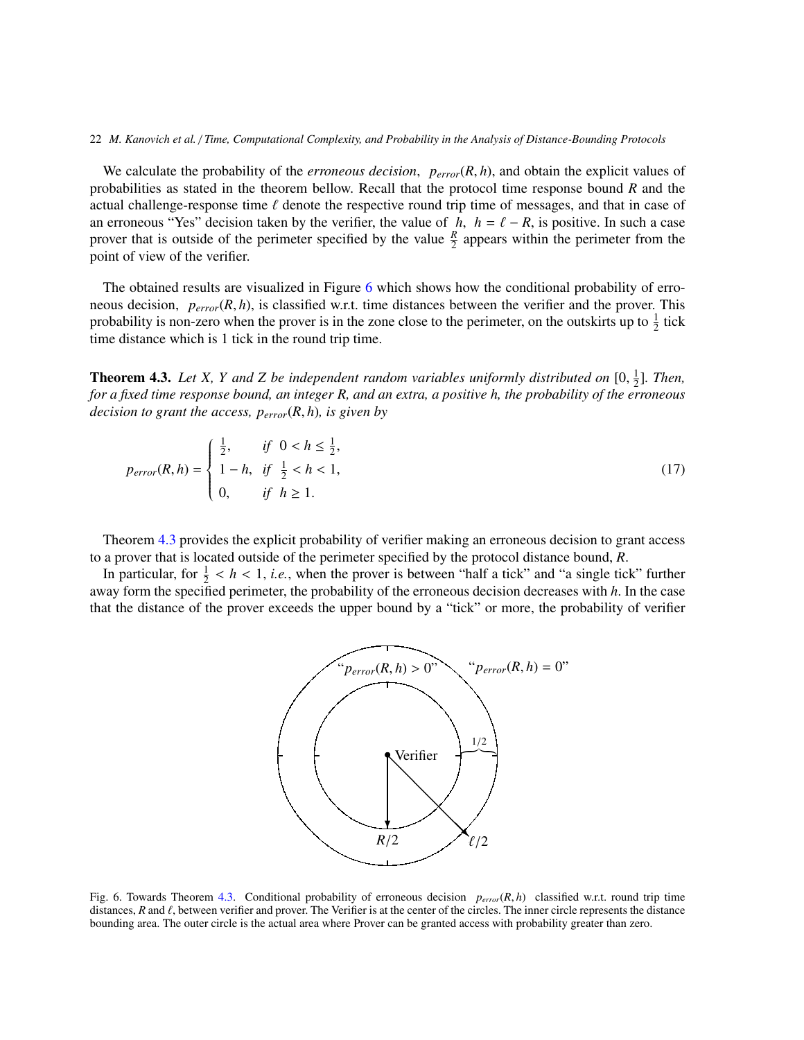We calculate the probability of the *erroneous decision*, $p_{error}(R, h)$, and obtain the explicit values of probabilities as stated in the theorem bellow. Recall that the protocol time response bound $R$ and the actual challenge-response time $\ell$ denote the respective round trip time of messages, and that in case of an erroneous "Yes" decision taken by the verifier, the value of $h$, $h = \ell - R$, is positive. In such a case prover that is outside of the perimeter specified by the value $\frac{R}{2}$ appears within the perimeter from the point of view of the verifier.

The obtained results are visualized in Figure 6 which shows how the conditional probability of erroneous decision, $p_{error}(R, h)$, is classified w.r.t. time distances between the verifier and the prover. This probability is non-zero when the prover is in the zone close to the perimeter, on the outskirts up to $\frac{1}{2}$ tick time distance which is 1 tick in the round trip time.

**Theorem 4.3.** *Let X, Y and Z be independent random variables uniformly distributed on* $[0, \frac{1}{2}]$*. Then, for a fixed time response bound, an integer R, and an extra, a positive h, the probability of the erroneous decision to grant the access,* $p_{error}(R, h)$*, is given by*

$$p_{error}(R, h) = \begin{cases} \frac{1}{2}, & \text{if } 0 < h \leq \frac{1}{2}, \\ 1 - h, & \text{if } \frac{1}{2} < h < 1, \\ 0, & \text{if } h \geq 1. \end{cases} \tag{17}$$

Theorem 4.3 provides the explicit probability of verifier making an erroneous decision to grant access to a prover that is located outside of the perimeter specified by the protocol distance bound, $R$.

In particular, for $\frac{1}{2} < h < 1$, *i.e.*, when the prover is between "half a tick" and "a single tick" further away form the specified perimeter, the probability of the erroneous decision decreases with $h$. In the case that the distance of the prover exceeds the upper bound by a "tick" or more, the probability of verifier

Fig. 6. Towards Theorem 4.3. Conditional probability of erroneous decision $p_{error}(R, h)$ classified w.r.t. round trip time distances, $R$ and $\ell$, between verifier and prover. The Verifier is at the center of the circles. The inner circle represents the distance bounding area. The outer circle is the actual area where Prover can be granted access with probability greater than zero.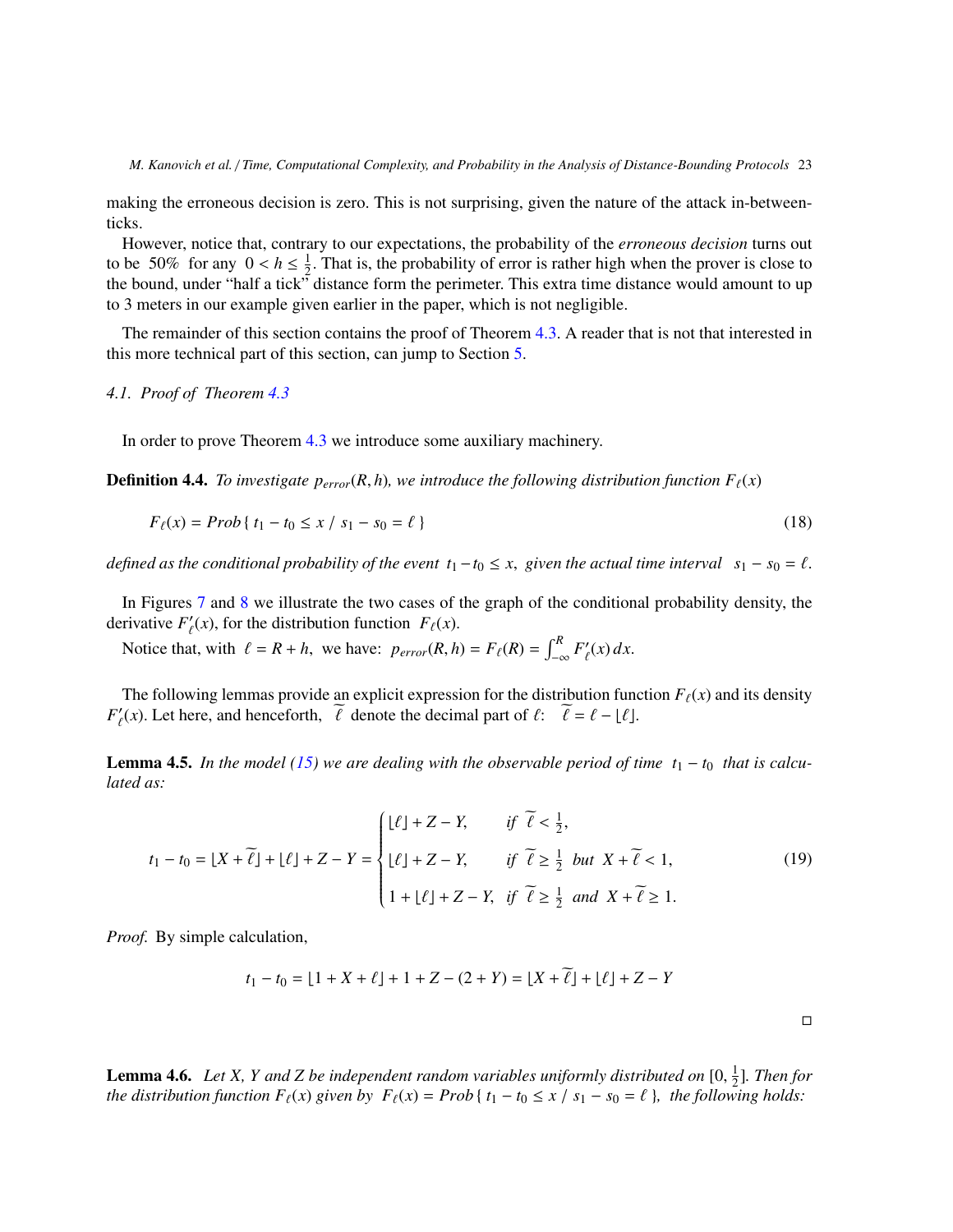making the erroneous decision is zero. This is not surprising, given the nature of the attack in-between-ticks.

However, notice that, contrary to our expectations, the probability of the *erroneous decision* turns out to be 50% for any $0 < h \leq \frac{1}{2}$. That is, the probability of error is rather high when the prover is close to the bound, under "half a tick" distance form the perimeter. This extra time distance would amount to up to 3 meters in our example given earlier in the paper, which is not negligible.

The remainder of this section contains the proof of Theorem 4.3. A reader that is not that interested in this more technical part of this section, can jump to Section 5.

### 4.1. Proof of Theorem 4.3

In order to prove Theorem 4.3 we introduce some auxiliary machinery.

**Definition 4.4.** *To investigate $p_{error}(R, h)$, we introduce the following distribution function $F_\ell(x)$*

$$F_\ell(x) = Prob\{\, t_1 - t_0 \leq x \;/\; s_1 - s_0 = \ell \,\} \tag{18}$$

*defined as the conditional probability of the event $t_1 - t_0 \leq x$, given the actual time interval $s_1 - s_0 = \ell$.*

In Figures 7 and 8 we illustrate the two cases of the graph of the conditional probability density, the derivative $F'_\ell(x)$, for the distribution function $F_\ell(x)$.

Notice that, with $\ell = R + h$, we have: $p_{error}(R, h) = F_\ell(R) = \int_{-\infty}^{R} F'_\ell(x)\, dx$.

The following lemmas provide an explicit expression for the distribution function $F_\ell(x)$ and its density $F'_\ell(x)$. Let here, and henceforth, $\widetilde{\ell}$ denote the decimal part of $\ell$: $\widetilde{\ell} = \ell - \lfloor \ell \rfloor$.

**Lemma 4.5.** *In the model (15) we are dealing with the observable period of time $t_1 - t_0$ that is calculated as:*

$$t_1 - t_0 = \lfloor X + \widetilde{\ell} \rfloor + \lfloor \ell \rfloor + Z - Y = \begin{cases} \lfloor \ell \rfloor + Z - Y, & \textit{if } \widetilde{\ell} < \frac{1}{2}, \\ \lfloor \ell \rfloor + Z - Y, & \textit{if } \widetilde{\ell} \geq \frac{1}{2} \textit{ but } X + \widetilde{\ell} < 1, \\ 1 + \lfloor \ell \rfloor + Z - Y, & \textit{if } \widetilde{\ell} \geq \frac{1}{2} \textit{ and } X + \widetilde{\ell} \geq 1. \end{cases} \tag{19}$$

*Proof.* By simple calculation,

$$t_1 - t_0 = \lfloor 1 + X + \ell \rfloor + 1 + Z - (2 + Y) = \lfloor X + \widetilde{\ell} \rfloor + \lfloor \ell \rfloor + Z - Y$$

□

**Lemma 4.6.** *Let X, Y and Z be independent random variables uniformly distributed on $[0, \frac{1}{2}]$. Then for the distribution function $F_\ell(x)$ given by $F_\ell(x) = Prob\{\, t_1 - t_0 \leq x \;/\; s_1 - s_0 = \ell \,\}$, the following holds:*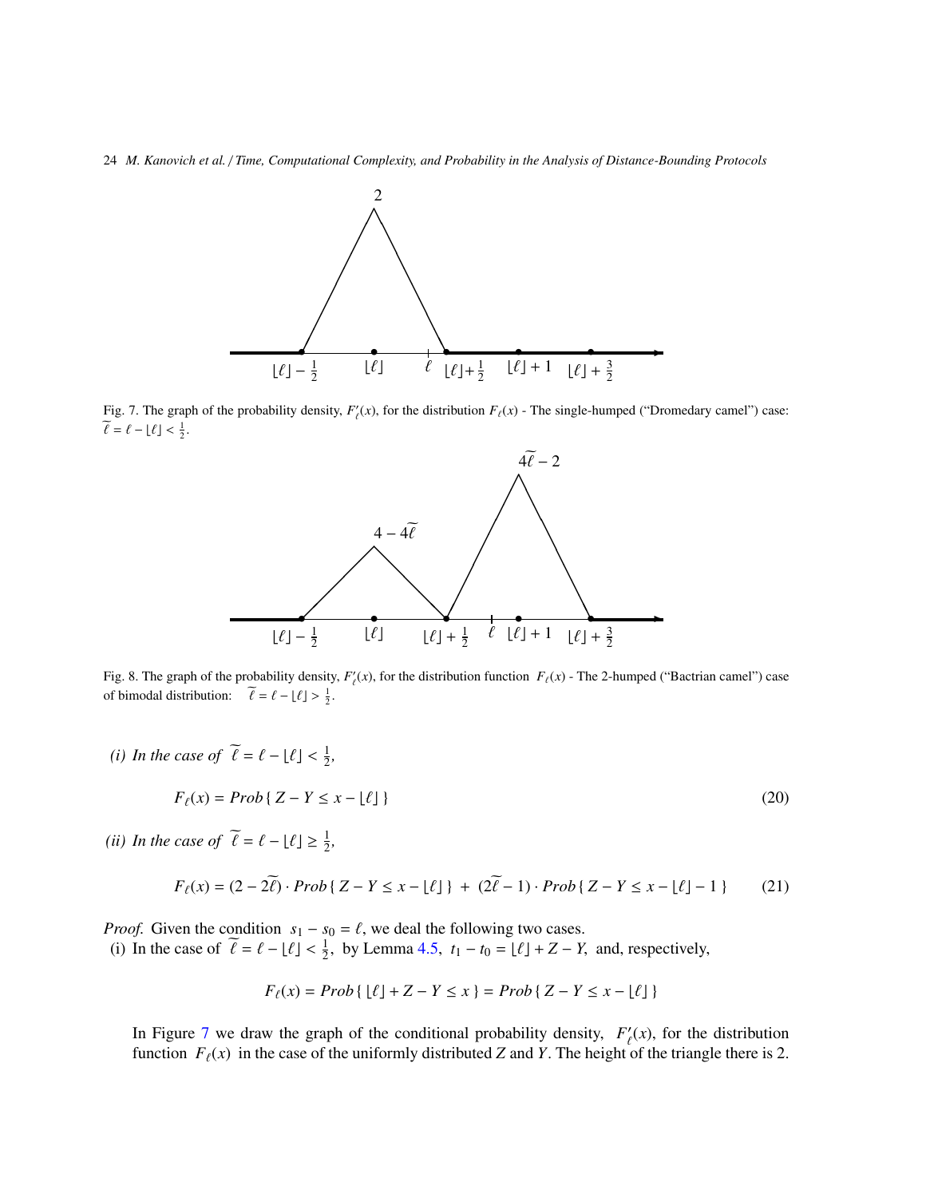Fig. 7. The graph of the probability density, $F'_\ell(x)$, for the distribution $F_\ell(x)$ - The single-humped ("Dromedary camel") case: $\widetilde{\ell} = \ell - \lfloor \ell \rfloor < \frac{1}{2}$.

Fig. 8. The graph of the probability density, $F'_\ell(x)$, for the distribution function $F_\ell(x)$ - The 2-humped ("Bactrian camel") case of bimodal distribution: $\widetilde{\ell} = \ell - \lfloor \ell \rfloor > \frac{1}{2}$.

*(i) In the case of* $\widetilde{\ell} = \ell - \lfloor \ell \rfloor < \frac{1}{2}$,

$$F_\ell(x) = Prob\{\, Z - Y \leq x - \lfloor \ell \rfloor \,\} \tag{20}$$

*(ii) In the case of* $\widetilde{\ell} = \ell - \lfloor \ell \rfloor \geq \frac{1}{2}$,

$$F_\ell(x) = (2 - 2\widetilde{\ell}) \cdot Prob\{\, Z - Y \leq x - \lfloor \ell \rfloor \,\} \;+\; (2\widetilde{\ell} - 1) \cdot Prob\{\, Z - Y \leq x - \lfloor \ell \rfloor - 1 \,\} \tag{21}$$

*Proof.* Given the condition $s_1 - s_0 = \ell$, we deal the following two cases.
(i) In the case of $\widetilde{\ell} = \ell - \lfloor \ell \rfloor < \frac{1}{2}$, by Lemma 4.5, $t_1 - t_0 = \lfloor \ell \rfloor + Z - Y$, and, respectively,

$$F_\ell(x) = Prob\{\, \lfloor \ell \rfloor + Z - Y \leq x \,\} = Prob\{\, Z - Y \leq x - \lfloor \ell \rfloor \,\}$$

In Figure 7 we draw the graph of the conditional probability density, $F'_\ell(x)$, for the distribution function $F_\ell(x)$ in the case of the uniformly distributed $Z$ and $Y$. The height of the triangle there is 2.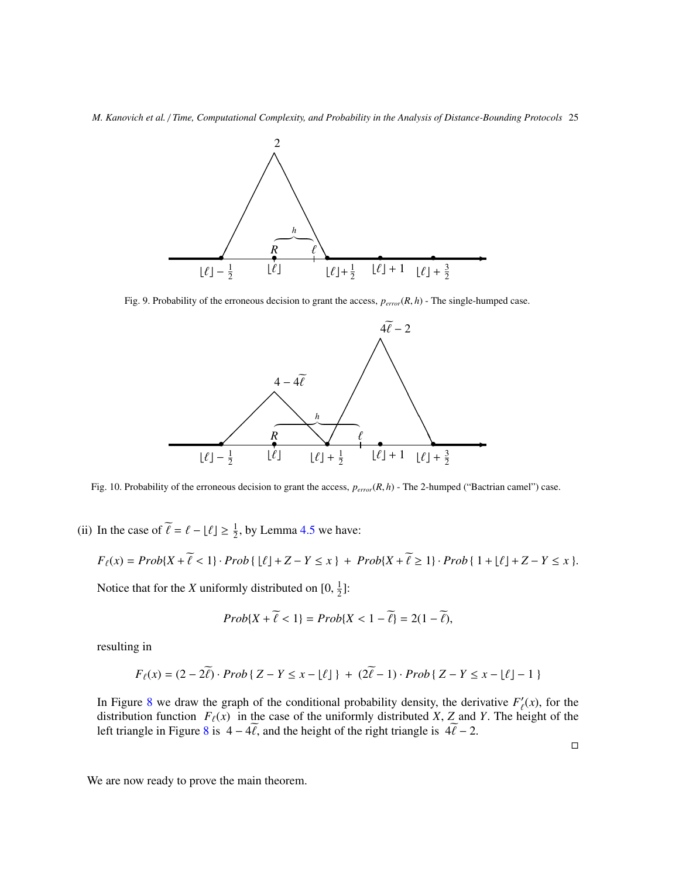Fig. 9. Probability of the erroneous decision to grant the access, $p_{error}(R, h)$ - The single-humped case.

Fig. 10. Probability of the erroneous decision to grant the access, $p_{error}(R, h)$ - The 2-humped ("Bactrian camel") case.

(ii) In the case of $\widetilde{\ell} = \ell - \lfloor \ell \rfloor \geq \frac{1}{2}$, by Lemma 4.5 we have:

$$F_\ell(x) = Prob\{X + \widetilde{\ell} < 1\} \cdot Prob\{\, \lfloor \ell \rfloor + Z - Y \leq x \,\} \;+\; Prob\{X + \widetilde{\ell} \geq 1\} \cdot Prob\{\, 1 + \lfloor \ell \rfloor + Z - Y \leq x \,\}.$$

Notice that for the $X$ uniformly distributed on $[0, \frac{1}{2}]$:

$$Prob\{X + \widetilde{\ell} < 1\} = Prob\{X < 1 - \widetilde{\ell}\} = 2(1 - \widetilde{\ell}),$$

resulting in

$$F_\ell(x) = (2 - 2\widetilde{\ell}) \cdot Prob\{\, Z - Y \leq x - \lfloor \ell \rfloor \,\} \;+\; (2\widetilde{\ell} - 1) \cdot Prob\{\, Z - Y \leq x - \lfloor \ell \rfloor - 1 \,\}$$

In Figure 8 we draw the graph of the conditional probability density, the derivative $F'_\ell(x)$, for the distribution function $F_\ell(x)$ in the case of the uniformly distributed $X$, $Z$ and $Y$. The height of the left triangle in Figure 8 is $4 - 4\widetilde{\ell}$, and the height of the right triangle is $4\widetilde{\ell} - 2$.

□

We are now ready to prove the main theorem.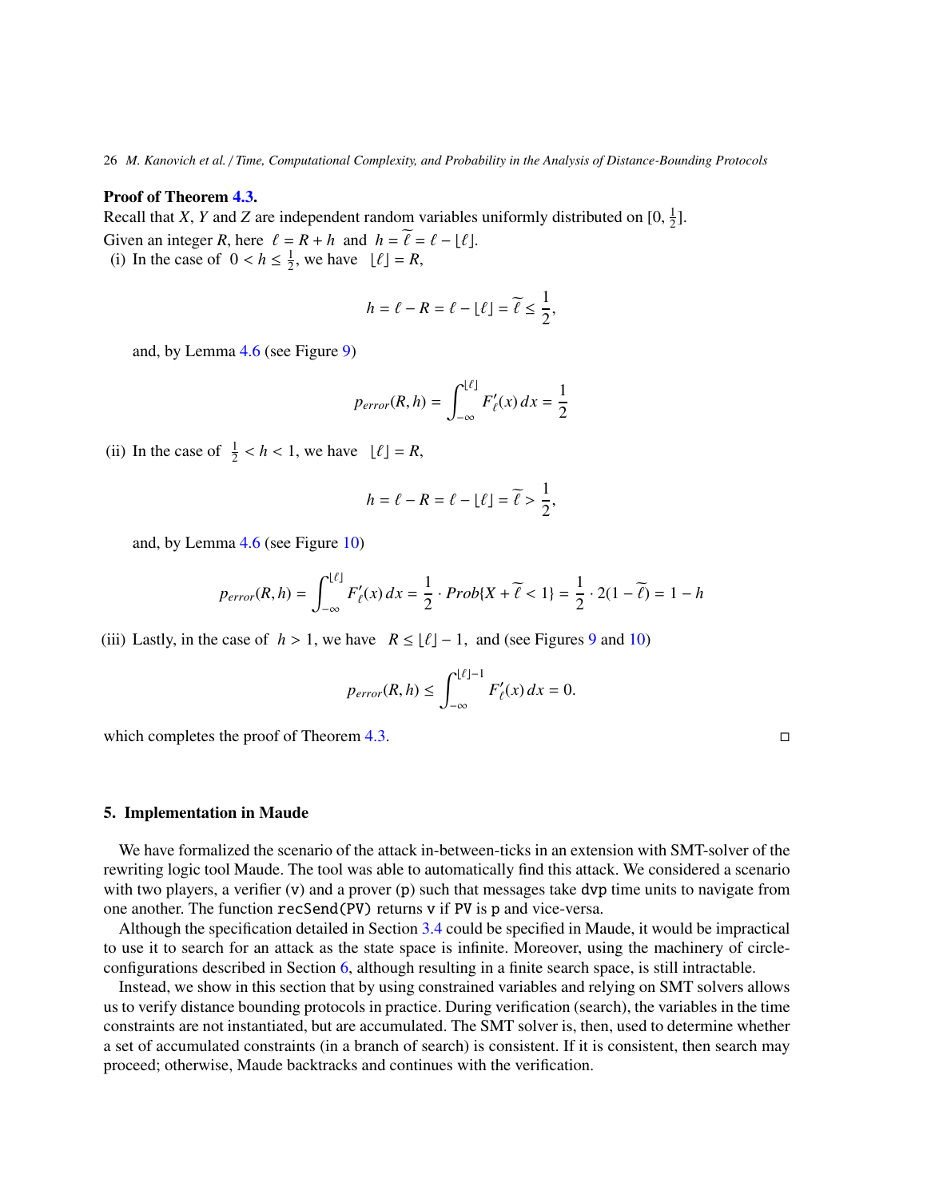**Proof of Theorem 4.3.**
Recall that $X$, $Y$ and $Z$ are independent random variables uniformly distributed on $[0, \frac{1}{2}]$.
Given an integer $R$, here $\ell = R + h$ and $h = \widetilde{\ell} = \ell - \lfloor \ell \rfloor$.

(i) In the case of $0 < h \leq \frac{1}{2}$, we have $\lfloor \ell \rfloor = R$,

$$h = \ell - R = \ell - \lfloor \ell \rfloor = \widetilde{\ell} \leq \frac{1}{2},$$

and, by Lemma 4.6 (see Figure 9)

$$p_{error}(R, h) = \int_{-\infty}^{\lfloor \ell \rfloor} F'_{\ell}(x)\, dx = \frac{1}{2}$$

(ii) In the case of $\frac{1}{2} < h < 1$, we have $\lfloor \ell \rfloor = R$,

$$h = \ell - R = \ell - \lfloor \ell \rfloor = \widetilde{\ell} > \frac{1}{2},$$

and, by Lemma 4.6 (see Figure 10)

$$p_{error}(R, h) = \int_{-\infty}^{\lfloor \ell \rfloor} F'_{\ell}(x)\, dx = \frac{1}{2} \cdot Prob\{X + \widetilde{\ell} < 1\} = \frac{1}{2} \cdot 2(1 - \widetilde{\ell}) = 1 - h$$

(iii) Lastly, in the case of $h > 1$, we have $R \leq \lfloor \ell \rfloor - 1$, and (see Figures 9 and 10)

$$p_{error}(R, h) \leq \int_{-\infty}^{\lfloor \ell \rfloor - 1} F'_{\ell}(x)\, dx = 0.$$

which completes the proof of Theorem 4.3. □

## 5. Implementation in Maude

We have formalized the scenario of the attack in-between-ticks in an extension with SMT-solver of the rewriting logic tool Maude. The tool was able to automatically find this attack. We considered a scenario with two players, a verifier (`v`) and a prover (`p`) such that messages take `dvp` time units to navigate from one another. The function `recSend(PV)` returns `v` if `PV` is `p` and vice-versa.

Although the specification detailed in Section 3.4 could be specified in Maude, it would be impractical to use it to search for an attack as the state space is infinite. Moreover, using the machinery of circle-configurations described in Section 6, although resulting in a finite search space, is still intractable.

Instead, we show in this section that by using constrained variables and relying on SMT solvers allows us to verify distance bounding protocols in practice. During verification (search), the variables in the time constraints are not instantiated, but are accumulated. The SMT solver is, then, used to determine whether a set of accumulated constraints (in a branch of search) is consistent. If it is consistent, then search may proceed; otherwise, Maude backtracks and continues with the verification.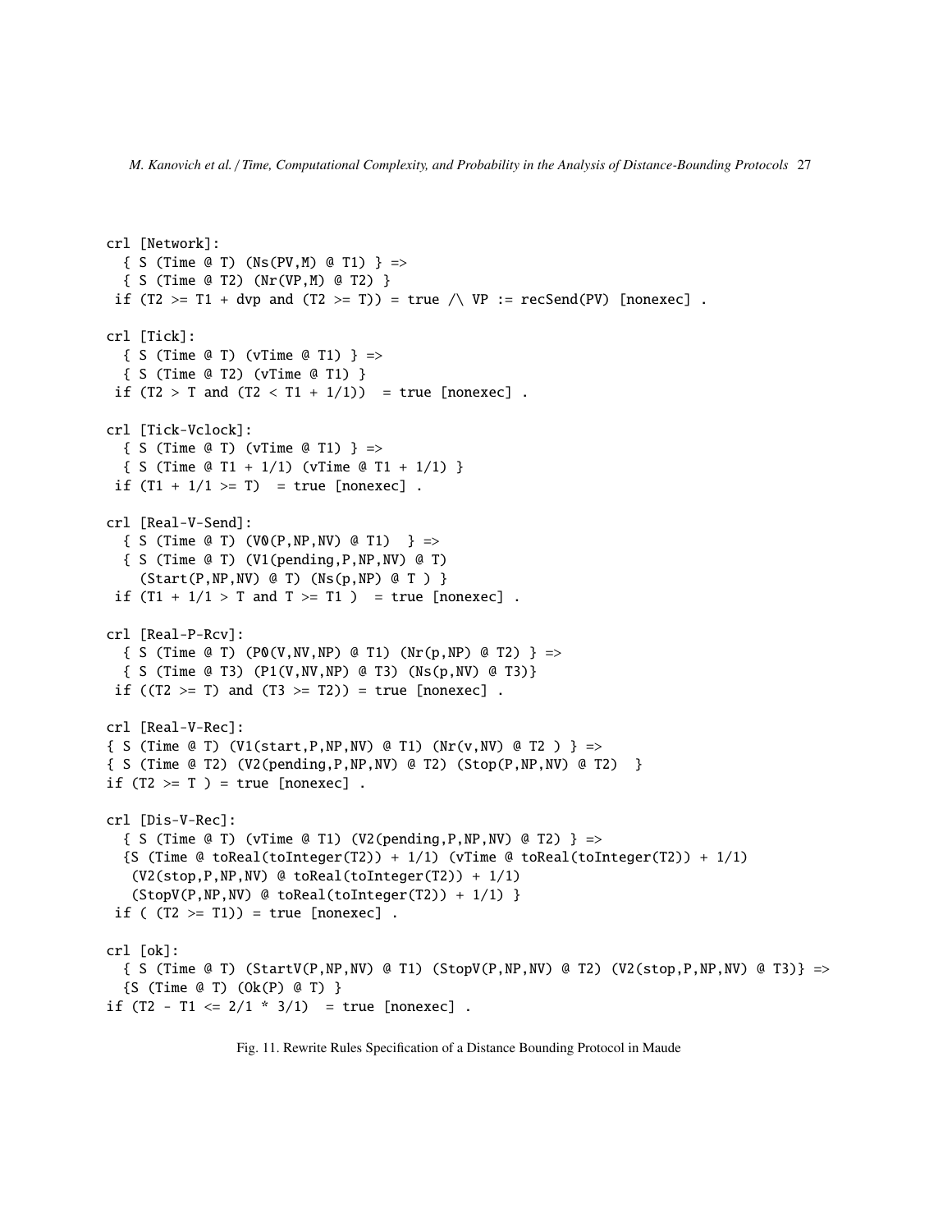```
crl [Network]:
  { S (Time @ T) (Ns(PV,M) @ T1) } =>
  { S (Time @ T2) (Nr(VP,M) @ T2) }
 if (T2 >= T1 + dvp and (T2 >= T)) = true /\ VP := recSend(PV) [nonexec] .

crl [Tick]:
  { S (Time @ T) (vTime @ T1) } =>
  { S (Time @ T2) (vTime @ T1) }
 if (T2 > T and (T2 < T1 + 1/1))  = true [nonexec] .

crl [Tick-Vclock]:
  { S (Time @ T) (vTime @ T1) } =>
  { S (Time @ T1 + 1/1) (vTime @ T1 + 1/1) }
 if (T1 + 1/1 >= T)  = true [nonexec] .

crl [Real-V-Send]:
  { S (Time @ T) (V0(P,NP,NV) @ T1)  } =>
  { S (Time @ T) (V1(pending,P,NP,NV) @ T)
    (Start(P,NP,NV) @ T) (Ns(p,NP) @ T ) }
 if (T1 + 1/1 > T and T >= T1 )  = true [nonexec] .

crl [Real-P-Rcv]:
  { S (Time @ T) (P0(V,NV,NP) @ T1) (Nr(p,NP) @ T2) } =>
  { S (Time @ T3) (P1(V,NV,NP) @ T3) (Ns(p,NV) @ T3)}
 if ((T2 >= T) and (T3 >= T2)) = true [nonexec] .

crl [Real-V-Rec]:
{ S (Time @ T) (V1(start,P,NP,NV) @ T1) (Nr(v,NV) @ T2 ) } =>
{ S (Time @ T2) (V2(pending,P,NP,NV) @ T2) (Stop(P,NP,NV) @ T2)  }
if (T2 >= T ) = true [nonexec] .

crl [Dis-V-Rec]:
  { S (Time @ T) (vTime @ T1) (V2(pending,P,NP,NV) @ T2) } =>
  {S (Time @ toReal(toInteger(T2)) + 1/1) (vTime @ toReal(toInteger(T2)) + 1/1)
   (V2(stop,P,NP,NV) @ toReal(toInteger(T2)) + 1/1)
   (StopV(P,NP,NV) @ toReal(toInteger(T2)) + 1/1) }
 if ( (T2 >= T1)) = true [nonexec] .

crl [ok]:
  { S (Time @ T) (StartV(P,NP,NV) @ T1) (StopV(P,NP,NV) @ T2) (V2(stop,P,NP,NV) @ T3)} =>
  {S (Time @ T) (Ok(P) @ T) }
if (T2 - T1 <= 2/1 * 3/1)  = true [nonexec] .
```

Fig. 11. Rewrite Rules Specification of a Distance Bounding Protocol in Maude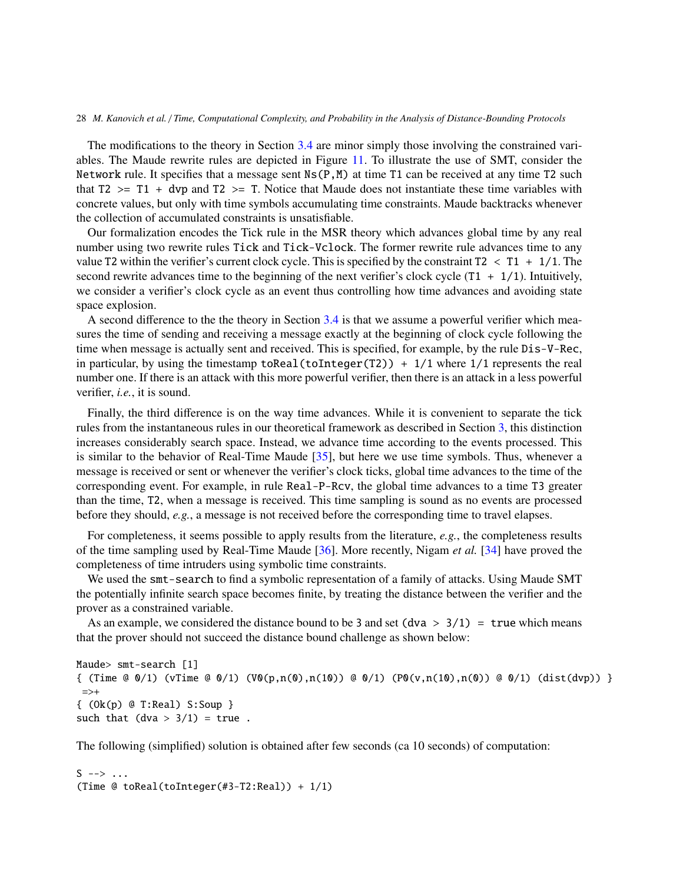The modifications to the theory in Section 3.4 are minor simply those involving the constrained variables. The Maude rewrite rules are depicted in Figure 11. To illustrate the use of SMT, consider the `Network` rule. It specifies that a message sent `Ns(P,M)` at time `T1` can be received at any time `T2` such that `T2 >= T1 + dvp` and `T2 >= T`. Notice that Maude does not instantiate these time variables with concrete values, but only with time symbols accumulating time constraints. Maude backtracks whenever the collection of accumulated constraints is unsatisfiable.

Our formalization encodes the Tick rule in the MSR theory which advances global time by any real number using two rewrite rules `Tick` and `Tick-Vclock`. The former rewrite rule advances time to any value `T2` within the verifier's current clock cycle. This is specified by the constraint `T2 < T1 + 1/1`. The second rewrite advances time to the beginning of the next verifier's clock cycle (`T1 + 1/1`). Intuitively, we consider a verifier's clock cycle as an event thus controlling how time advances and avoiding state space explosion.

A second difference to the the theory in Section 3.4 is that we assume a powerful verifier which measures the time of sending and receiving a message exactly at the beginning of clock cycle following the time when message is actually sent and received. This is specified, for example, by the rule `Dis-V-Rec`, in particular, by using the timestamp `toReal(toInteger(T2)) + 1/1` where `1/1` represents the real number one. If there is an attack with this more powerful verifier, then there is an attack in a less powerful verifier, *i.e.*, it is sound.

Finally, the third difference is on the way time advances. While it is convenient to separate the tick rules from the instantaneous rules in our theoretical framework as described in Section 3, this distinction increases considerably search space. Instead, we advance time according to the events processed. This is similar to the behavior of Real-Time Maude [35], but here we use time symbols. Thus, whenever a message is received or sent or whenever the verifier's clock ticks, global time advances to the time of the corresponding event. For example, in rule `Real-P-Rcv`, the global time advances to a time `T3` greater than the time, `T2`, when a message is received. This time sampling is sound as no events are processed before they should, *e.g.*, a message is not received before the corresponding time to travel elapses.

For completeness, it seems possible to apply results from the literature, *e.g.*, the completeness results of the time sampling used by Real-Time Maude [36]. More recently, Nigam *et al.* [34] have proved the completeness of time intruders using symbolic time constraints.

We used the `smt-search` to find a symbolic representation of a family of attacks. Using Maude SMT the potentially infinite search space becomes finite, by treating the distance between the verifier and the prover as a constrained variable.

As an example, we considered the distance bound to be 3 and set `(dva > 3/1) = true` which means that the prover should not succeed the distance bound challenge as shown below:

```
Maude> smt-search [1]
{ (Time @ 0/1) (vTime @ 0/1) (V0(p,n(0),n(10)) @ 0/1) (P0(v,n(10),n(0)) @ 0/1) (dist(dvp)) }
 =>+
{ (Ok(p) @ T:Real) S:Soup }
such that (dva > 3/1) = true .
```

The following (simplified) solution is obtained after few seconds (ca 10 seconds) of computation:

```
S --> ...
(Time @ toReal(toInteger(#3-T2:Real)) + 1/1)
```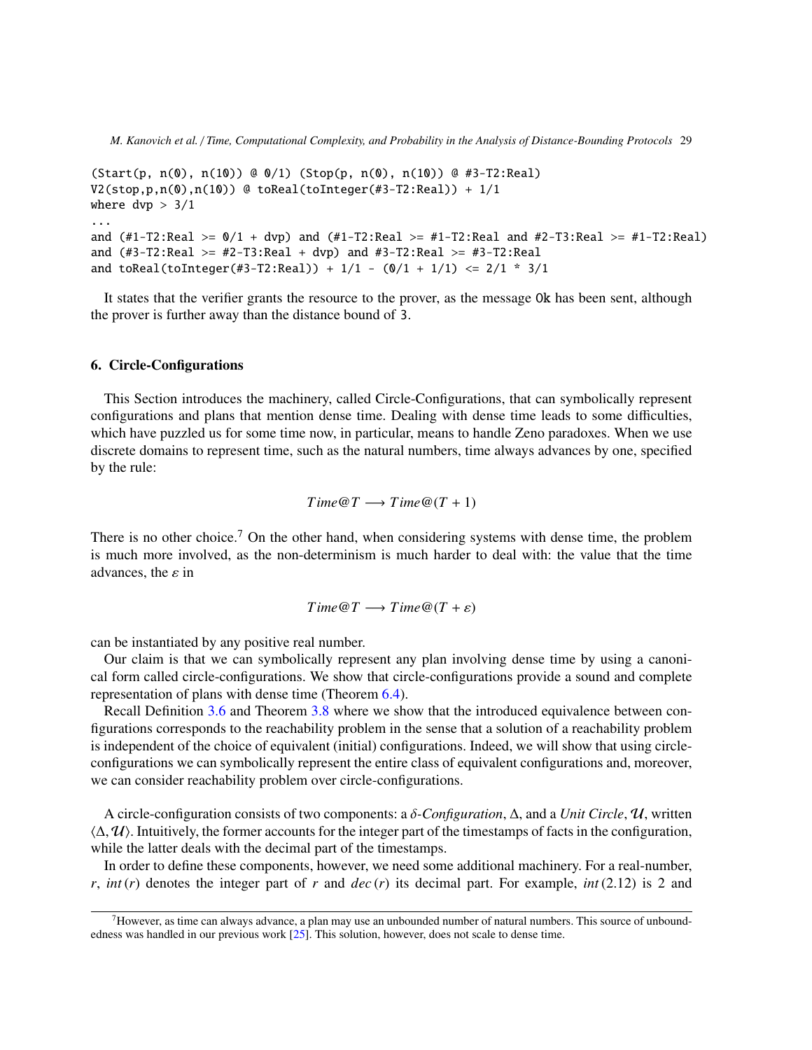```
(Start(p, n(0), n(10)) @ 0/1) (Stop(p, n(0), n(10)) @ #3-T2:Real)
V2(stop,p,n(0),n(10)) @ toReal(toInteger(#3-T2:Real)) + 1/1
where dvp > 3/1
...
and (#1-T2:Real >= 0/1 + dvp) and (#1-T2:Real >= #1-T2:Real and #2-T3:Real >= #1-T2:Real)
and (#3-T2:Real >= #2-T3:Real + dvp) and #3-T2:Real >= #3-T2:Real
and toReal(toInteger(#3-T2:Real)) + 1/1 - (0/1 + 1/1) <= 2/1 * 3/1
```

It states that the verifier grants the resource to the prover, as the message Ok has been sent, although the prover is further away than the distance bound of 3.

## 6. Circle-Configurations

This Section introduces the machinery, called Circle-Configurations, that can symbolically represent configurations and plans that mention dense time. Dealing with dense time leads to some difficulties, which have puzzled us for some time now, in particular, means to handle Zeno paradoxes. When we use discrete domains to represent time, such as the natural numbers, time always advances by one, specified by the rule:

$$Time@T \longrightarrow Time@(T+1)$$

There is no other choice.[7] On the other hand, when considering systems with dense time, the problem is much more involved, as the non-determinism is much harder to deal with: the value that the time advances, the $\varepsilon$ in

$$Time@T \longrightarrow Time@(T+\varepsilon)$$

can be instantiated by any positive real number.

Our claim is that we can symbolically represent any plan involving dense time by using a canonical form called circle-configurations. We show that circle-configurations provide a sound and complete representation of plans with dense time (Theorem 6.4).

Recall Definition 3.6 and Theorem 3.8 where we show that the introduced equivalence between configurations corresponds to the reachability problem in the sense that a solution of a reachability problem is independent of the choice of equivalent (initial) configurations. Indeed, we will show that using circle-configurations we can symbolically represent the entire class of equivalent configurations and, moreover, we can consider reachability problem over circle-configurations.

A circle-configuration consists of two components: a *δ-Configuration*, $\Delta$, and a *Unit Circle*, $\mathcal{U}$, written $\langle \Delta, \mathcal{U} \rangle$. Intuitively, the former accounts for the integer part of the timestamps of facts in the configuration, while the latter deals with the decimal part of the timestamps.

In order to define these components, however, we need some additional machinery. For a real-number, $r$, $int(r)$ denotes the integer part of $r$ and $dec(r)$ its decimal part. For example, $int(2.12)$ is 2 and

[7] However, as time can always advance, a plan may use an unbounded number of natural numbers. This source of unboundedness was handled in our previous work [25]. This solution, however, does not scale to dense time.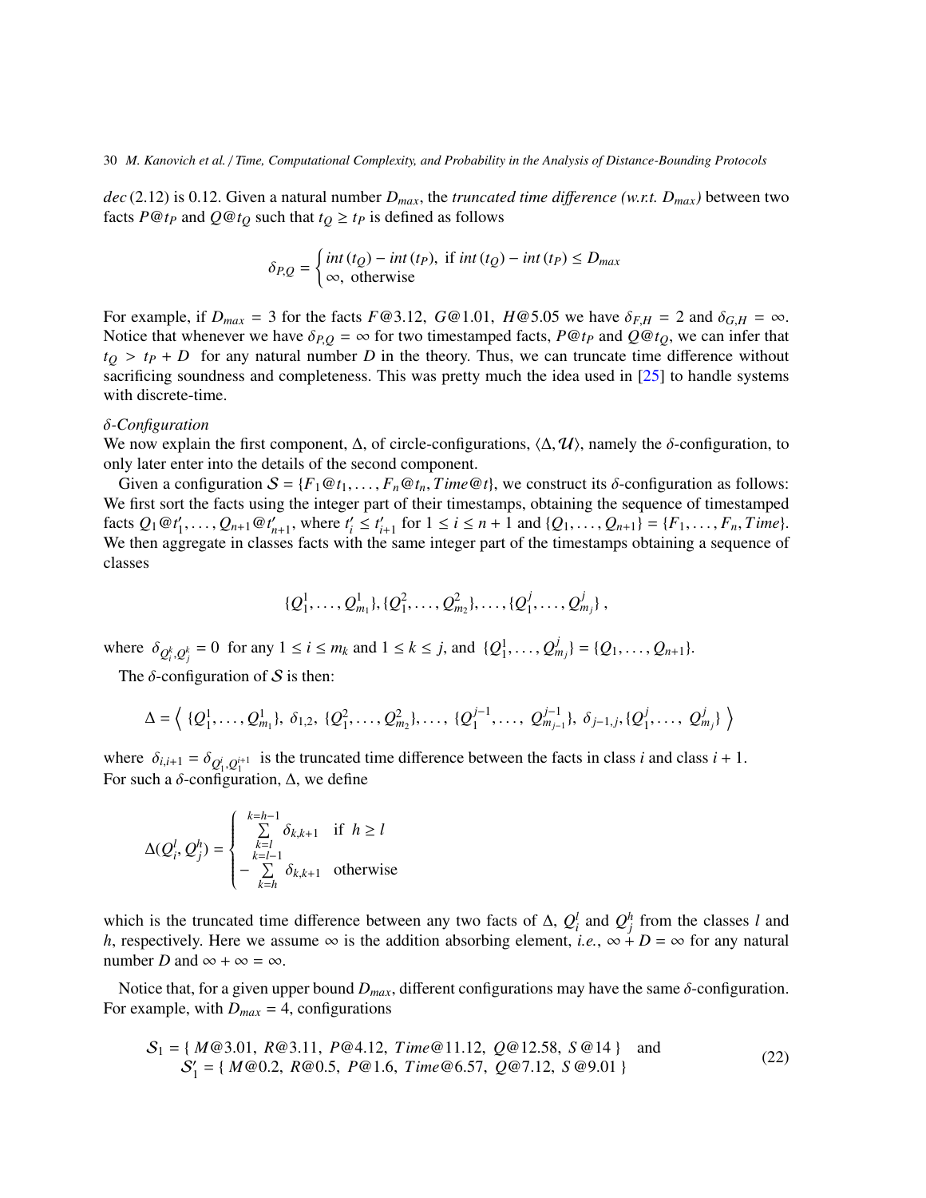$dec\,(2.12)$ is 0.12. Given a natural number $D_{max}$, the *truncated time difference (w.r.t. $D_{max}$)* between two facts $P@t_P$ and $Q@t_Q$ such that $t_Q \geq t_P$ is defined as follows

$$\delta_{P,Q} = \begin{cases} int\,(t_Q) - int\,(t_P), \text{ if } int\,(t_Q) - int\,(t_P) \leq D_{max} \\ \infty, \text{ otherwise} \end{cases}$$

For example, if $D_{max} = 3$ for the facts $F@3.12,\ G@1.01,\ H@5.05$ we have $\delta_{F,H} = 2$ and $\delta_{G,H} = \infty$. Notice that whenever we have $\delta_{P,Q} = \infty$ for two timestamped facts, $P@t_P$ and $Q@t_Q$, we can infer that $t_Q > t_P + D$ for any natural number $D$ in the theory. Thus, we can truncate time difference without sacrificing soundness and completeness. This was pretty much the idea used in [25] to handle systems with discrete-time.

*δ-Configuration*

We now explain the first component, $\Delta$, of circle-configurations, $\langle \Delta, \mathcal{U} \rangle$, namely the $\delta$-configuration, to only later enter into the details of the second component.

Given a configuration $\mathcal{S} = \{F_1@t_1, \ldots, F_n@t_n, Time@t\}$, we construct its $\delta$-configuration as follows: We first sort the facts using the integer part of their timestamps, obtaining the sequence of timestamped facts $Q_1@t'_1, \ldots, Q_{n+1}@t'_{n+1}$, where $t'_i \leq t'_{i+1}$ for $1 \leq i \leq n+1$ and $\{Q_1, \ldots, Q_{n+1}\} = \{F_1, \ldots, F_n, Time\}$. We then aggregate in classes facts with the same integer part of the timestamps obtaining a sequence of classes

$$\{Q_1^1, \ldots, Q_{m_1}^1\}, \{Q_1^2, \ldots, Q_{m_2}^2\}, \ldots, \{Q_1^j, \ldots, Q_{m_j}^j\}\,,$$

where $\delta_{Q_i^k, Q_j^k} = 0$ for any $1 \leq i \leq m_k$ and $1 \leq k \leq j$, and $\{Q_1^1, \ldots, Q_{m_j}^j\} = \{Q_1, \ldots, Q_{n+1}\}$.

The $\delta$-configuration of $\mathcal{S}$ is then:

$$\Delta = \Big\langle\ \{Q_1^1, \ldots, Q_{m_1}^1\},\ \delta_{1,2},\ \{Q_1^2, \ldots, Q_{m_2}^2\}, \ldots,\ \{Q_1^{j-1}, \ldots,\ Q_{m_{j-1}}^{j-1}\},\ \delta_{j-1,j}, \{Q_1^j, \ldots,\ Q_{m_j}^j\}\ \Big\rangle$$

where $\delta_{i,i+1} = \delta_{Q_1^i, Q_1^{i+1}}$ is the truncated time difference between the facts in class $i$ and class $i+1$. For such a $\delta$-configuration, $\Delta$, we define

$$\Delta(Q_i^l, Q_j^h) = \begin{cases} \sum\limits_{k=l}^{k=h-1} \delta_{k,k+1} & \text{if } h \geq l \\ -\sum\limits_{k=h}^{k=l-1} \delta_{k,k+1} & \text{otherwise} \end{cases}$$

which is the truncated time difference between any two facts of $\Delta$, $Q_i^l$ and $Q_j^h$ from the classes $l$ and $h$, respectively. Here we assume $\infty$ is the addition absorbing element, *i.e.*, $\infty + D = \infty$ for any natural number $D$ and $\infty + \infty = \infty$.

Notice that, for a given upper bound $D_{max}$, different configurations may have the same $\delta$-configuration. For example, with $D_{max} = 4$, configurations

$$\begin{array}{l} \mathcal{S}_1 = \{\ M@3.01,\ R@3.11,\ P@4.12,\ Time@11.12,\ Q@12.58,\ S@14\ \} \quad \text{and} \\ \mathcal{S}'_1 = \{\ M@0.2,\ R@0.5,\ P@1.6,\ Time@6.57,\ Q@7.12,\ S@9.01\ \} \end{array} \tag{22}$$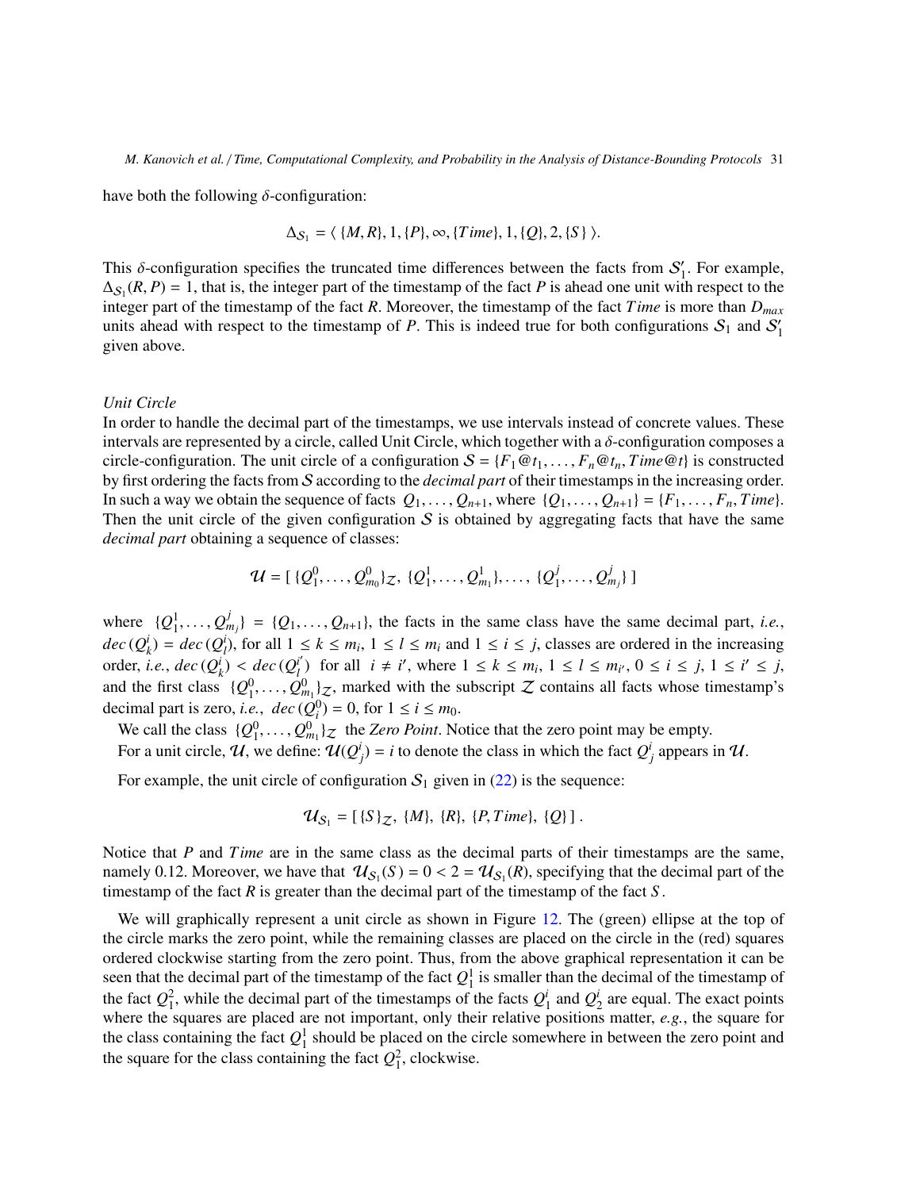have both the following $\delta$-configuration:

$$\Delta_{\mathcal{S}_1} = \langle \{M, R\}, 1, \{P\}, \infty, \{Time\}, 1, \{Q\}, 2, \{S\} \rangle.$$

This $\delta$-configuration specifies the truncated time differences between the facts from $\mathcal{S}_1'$. For example, $\Delta_{\mathcal{S}_1}(R, P) = 1$, that is, the integer part of the timestamp of the fact $P$ is ahead one unit with respect to the integer part of the timestamp of the fact $R$. Moreover, the timestamp of the fact $Time$ is more than $D_{max}$ units ahead with respect to the timestamp of $P$. This is indeed true for both configurations $\mathcal{S}_1$ and $\mathcal{S}_1'$ given above.

*Unit Circle*

In order to handle the decimal part of the timestamps, we use intervals instead of concrete values. These intervals are represented by a circle, called Unit Circle, which together with a $\delta$-configuration composes a circle-configuration. The unit circle of a configuration $\mathcal{S} = \{F_1@t_1, \ldots, F_n@t_n, Time@t\}$ is constructed by first ordering the facts from $\mathcal{S}$ according to the *decimal part* of their timestamps in the increasing order. In such a way we obtain the sequence of facts $Q_1, \ldots, Q_{n+1}$, where $\{Q_1, \ldots, Q_{n+1}\} = \{F_1, \ldots, F_n, Time\}$. Then the unit circle of the given configuration $\mathcal{S}$ is obtained by aggregating facts that have the same *decimal part* obtaining a sequence of classes:

$$\mathcal{U} = [\ \{Q_1^0, \ldots, Q_{m_0}^0\}_{\mathcal{Z}},\ \{Q_1^1, \ldots, Q_{m_1}^1\}, \ldots, \{Q_1^j, \ldots, Q_{m_j}^j\}\ ]$$

where $\{Q_1^1, \ldots, Q_{m_j}^j\} = \{Q_1, \ldots, Q_{n+1}\}$, the facts in the same class have the same decimal part, *i.e.*, $dec(Q_k^i) = dec(Q_l^i)$, for all $1 \leq k \leq m_i$, $1 \leq l \leq m_i$ and $1 \leq i \leq j$, classes are ordered in the increasing order, *i.e.*, $dec(Q_k^i) < dec(Q_l^{i'})$ for all $i \neq i'$, where $1 \leq k \leq m_i$, $1 \leq l \leq m_{i'}$, $0 \leq i \leq j$, $1 \leq i' \leq j$, and the first class $\{Q_1^0, \ldots, Q_{m_1}^0\}_{\mathcal{Z}}$, marked with the subscript $\mathcal{Z}$ contains all facts whose timestamp's decimal part is zero, *i.e.*, $dec(Q_i^0) = 0$, for $1 \leq i \leq m_0$.

We call the class $\{Q_1^0, \ldots, Q_{m_1}^0\}_{\mathcal{Z}}$ the *Zero Point*. Notice that the zero point may be empty.

For a unit circle, $\mathcal{U}$, we define: $\mathcal{U}(Q_j^i) = i$ to denote the class in which the fact $Q_j^i$ appears in $\mathcal{U}$.

For example, the unit circle of configuration $\mathcal{S}_1$ given in (22) is the sequence:

$$\mathcal{U}_{\mathcal{S}_1} = [\ \{S\}_{\mathcal{Z}},\ \{M\},\ \{R\},\ \{P, Time\},\ \{Q\}\ ].$$

Notice that $P$ and $Time$ are in the same class as the decimal parts of their timestamps are the same, namely 0.12. Moreover, we have that $\mathcal{U}_{\mathcal{S}_1}(S) = 0 < 2 = \mathcal{U}_{\mathcal{S}_1}(R)$, specifying that the decimal part of the timestamp of the fact $R$ is greater than the decimal part of the timestamp of the fact $S$.

We will graphically represent a unit circle as shown in Figure 12. The (green) ellipse at the top of the circle marks the zero point, while the remaining classes are placed on the circle in the (red) squares ordered clockwise starting from the zero point. Thus, from the above graphical representation it can be seen that the decimal part of the timestamp of the fact $Q_1^1$ is smaller than the decimal of the timestamp of the fact $Q_1^2$, while the decimal part of the timestamps of the facts $Q_1^i$ and $Q_2^i$ are equal. The exact points where the squares are placed are not important, only their relative positions matter, *e.g.*, the square for the class containing the fact $Q_1^1$ should be placed on the circle somewhere in between the zero point and the square for the class containing the fact $Q_1^2$, clockwise.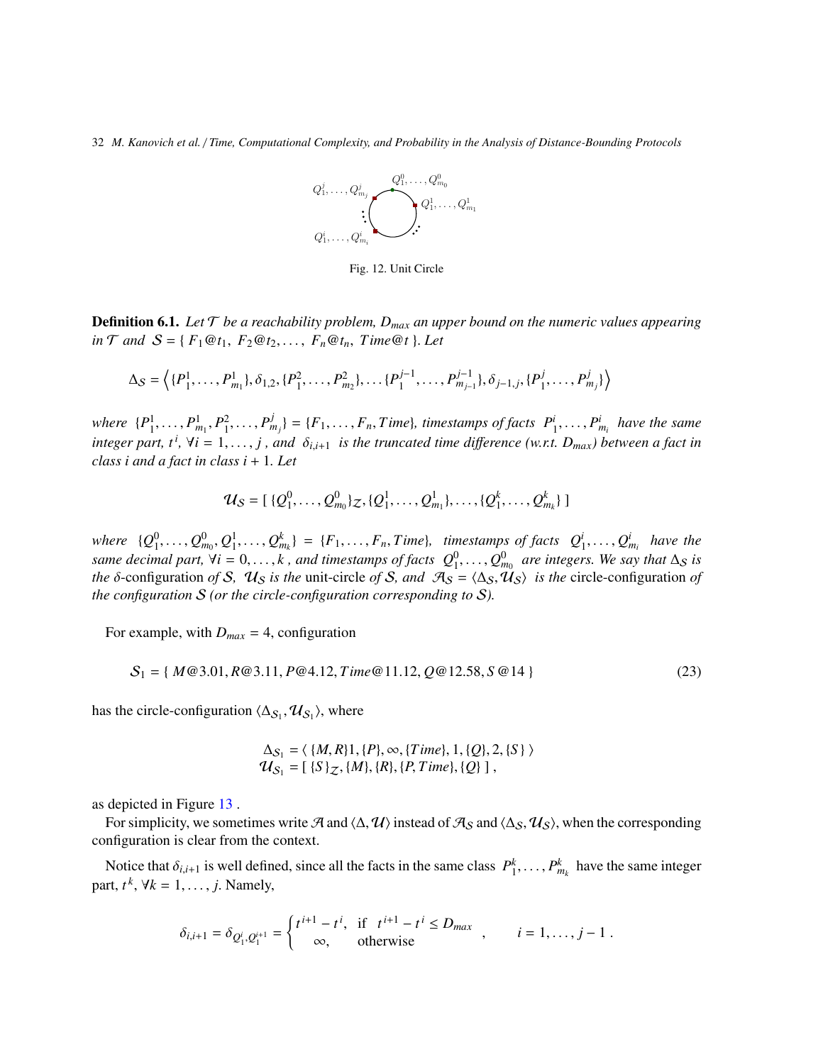Fig. 12. Unit Circle

**Definition 6.1.** *Let $\mathcal{T}$ be a reachability problem, $D_{max}$ an upper bound on the numeric values appearing in $\mathcal{T}$ and $\mathcal{S} = \{ F_1@t_1,\ F_2@t_2, \ldots,\ F_n@t_n,\ Time@t \}$. Let*

$$\Delta_{\mathcal{S}} = \Big\langle \{P_1^1, \ldots, P_{m_1}^1\}, \delta_{1,2}, \{P_1^2, \ldots, P_{m_2}^2\}, \ldots \{P_1^{j-1}, \ldots, P_{m_{j-1}}^{j-1}\}, \delta_{j-1,j}, \{P_1^j, \ldots, P_{m_j}^j\} \Big\rangle$$

*where $\{P_1^1, \ldots, P_{m_1}^1, P_1^2, \ldots, P_{m_j}^j\} = \{F_1, \ldots, F_n, Time\}$, timestamps of facts $P_1^i, \ldots, P_{m_i}^i$ have the same integer part, $t^i$, $\forall i = 1, \ldots, j$ , and $\delta_{i,i+1}$ is the truncated time difference (w.r.t. $D_{max}$) between a fact in class $i$ and a fact in class $i+1$. Let*

$$\mathcal{U}_{\mathcal{S}} = [\ \{Q_1^0, \ldots, Q_{m_0}^0\}_{\mathcal{Z}}, \{Q_1^1, \ldots, Q_{m_1}^1\}, \ldots, \{Q_1^k, \ldots, Q_{m_k}^k\}\ ]$$

*where $\{Q_1^0, \ldots, Q_{m_0}^0, Q_1^1, \ldots, Q_{m_k}^k\} = \{F_1, \ldots, F_n, Time\}$, timestamps of facts $Q_1^i, \ldots, Q_{m_i}^i$ have the same decimal part, $\forall i = 0, \ldots, k$ , and timestamps of facts $Q_1^0, \ldots, Q_{m_0}^0$ are integers. We say that $\Delta_{\mathcal{S}}$ is the* $\delta$-configuration *of $\mathcal{S}$, $\mathcal{U}_{\mathcal{S}}$ is the* unit-circle *of $\mathcal{S}$, and $\mathcal{A}_{\mathcal{S}} = \langle \Delta_{\mathcal{S}}, \mathcal{U}_{\mathcal{S}} \rangle$ is the* circle-configuration *of the configuration $\mathcal{S}$ (or the circle-configuration corresponding to $\mathcal{S}$).*

For example, with $D_{max} = 4$, configuration

$$\mathcal{S}_1 = \{\ M@3.01, R@3.11, P@4.12, Time@11.12, Q@12.58, S@14\ \} \tag{23}$$

has the circle-configuration $\langle \Delta_{\mathcal{S}_1}, \mathcal{U}_{\mathcal{S}_1} \rangle$, where

$$\begin{aligned} \Delta_{\mathcal{S}_1} &= \langle\ \{M, R\}1, \{P\}, \infty, \{Time\}, 1, \{Q\}, 2, \{S\}\ \rangle \\ \mathcal{U}_{\mathcal{S}_1} &= [\ \{S\}_{\mathcal{Z}}, \{M\}, \{R\}, \{P, Time\}, \{Q\}\ ]\ , \end{aligned}$$

as depicted in Figure 13 .

For simplicity, we sometimes write $\mathcal{A}$ and $\langle \Delta, \mathcal{U} \rangle$ instead of $\mathcal{A}_{\mathcal{S}}$ and $\langle \Delta_{\mathcal{S}}, \mathcal{U}_{\mathcal{S}} \rangle$, when the corresponding configuration is clear from the context.

Notice that $\delta_{i,i+1}$ is well defined, since all the facts in the same class $P_1^k, \ldots, P_{m_k}^k$ have the same integer part, $t^k$, $\forall k = 1, \ldots, j$. Namely,

$$\delta_{i,i+1} = \delta_{Q_1^i, Q_1^{i+1}} = \begin{cases} t^{i+1} - t^i, & \text{if} \quad t^{i+1} - t^i \leq D_{max} \\ \infty, & \text{otherwise} \end{cases} \quad , \qquad i = 1, \ldots, j-1\ .$$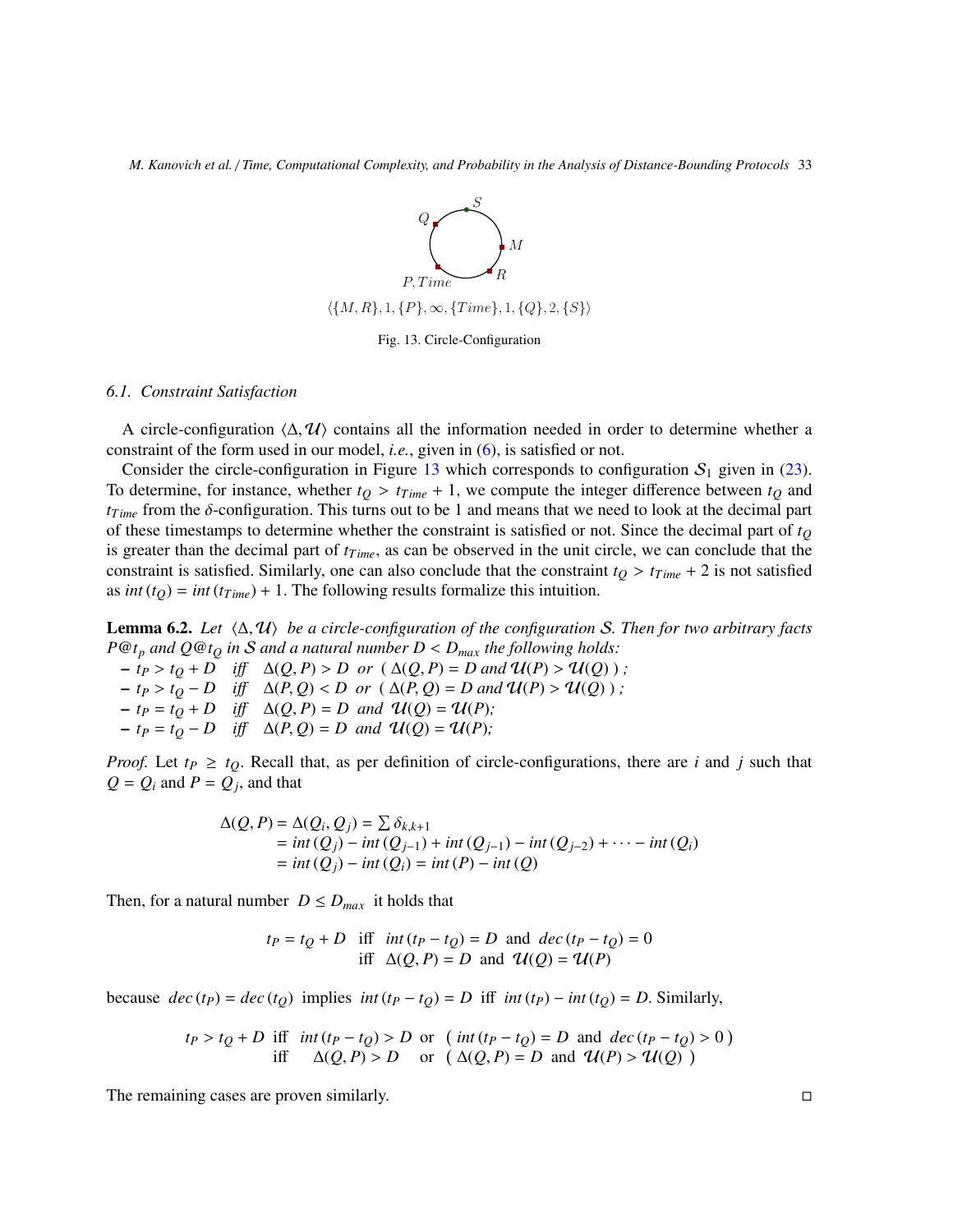$$\langle\{M,R\},1,\{P\},\infty,\{Time\},1,\{Q\},2,\{S\}\rangle$$

Fig. 13. Circle-Configuration

### 6.1. Constraint Satisfaction

A circle-configuration $\langle\Delta,\mathcal{U}\rangle$ contains all the information needed in order to determine whether a constraint of the form used in our model, *i.e.*, given in (6), is satisfied or not.

Consider the circle-configuration in Figure 13 which corresponds to configuration $\mathcal{S}_1$ given in (23). To determine, for instance, whether $t_Q > t_{Time} + 1$, we compute the integer difference between $t_Q$ and $t_{Time}$ from the $\delta$-configuration. This turns out to be 1 and means that we need to look at the decimal part of these timestamps to determine whether the constraint is satisfied or not. Since the decimal part of $t_Q$ is greater than the decimal part of $t_{Time}$, as can be observed in the unit circle, we can conclude that the constraint is satisfied. Similarly, one can also conclude that the constraint $t_Q > t_{Time} + 2$ is not satisfied as $int(t_Q) = int(t_{Time}) + 1$. The following results formalize this intuition.

**Lemma 6.2.** *Let $\langle\Delta,\mathcal{U}\rangle$ be a circle-configuration of the configuration $\mathcal{S}$. Then for two arbitrary facts $P@t_p$ and $Q@t_Q$ in $\mathcal{S}$ and a natural number $D < D_{max}$ the following holds:*

- $t_P > t_Q + D$ *iff* $\Delta(Q,P) > D$ *or* $(\,\Delta(Q,P) = D$ *and* $\mathcal{U}(P) > \mathcal{U}(Q)\,)$ *;*
- $t_P > t_Q - D$ *iff* $\Delta(P,Q) < D$ *or* $(\,\Delta(P,Q) = D$ *and* $\mathcal{U}(P) > \mathcal{U}(Q)\,)$ *;*
- $t_P = t_Q + D$ *iff* $\Delta(Q,P) = D$ *and* $\mathcal{U}(Q) = \mathcal{U}(P)$*;*
- $t_P = t_Q - D$ *iff* $\Delta(P,Q) = D$ *and* $\mathcal{U}(Q) = \mathcal{U}(P)$*;*

*Proof.* Let $t_P \geq t_Q$. Recall that, as per definition of circle-configurations, there are $i$ and $j$ such that $Q = Q_i$ and $P = Q_j$, and that

$$\begin{aligned}
\Delta(Q,P) = \Delta(Q_i,Q_j) &= \textstyle\sum \delta_{k,k+1} \\
&= int(Q_j) - int(Q_{j-1}) + int(Q_{j-1}) - int(Q_{j-2}) + \cdots - int(Q_i) \\
&= int(Q_j) - int(Q_i) = int(P) - int(Q)
\end{aligned}$$

Then, for a natural number $D \leq D_{max}$ it holds that

$$\begin{aligned}
t_P = t_Q + D \quad &\text{iff} \quad int(t_P - t_Q) = D \ \text{ and } \ dec(t_P - t_Q) = 0 \\
&\text{iff} \quad \Delta(Q,P) = D \ \text{ and } \ \mathcal{U}(Q) = \mathcal{U}(P)
\end{aligned}$$

because $dec(t_P) = dec(t_Q)$ implies $int(t_P - t_Q) = D$ iff $int(t_P) - int(t_Q) = D$. Similarly,

$$\begin{aligned}
t_P > t_Q + D \ \text{ iff } \ & int(t_P - t_Q) > D \ \text{ or } \ (\,int(t_P - t_Q) = D \ \text{ and } \ dec(t_P - t_Q) > 0\,) \\
\text{iff } \ & \Delta(Q,P) > D \ \text{ or } \ (\,\Delta(Q,P) = D \ \text{ and } \ \mathcal{U}(P) > \mathcal{U}(Q)\,)
\end{aligned}$$

The remaining cases are proven similarly. □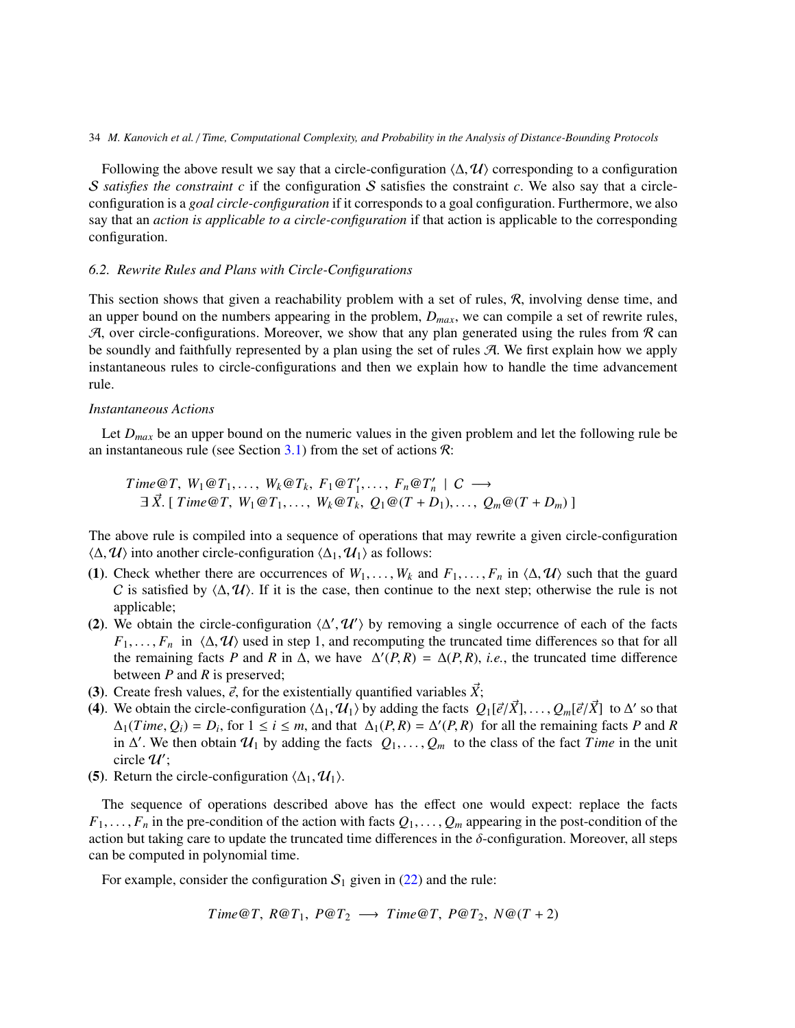Following the above result we say that a circle-configuration $\langle \Delta, \mathcal{U} \rangle$ corresponding to a configuration $\mathcal{S}$ *satisfies the constraint* $c$ if the configuration $\mathcal{S}$ satisfies the constraint $c$. We also say that a circle-configuration is a *goal circle-configuration* if it corresponds to a goal configuration. Furthermore, we also say that an *action is applicable to a circle-configuration* if that action is applicable to the corresponding configuration.

### 6.2. Rewrite Rules and Plans with Circle-Configurations

This section shows that given a reachability problem with a set of rules, $\mathcal{R}$, involving dense time, and an upper bound on the numbers appearing in the problem, $D_{max}$, we can compile a set of rewrite rules, $\mathcal{A}$, over circle-configurations. Moreover, we show that any plan generated using the rules from $\mathcal{R}$ can be soundly and faithfully represented by a plan using the set of rules $\mathcal{A}$. We first explain how we apply instantaneous rules to circle-configurations and then we explain how to handle the time advancement rule.

*Instantaneous Actions*

Let $D_{max}$ be an upper bound on the numeric values in the given problem and let the following rule be an instantaneous rule (see Section 3.1) from the set of actions $\mathcal{R}$:

$$\begin{array}{l} Time@T,\ W_1@T_1, \ldots,\ W_k@T_k,\ F_1@T'_1, \ldots,\ F_n@T'_n \ \mid\ C \longrightarrow \\ \quad \exists \vec{X}.\ [\ Time@T,\ W_1@T_1, \ldots,\ W_k@T_k,\ Q_1@(T + D_1), \ldots,\ Q_m@(T + D_m)\ ] \end{array}$$

The above rule is compiled into a sequence of operations that may rewrite a given circle-configuration $\langle \Delta, \mathcal{U} \rangle$ into another circle-configuration $\langle \Delta_1, \mathcal{U}_1 \rangle$ as follows:

- **(1)**. Check whether there are occurrences of $W_1, \ldots, W_k$ and $F_1, \ldots, F_n$ in $\langle \Delta, \mathcal{U} \rangle$ such that the guard $C$ is satisfied by $\langle \Delta, \mathcal{U} \rangle$. If it is the case, then continue to the next step; otherwise the rule is not applicable;
- **(2)**. We obtain the circle-configuration $\langle \Delta', \mathcal{U}' \rangle$ by removing a single occurrence of each of the facts $F_1, \ldots, F_n$ in $\langle \Delta, \mathcal{U} \rangle$ used in step 1, and recomputing the truncated time differences so that for all the remaining facts $P$ and $R$ in $\Delta$, we have $\Delta'(P, R) = \Delta(P, R)$, *i.e.*, the truncated time difference between $P$ and $R$ is preserved;
- **(3)**. Create fresh values, $\vec{e}$, for the existentially quantified variables $\vec{X}$;
- **(4)**. We obtain the circle-configuration $\langle \Delta_1, \mathcal{U}_1 \rangle$ by adding the facts $Q_1[\vec{e}/\vec{X}], \ldots, Q_m[\vec{e}/\vec{X}]$ to $\Delta'$ so that $\Delta_1(Time, Q_i) = D_i$, for $1 \leq i \leq m$, and that $\Delta_1(P, R) = \Delta'(P, R)$ for all the remaining facts $P$ and $R$ in $\Delta'$. We then obtain $\mathcal{U}_1$ by adding the facts $Q_1, \ldots, Q_m$ to the class of the fact $Time$ in the unit circle $\mathcal{U}'$;
- **(5)**. Return the circle-configuration $\langle \Delta_1, \mathcal{U}_1 \rangle$.

The sequence of operations described above has the effect one would expect: replace the facts $F_1, \ldots, F_n$ in the pre-condition of the action with facts $Q_1, \ldots, Q_m$ appearing in the post-condition of the action but taking care to update the truncated time differences in the $\delta$-configuration. Moreover, all steps can be computed in polynomial time.

For example, consider the configuration $\mathcal{S}_1$ given in (22) and the rule:

$$Time@T,\ R@T_1,\ P@T_2 \longrightarrow Time@T,\ P@T_2,\ N@(T + 2)$$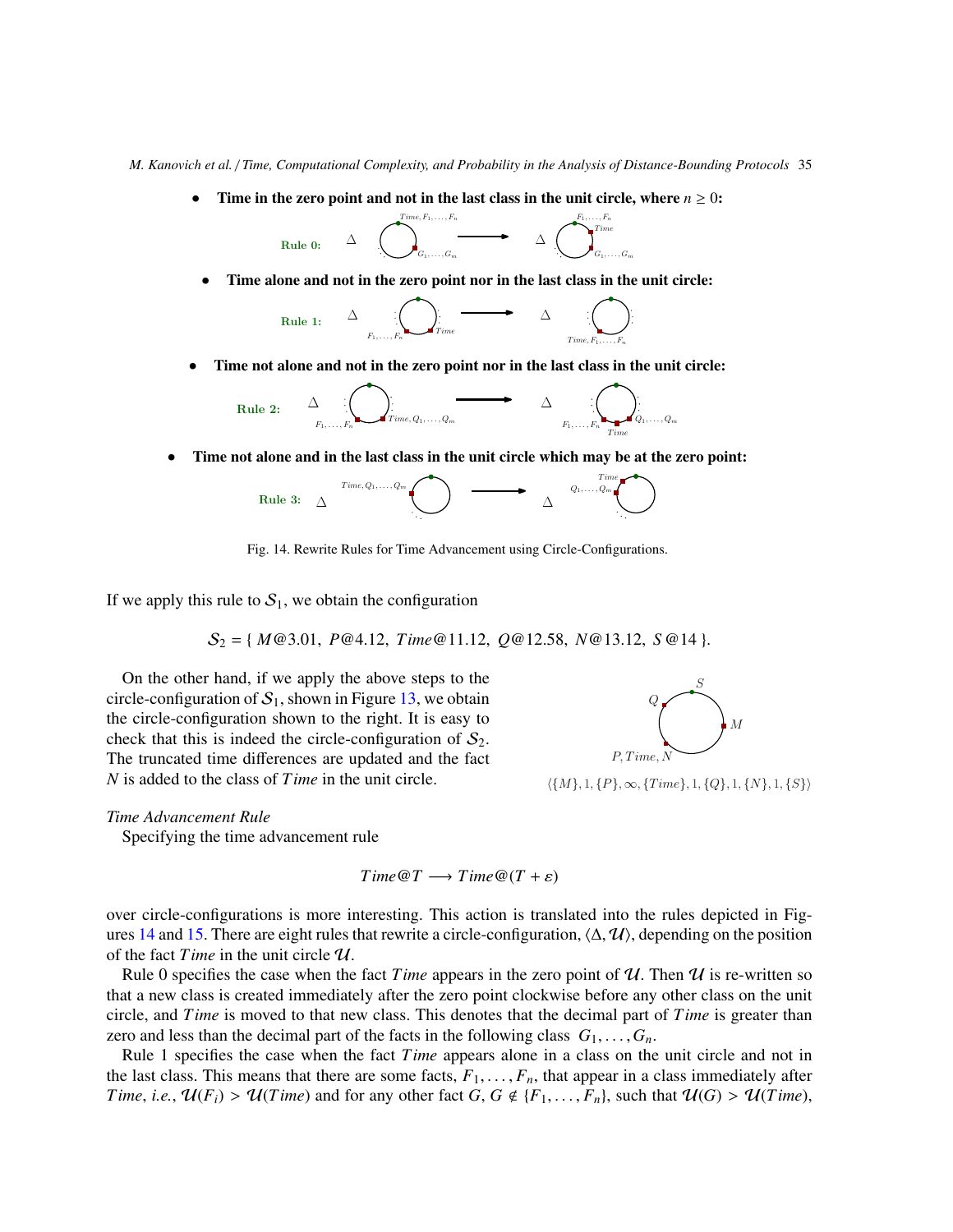- **Time in the zero point and not in the last class in the unit circle, where $n \geq 0$:**

Rule 0:

- **Time alone and not in the zero point nor in the last class in the unit circle:**

Rule 1:

- **Time not alone and not in the zero point nor in the last class in the unit circle:**

Rule 2:

- **Time not alone and in the last class in the unit circle which may be at the zero point:**

Rule 3:

Fig. 14. Rewrite Rules for Time Advancement using Circle-Configurations.

If we apply this rule to $\mathcal{S}_1$, we obtain the configuration

$$\mathcal{S}_2 = \{\ M@3.01,\ P@4.12,\ Time@11.12,\ Q@12.58,\ N@13.12,\ S@14\ \}.$$

On the other hand, if we apply the above steps to the circle-configuration of $\mathcal{S}_1$, shown in Figure 13, we obtain the circle-configuration shown to the right. It is easy to check that this is indeed the circle-configuration of $\mathcal{S}_2$. The truncated time differences are updated and the fact $N$ is added to the class of $Time$ in the unit circle.

$\langle \{M\}, 1, \{P\}, \infty, \{Time\}, 1, \{Q\}, 1, \{N\}, 1, \{S\} \rangle$

*Time Advancement Rule*

Specifying the time advancement rule

$$Time@T \longrightarrow Time@(T + \varepsilon)$$

over circle-configurations is more interesting. This action is translated into the rules depicted in Figures 14 and 15. There are eight rules that rewrite a circle-configuration, $\langle \Delta, \mathcal{U} \rangle$, depending on the position of the fact $Time$ in the unit circle $\mathcal{U}$.

Rule 0 specifies the case when the fact $Time$ appears in the zero point of $\mathcal{U}$. Then $\mathcal{U}$ is re-written so that a new class is created immediately after the zero point clockwise before any other class on the unit circle, and $Time$ is moved to that new class. This denotes that the decimal part of $Time$ is greater than zero and less than the decimal part of the facts in the following class $G_1, \ldots, G_n$.

Rule 1 specifies the case when the fact $Time$ appears alone in a class on the unit circle and not in the last class. This means that there are some facts, $F_1, \ldots, F_n$, that appear in a class immediately after $Time$, *i.e.*, $\mathcal{U}(F_i) > \mathcal{U}(Time)$ and for any other fact $G$, $G \notin \{F_1, \ldots, F_n\}$, such that $\mathcal{U}(G) > \mathcal{U}(Time)$,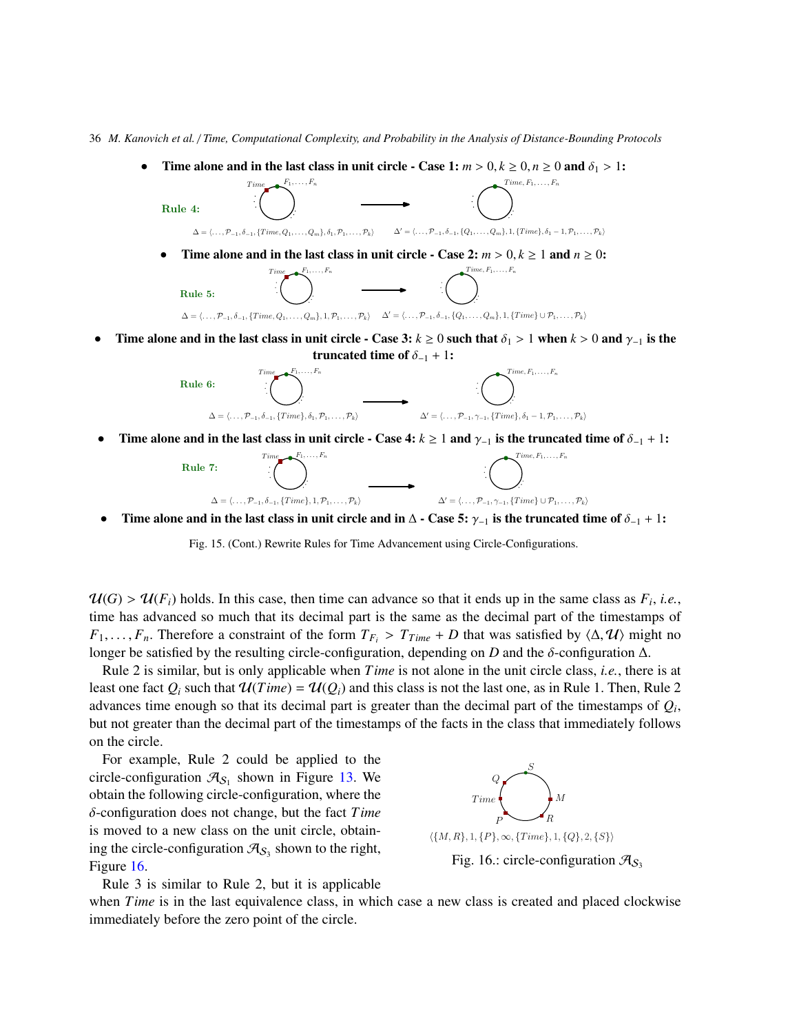- **Time alone and in the last class in unit circle - Case 1:** $m > 0, k \geq 0, n \geq 0$ **and** $\delta_1 > 1$**:**

  **Rule 4:**

  $\Delta = \langle \ldots, \mathcal{P}_{-1}, \delta_{-1}, \{Time, Q_1, \ldots, Q_m\}, \delta_1, \mathcal{P}_1, \ldots, \mathcal{P}_k \rangle \longrightarrow \Delta' = \langle \ldots, \mathcal{P}_{-1}, \delta_{-1}, \{Q_1, \ldots, Q_m\}, 1, \{Time\}, \delta_1 - 1, \mathcal{P}_1, \ldots, \mathcal{P}_k \rangle$

  - **Time alone and in the last class in unit circle - Case 2:** $m > 0, k \geq 1$ **and** $n \geq 0$**:**

    **Rule 5:**

    $\Delta = \langle \ldots, \mathcal{P}_{-1}, \delta_{-1}, \{Time, Q_1, \ldots, Q_m\}, 1, \mathcal{P}_1, \ldots, \mathcal{P}_k \rangle \longrightarrow \Delta' = \langle \ldots, \mathcal{P}_{-1}, \delta_{-1}, \{Q_1, \ldots, Q_m\}, 1, \{Time\} \cup \mathcal{P}_1, \ldots, \mathcal{P}_k \rangle$

- **Time alone and in the last class in unit circle - Case 3:** $k \geq 0$ **such that** $\delta_1 > 1$ **when** $k > 0$ **and** $\gamma_{-1}$ **is the truncated time of** $\delta_{-1} + 1$**:**

  **Rule 6:**

  $\Delta = \langle \ldots, \mathcal{P}_{-1}, \delta_{-1}, \{Time\}, \delta_1, \mathcal{P}_1, \ldots, \mathcal{P}_k \rangle \longrightarrow \Delta' = \langle \ldots, \mathcal{P}_{-1}, \gamma_{-1}, \{Time\}, \delta_1 - 1, \mathcal{P}_1, \ldots, \mathcal{P}_k \rangle$

- **Time alone and in the last class in unit circle - Case 4:** $k \geq 1$ **and** $\gamma_{-1}$ **is the truncated time of** $\delta_{-1} + 1$**:**

  **Rule 7:**

  $\Delta = \langle \ldots, \mathcal{P}_{-1}, \delta_{-1}, \{Time\}, 1, \mathcal{P}_1, \ldots, \mathcal{P}_k \rangle \longrightarrow \Delta' = \langle \ldots, \mathcal{P}_{-1}, \gamma_{-1}, \{Time\} \cup \mathcal{P}_1, \ldots, \mathcal{P}_k \rangle$

- **Time alone and in the last class in unit circle and in** $\Delta$ **- Case 5:** $\gamma_{-1}$ **is the truncated time of** $\delta_{-1} + 1$**:**

Fig. 15. (Cont.) Rewrite Rules for Time Advancement using Circle-Configurations.

$\mathcal{U}(G) > \mathcal{U}(F_i)$ holds. In this case, then time can advance so that it ends up in the same class as $F_i$, *i.e.*, time has advanced so much that its decimal part is the same as the decimal part of the timestamps of $F_1, \ldots, F_n$. Therefore a constraint of the form $T_{F_i} > T_{Time} + D$ that was satisfied by $\langle \Delta, \mathcal{U} \rangle$ might no longer be satisfied by the resulting circle-configuration, depending on $D$ and the $\delta$-configuration $\Delta$.

Rule 2 is similar, but is only applicable when *Time* is not alone in the unit circle class, *i.e.*, there is at least one fact $Q_i$ such that $\mathcal{U}(Time) = \mathcal{U}(Q_i)$ and this class is not the last one, as in Rule 1. Then, Rule 2 advances time enough so that its decimal part is greater than the decimal part of the timestamps of $Q_i$, but not greater than the decimal part of the timestamps of the facts in the class that immediately follows on the circle.

For example, Rule 2 could be applied to the circle-configuration $\mathcal{A}_{\mathcal{S}_1}$ shown in Figure 13. We obtain the following circle-configuration, where the $\delta$-configuration does not change, but the fact *Time* is moved to a new class on the unit circle, obtaining the circle-configuration $\mathcal{A}_{\mathcal{S}_3}$ shown to the right, Figure 16.

$\langle \{M, R\}, 1, \{P\}, \infty, \{Time\}, 1, \{Q\}, 2, \{S\} \rangle$

Fig. 16.: circle-configuration $\mathcal{A}_{\mathcal{S}_3}$

Rule 3 is similar to Rule 2, but it is applicable when *Time* is in the last equivalence class, in which case a new class is created and placed clockwise immediately before the zero point of the circle.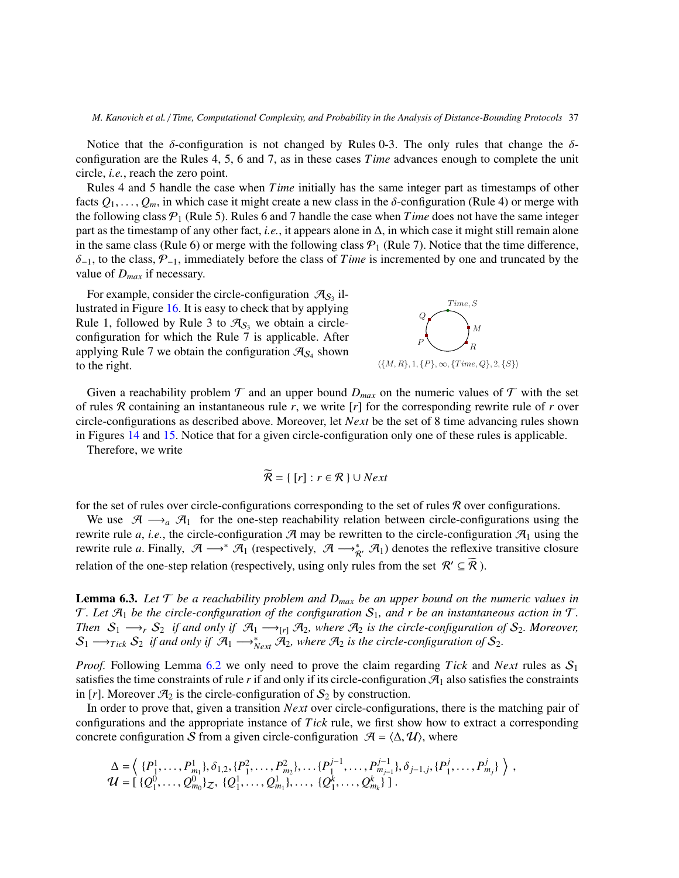Notice that the $\delta$-configuration is not changed by Rules 0-3. The only rules that change the $\delta$-configuration are the Rules 4, 5, 6 and 7, as in these cases $Time$ advances enough to complete the unit circle, *i.e.*, reach the zero point.

Rules 4 and 5 handle the case when $Time$ initially has the same integer part as timestamps of other facts $Q_1, \ldots, Q_m$, in which case it might create a new class in the $\delta$-configuration (Rule 4) or merge with the following class $\mathcal{P}_1$ (Rule 5). Rules 6 and 7 handle the case when $Time$ does not have the same integer part as the timestamp of any other fact, *i.e.*, it appears alone in $\Delta$, in which case it might still remain alone in the same class (Rule 6) or merge with the following class $\mathcal{P}_1$ (Rule 7). Notice that the time difference, $\delta_{-1}$, to the class, $\mathcal{P}_{-1}$, immediately before the class of $Time$ is incremented by one and truncated by the value of $D_{max}$ if necessary.

For example, consider the circle-configuration $\mathcal{A}_{S_3}$ illustrated in Figure 16. It is easy to check that by applying Rule 1, followed by Rule 3 to $\mathcal{A}_{S_3}$ we obtain a circle-configuration for which the Rule 7 is applicable. After applying Rule 7 we obtain the configuration $\mathcal{A}_{S_4}$ shown to the right.

$\langle \{M, R\}, 1, \{P\}, \infty, \{Time, Q\}, 2, \{S\} \rangle$

Given a reachability problem $\mathcal{T}$ and an upper bound $D_{max}$ on the numeric values of $\mathcal{T}$ with the set of rules $\mathcal{R}$ containing an instantaneous rule $r$, we write $[r]$ for the corresponding rewrite rule of $r$ over circle-configurations as described above. Moreover, let $Next$ be the set of 8 time advancing rules shown in Figures 14 and 15. Notice that for a given circle-configuration only one of these rules is applicable.

Therefore, we write

$$\widetilde{\mathcal{R}} = \{ [r] : r \in \mathcal{R} \} \cup Next$$

for the set of rules over circle-configurations corresponding to the set of rules $\mathcal{R}$ over configurations.

We use $\mathcal{A} \longrightarrow_a \mathcal{A}_1$ for the one-step reachability relation between circle-configurations using the rewrite rule $a$, *i.e.*, the circle-configuration $\mathcal{A}$ may be rewritten to the circle-configuration $\mathcal{A}_1$ using the rewrite rule $a$. Finally, $\mathcal{A} \longrightarrow^* \mathcal{A}_1$ (respectively, $\mathcal{A} \longrightarrow^*_{\mathcal{R}'} \mathcal{A}_1$) denotes the reflexive transitive closure relation of the one-step relation (respectively, using only rules from the set $\mathcal{R}' \subseteq \widetilde{\mathcal{R}}$).

**Lemma 6.3.** *Let $\mathcal{T}$ be a reachability problem and $D_{max}$ be an upper bound on the numeric values in $\mathcal{T}$. Let $\mathcal{A}_1$ be the circle-configuration of the configuration $\mathcal{S}_1$, and $r$ be an instantaneous action in $\mathcal{T}$. Then $\mathcal{S}_1 \longrightarrow_r \mathcal{S}_2$ if and only if $\mathcal{A}_1 \longrightarrow_{[r]} \mathcal{A}_2$, where $\mathcal{A}_2$ is the circle-configuration of $\mathcal{S}_2$. Moreover, $\mathcal{S}_1 \longrightarrow_{Tick} \mathcal{S}_2$ if and only if $\mathcal{A}_1 \longrightarrow^*_{Next} \mathcal{A}_2$, where $\mathcal{A}_2$ is the circle-configuration of $\mathcal{S}_2$.*

*Proof.* Following Lemma 6.2 we only need to prove the claim regarding $Tick$ and $Next$ rules as $\mathcal{S}_1$ satisfies the time constraints of rule $r$ if and only if its circle-configuration $\mathcal{A}_1$ also satisfies the constraints in $[r]$. Moreover $\mathcal{A}_2$ is the circle-configuration of $\mathcal{S}_2$ by construction.

In order to prove that, given a transition $Next$ over circle-configurations, there is the matching pair of configurations and the appropriate instance of $Tick$ rule, we first show how to extract a corresponding concrete configuration $\mathcal{S}$ from a given circle-configuration $\mathcal{A} = \langle \Delta, \mathcal{U} \rangle$, where

$$\Delta = \left\langle \{P^1_1, \ldots, P^1_{m_1}\}, \delta_{1,2}, \{P^2_1, \ldots, P^2_{m_2}\}, \ldots \{P^{j-1}_1, \ldots, P^{j-1}_{m_{j-1}}\}, \delta_{j-1,j}, \{P^j_1, \ldots, P^j_{m_j}\} \right\rangle ,$$
$$\mathcal{U} = [\, \{Q^0_1, \ldots, Q^0_{m_0}\}_{\mathcal{Z}},\ \{Q^1_1, \ldots, Q^1_{m_1}\}, \ldots,\ \{Q^k_1, \ldots, Q^k_{m_k}\}\, ] .$$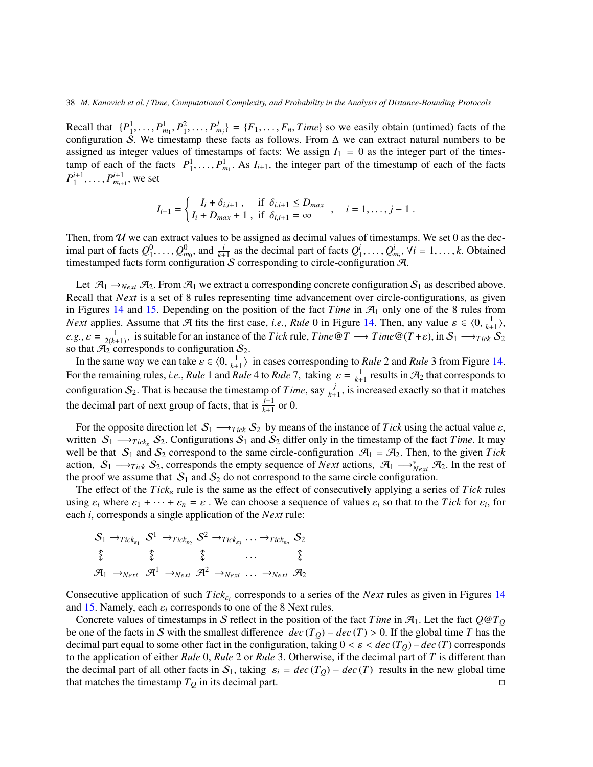Recall that $\{P_1^1, \dots, P_{m_1}^1, P_1^2, \dots, P_{m_j}^j\} = \{F_1, \dots, F_n, Time\}$ so we easily obtain (untimed) facts of the configuration $\mathcal{S}$. We timestamp these facts as follows. From $\Delta$ we can extract natural numbers to be assigned as integer values of timestamps of facts: We assign $I_1 = 0$ as the integer part of the timestamp of each of the facts $P_1^1, \dots, P_{m_1}^1$. As $I_{i+1}$, the integer part of the timestamp of each of the facts $P_1^{i+1}, \dots, P_{m_{i+1}}^{i+1}$, we set

$$I_{i+1} = \begin{cases} I_i + \delta_{i,i+1} \,, & \text{if } \delta_{i,i+1} \leq D_{max} \\ I_i + D_{max} + 1 \,, & \text{if } \delta_{i,i+1} = \infty \end{cases} \quad , \quad i = 1, \dots, j-1 \,.$$

Then, from $\mathcal{U}$ we can extract values to be assigned as decimal values of timestamps. We set 0 as the decimal part of facts $Q_1^0, \dots, Q_{m_0}^0$, and $\frac{i}{k+1}$ as the decimal part of facts $Q_1^i, \dots, Q_{m_i}^i$, $\forall i = 1, \dots, k$. Obtained timestamped facts form configuration $\mathcal{S}$ corresponding to circle-configuration $\mathcal{A}$.

Let $\mathcal{A}_1 \rightarrow_{Next} \mathcal{A}_2$. From $\mathcal{A}_1$ we extract a corresponding concrete configuration $\mathcal{S}_1$ as described above. Recall that *Next* is a set of 8 rules representing time advancement over circle-configurations, as given in Figures 14 and 15. Depending on the position of the fact *Time* in $\mathcal{A}_1$ only one of the 8 rules from *Next* applies. Assume that $\mathcal{A}$ fits the first case, *i.e.*, *Rule* 0 in Figure 14. Then, any value $\varepsilon \in \langle 0, \frac{1}{k+1} \rangle$, *e.g.*, $\varepsilon = \frac{1}{2(k+1)}$, is suitable for an instance of the *Tick* rule, $Time@T \longrightarrow Time@(T + \varepsilon)$, in $\mathcal{S}_1 \longrightarrow_{Tick} \mathcal{S}_2$ so that $\mathcal{A}_2$ corresponds to configuration $\mathcal{S}_2$.

In the same way we can take $\varepsilon \in \langle 0, \frac{1}{k+1} \rangle$ in cases corresponding to *Rule* 2 and *Rule* 3 from Figure 14. For the remaining rules, *i.e.*, *Rule* 1 and *Rule* 4 to *Rule* 7, taking $\varepsilon = \frac{1}{k+1}$ results in $\mathcal{A}_2$ that corresponds to configuration $\mathcal{S}_2$. That is because the timestamp of *Time*, say $\frac{j}{k+1}$, is increased exactly so that it matches the decimal part of next group of facts, that is $\frac{j+1}{k+1}$ or 0.

For the opposite direction let $\mathcal{S}_1 \longrightarrow_{Tick} \mathcal{S}_2$ by means of the instance of *Tick* using the actual value $\varepsilon$, written $\mathcal{S}_1 \longrightarrow_{Tick_\varepsilon} \mathcal{S}_2$. Configurations $\mathcal{S}_1$ and $\mathcal{S}_2$ differ only in the timestamp of the fact *Time*. It may well be that $\mathcal{S}_1$ and $\mathcal{S}_2$ correspond to the same circle-configuration $\mathcal{A}_1 = \mathcal{A}_2$. Then, to the given *Tick* action, $\mathcal{S}_1 \longrightarrow_{Tick} \mathcal{S}_2$, corresponds the empty sequence of *Next* actions, $\mathcal{A}_1 \longrightarrow^*_{Next} \mathcal{A}_2$. In the rest of the proof we assume that $\mathcal{S}_1$ and $\mathcal{S}_2$ do not correspond to the same circle configuration.

The effect of the $Tick_\varepsilon$ rule is the same as the effect of consecutively applying a series of *Tick* rules using $\varepsilon_i$ where $\varepsilon_1 + \dots + \varepsilon_n = \varepsilon$. We can choose a sequence of values $\varepsilon_i$ so that to the *Tick* for $\varepsilon_i$, for each $i$, corresponds a single application of the *Next* rule:

$$\begin{array}{ccccccccc} \mathcal{S}_1 & \rightarrow_{Tick_{\varepsilon_1}} & \mathcal{S}^1 & \rightarrow_{Tick_{\varepsilon_2}} & \mathcal{S}^2 & \rightarrow_{Tick_{\varepsilon_3}} & \dots & \rightarrow_{Tick_{\varepsilon_n}} & \mathcal{S}_2 \\ \updownarrow & & \updownarrow & & \updownarrow & & \dots & & \updownarrow \\ \mathcal{A}_1 & \rightarrow_{Next} & \mathcal{A}^1 & \rightarrow_{Next} & \mathcal{A}^2 & \rightarrow_{Next} & \dots & \rightarrow_{Next} & \mathcal{A}_2 \end{array}$$

Consecutive application of such $Tick_{\varepsilon_i}$ corresponds to a series of the *Next* rules as given in Figures 14 and 15. Namely, each $\varepsilon_i$ corresponds to one of the 8 Next rules.

Concrete values of timestamps in $\mathcal{S}$ reflect in the position of the fact *Time* in $\mathcal{A}_1$. Let the fact $Q@T_Q$ be one of the facts in $\mathcal{S}$ with the smallest difference $dec(T_Q) - dec(T) > 0$. If the global time $T$ has the decimal part equal to some other fact in the configuration, taking $0 < \varepsilon < dec(T_Q) - dec(T)$ corresponds to the application of either *Rule* 0, *Rule* 2 or *Rule* 3. Otherwise, if the decimal part of $T$ is different than the decimal part of all other facts in $\mathcal{S}_1$, taking $\varepsilon_i = dec(T_Q) - dec(T)$ results in the new global time that matches the timestamp $T_Q$ in its decimal part. □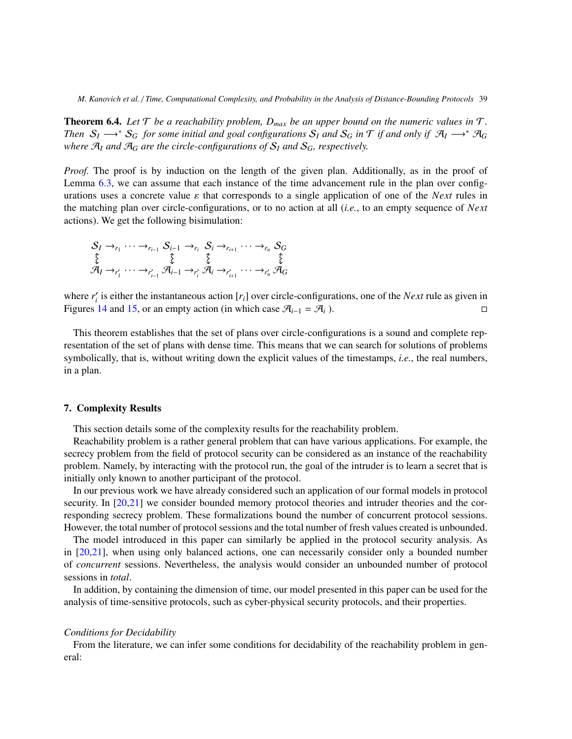**Theorem 6.4.** *Let $\mathcal{T}$ be a reachability problem, $D_{max}$ be an upper bound on the numeric values in $\mathcal{T}$. Then $\mathcal{S}_I \longrightarrow^* \mathcal{S}_G$ for some initial and goal configurations $\mathcal{S}_I$ and $\mathcal{S}_G$ in $\mathcal{T}$ if and only if $\mathcal{A}_I \longrightarrow^* \mathcal{A}_G$ where $\mathcal{A}_I$ and $\mathcal{A}_G$ are the circle-configurations of $\mathcal{S}_I$ and $\mathcal{S}_G$, respectively.*

*Proof.* The proof is by induction on the length of the given plan. Additionally, as in the proof of Lemma 6.3, we can assume that each instance of the time advancement rule in the plan over configurations uses a concrete value $\varepsilon$ that corresponds to a single application of one of the *Next* rules in the matching plan over circle-configurations, or to no action at all (*i.e.*, to an empty sequence of *Next* actions). We get the following bisimulation:

$$\begin{array}{ccccccccc}
\mathcal{S}_I & \rightarrow_{r_1} \cdots \rightarrow_{r_{i-1}} & \mathcal{S}_{i-1} & \rightarrow_{r_i} & \mathcal{S}_i & \rightarrow_{r_{i+1}} \cdots \rightarrow_{r_n} & \mathcal{S}_G \\
\updownarrow & & \updownarrow & & \updownarrow & & \updownarrow \\
\mathcal{A}_I & \rightarrow_{r'_1} \cdots \rightarrow_{r'_{i-1}} & \mathcal{A}_{i-1} & \rightarrow_{r'_i} & \mathcal{A}_i & \rightarrow_{r'_{i+1}} \cdots \rightarrow_{r'_n} & \mathcal{A}_G
\end{array}$$

where $r'_i$ is either the instantaneous action $[r_i]$ over circle-configurations, one of the *Next* rule as given in Figures 14 and 15, or an empty action (in which case $\mathcal{A}_{i-1} = \mathcal{A}_i$ ). □

This theorem establishes that the set of plans over circle-configurations is a sound and complete representation of the set of plans with dense time. This means that we can search for solutions of problems symbolically, that is, without writing down the explicit values of the timestamps, *i.e.*, the real numbers, in a plan.

## 7. Complexity Results

This section details some of the complexity results for the reachability problem.

Reachability problem is a rather general problem that can have various applications. For example, the secrecy problem from the field of protocol security can be considered as an instance of the reachability problem. Namely, by interacting with the protocol run, the goal of the intruder is to learn a secret that is initially only known to another participant of the protocol.

In our previous work we have already considered such an application of our formal models in protocol security. In [20,21] we consider bounded memory protocol theories and intruder theories and the corresponding secrecy problem. These formalizations bound the number of concurrent protocol sessions. However, the total number of protocol sessions and the total number of fresh values created is unbounded.

The model introduced in this paper can similarly be applied in the protocol security analysis. As in [20,21], when using only balanced actions, one can necessarily consider only a bounded number of *concurrent* sessions. Nevertheless, the analysis would consider an unbounded number of protocol sessions in *total*.

In addition, by containing the dimension of time, our model presented in this paper can be used for the analysis of time-sensitive protocols, such as cyber-physical security protocols, and their properties.

*Conditions for Decidability*

From the literature, we can infer some conditions for decidability of the reachability problem in general: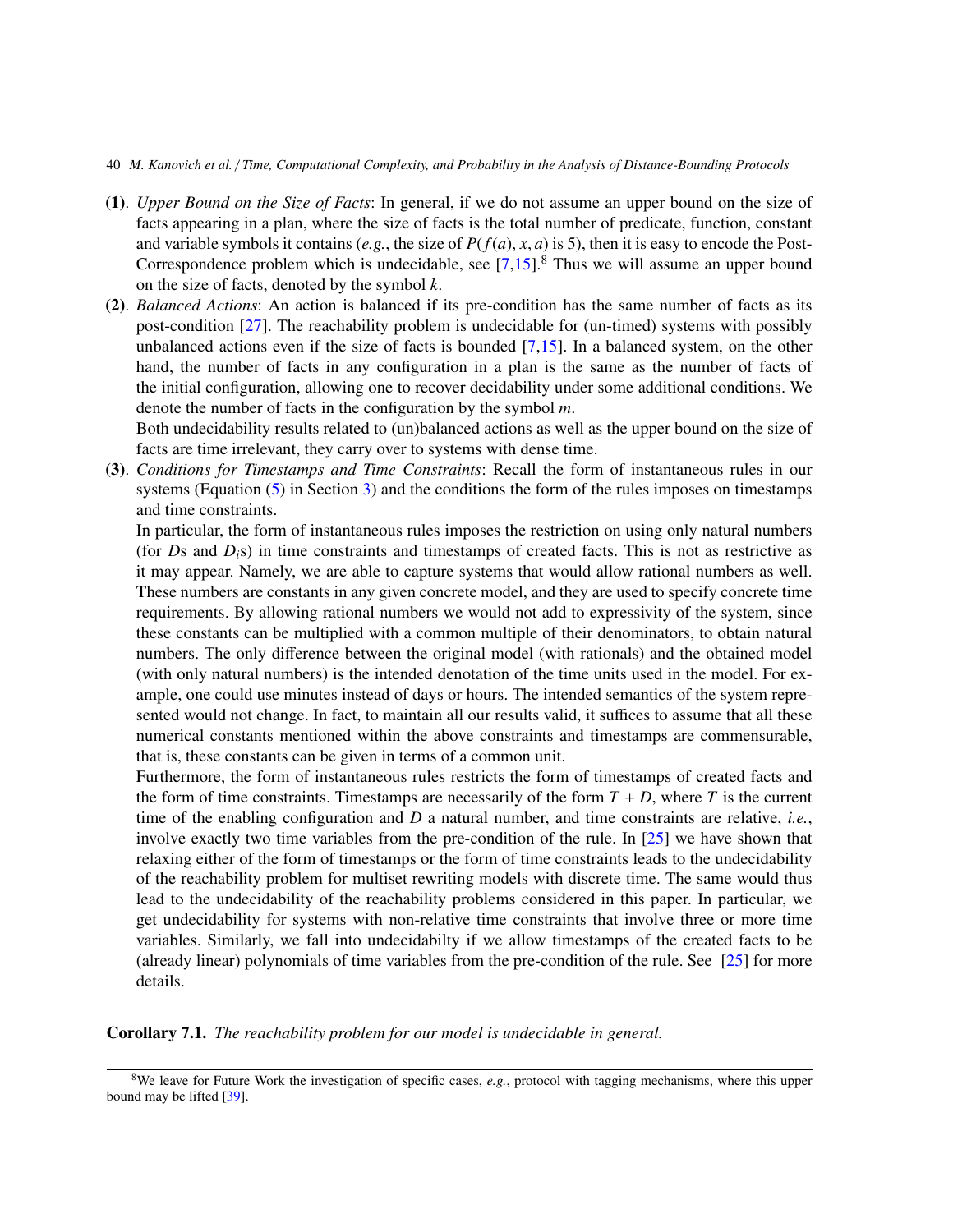**(1)**. *Upper Bound on the Size of Facts*: In general, if we do not assume an upper bound on the size of facts appearing in a plan, where the size of facts is the total number of predicate, function, constant and variable symbols it contains (*e.g.*, the size of $P(f(a), x, a)$ is 5), then it is easy to encode the Post-Correspondence problem which is undecidable, see [7,15].[8] Thus we will assume an upper bound on the size of facts, denoted by the symbol $k$.

**(2)**. *Balanced Actions*: An action is balanced if its pre-condition has the same number of facts as its post-condition [27]. The reachability problem is undecidable for (un-timed) systems with possibly unbalanced actions even if the size of facts is bounded [7,15]. In a balanced system, on the other hand, the number of facts in any configuration in a plan is the same as the number of facts of the initial configuration, allowing one to recover decidability under some additional conditions. We denote the number of facts in the configuration by the symbol $m$.

Both undecidability results related to (un)balanced actions as well as the upper bound on the size of facts are time irrelevant, they carry over to systems with dense time.

**(3)**. *Conditions for Timestamps and Time Constraints*: Recall the form of instantaneous rules in our systems (Equation (5) in Section 3) and the conditions the form of the rules imposes on timestamps and time constraints.

In particular, the form of instantaneous rules imposes the restriction on using only natural numbers (for $D$s and $D_i$s) in time constraints and timestamps of created facts. This is not as restrictive as it may appear. Namely, we are able to capture systems that would allow rational numbers as well. These numbers are constants in any given concrete model, and they are used to specify concrete time requirements. By allowing rational numbers we would not add to expressivity of the system, since these constants can be multiplied with a common multiple of their denominators, to obtain natural numbers. The only difference between the original model (with rationals) and the obtained model (with only natural numbers) is the intended denotation of the time units used in the model. For example, one could use minutes instead of days or hours. The intended semantics of the system represented would not change. In fact, to maintain all our results valid, it suffices to assume that all these numerical constants mentioned within the above constraints and timestamps are commensurable, that is, these constants can be given in terms of a common unit.

Furthermore, the form of instantaneous rules restricts the form of timestamps of created facts and the form of time constraints. Timestamps are necessarily of the form $T + D$, where $T$ is the current time of the enabling configuration and $D$ a natural number, and time constraints are relative, *i.e.*, involve exactly two time variables from the pre-condition of the rule. In [25] we have shown that relaxing either of the form of timestamps or the form of time constraints leads to the undecidability of the reachability problem for multiset rewriting models with discrete time. The same would thus lead to the undecidability of the reachability problems considered in this paper. In particular, we get undecidability for systems with non-relative time constraints that involve three or more time variables. Similarly, we fall into undecidabilty if we allow timestamps of the created facts to be (already linear) polynomials of time variables from the pre-condition of the rule. See [25] for more details.

**Corollary 7.1.** *The reachability problem for our model is undecidable in general.*

[8] We leave for Future Work the investigation of specific cases, *e.g.*, protocol with tagging mechanisms, where this upper bound may be lifted [39].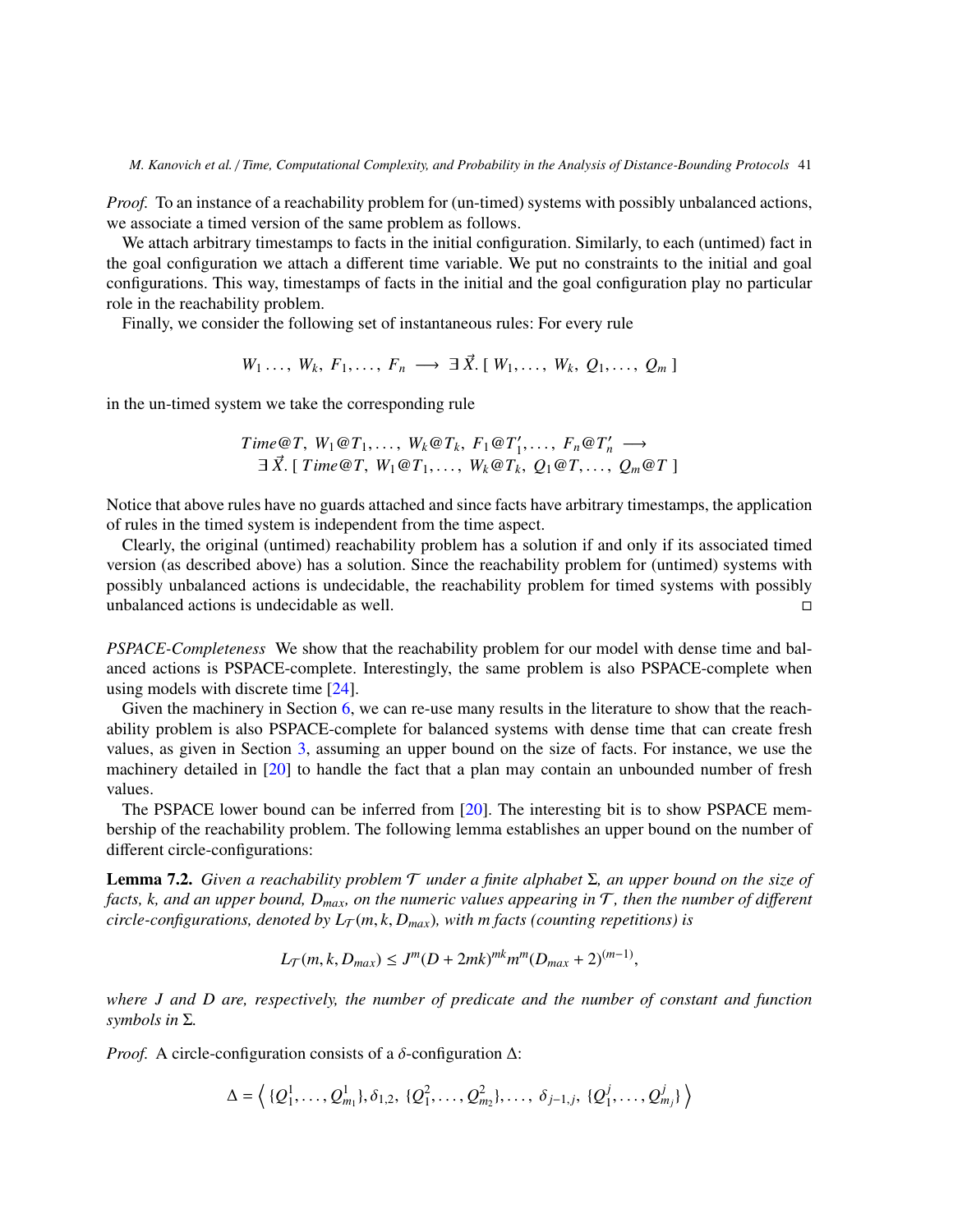*Proof.* To an instance of a reachability problem for (un-timed) systems with possibly unbalanced actions, we associate a timed version of the same problem as follows.

We attach arbitrary timestamps to facts in the initial configuration. Similarly, to each (untimed) fact in the goal configuration we attach a different time variable. We put no constraints to the initial and goal configurations. This way, timestamps of facts in the initial and the goal configuration play no particular role in the reachability problem.

Finally, we consider the following set of instantaneous rules: For every rule

$$W_1 \ldots,\ W_k,\ F_1, \ldots,\ F_n \ \longrightarrow\ \exists\, \vec{X}.\, [\ W_1, \ldots,\ W_k,\ Q_1, \ldots,\ Q_m\ ]$$

in the un-timed system we take the corresponding rule

$$\begin{array}{l} Time@T,\ W_1@T_1, \ldots,\ W_k@T_k,\ F_1@T_1', \ldots,\ F_n@T_n' \ \longrightarrow \\ \quad \exists\, \vec{X}.\, [\ Time@T,\ W_1@T_1, \ldots,\ W_k@T_k,\ Q_1@T, \ldots,\ Q_m@T\ ] \end{array}$$

Notice that above rules have no guards attached and since facts have arbitrary timestamps, the application of rules in the timed system is independent from the time aspect.

Clearly, the original (untimed) reachability problem has a solution if and only if its associated timed version (as described above) has a solution. Since the reachability problem for (untimed) systems with possibly unbalanced actions is undecidable, the reachability problem for timed systems with possibly unbalanced actions is undecidable as well. $\square$

*PSPACE-Completeness* We show that the reachability problem for our model with dense time and balanced actions is PSPACE-complete. Interestingly, the same problem is also PSPACE-complete when using models with discrete time [24].

Given the machinery in Section 6, we can re-use many results in the literature to show that the reachability problem is also PSPACE-complete for balanced systems with dense time that can create fresh values, as given in Section 3, assuming an upper bound on the size of facts. For instance, we use the machinery detailed in [20] to handle the fact that a plan may contain an unbounded number of fresh values.

The PSPACE lower bound can be inferred from [20]. The interesting bit is to show PSPACE membership of the reachability problem. The following lemma establishes an upper bound on the number of different circle-configurations:

**Lemma 7.2.** *Given a reachability problem $\mathcal{T}$ under a finite alphabet $\Sigma$, an upper bound on the size of facts, $k$, and an upper bound, $D_{max}$, on the numeric values appearing in $\mathcal{T}$, then the number of different circle-configurations, denoted by $L_{\mathcal{T}}(m, k, D_{max})$, with $m$ facts (counting repetitions) is*

$$L_{\mathcal{T}}(m, k, D_{max}) \leq J^m (D + 2mk)^{mk} m^m (D_{max} + 2)^{(m-1)},$$

*where $J$ and $D$ are, respectively, the number of predicate and the number of constant and function symbols in $\Sigma$.*

*Proof.* A circle-configuration consists of a $\delta$-configuration $\Delta$:

$$\Delta = \Big\langle\, \{Q_1^1, \ldots, Q_{m_1}^1\}, \delta_{1,2},\ \{Q_1^2, \ldots, Q_{m_2}^2\}, \ldots,\ \delta_{j-1,j},\ \{Q_1^j, \ldots, Q_{m_j}^j\}\, \Big\rangle$$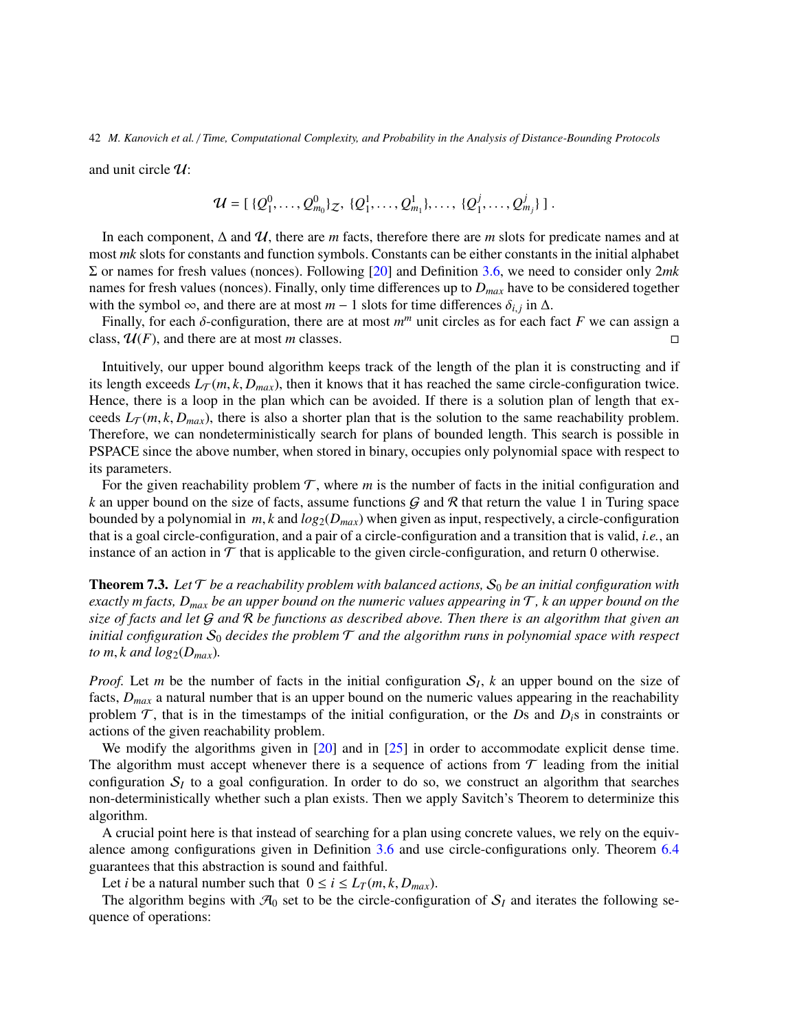and unit circle $\mathcal{U}$:

$$\mathcal{U} = [\ \{Q_1^0, \ldots, Q_{m_0}^0\}_{\mathcal{Z}},\ \{Q_1^1, \ldots, Q_{m_1}^1\}, \ldots,\ \{Q_1^j, \ldots, Q_{m_j}^j\}\ ]\ .$$

In each component, $\Delta$ and $\mathcal{U}$, there are $m$ facts, therefore there are $m$ slots for predicate names and at most $mk$ slots for constants and function symbols. Constants can be either constants in the initial alphabet $\Sigma$ or names for fresh values (nonces). Following [20] and Definition 3.6, we need to consider only $2mk$ names for fresh values (nonces). Finally, only time differences up to $D_{max}$ have to be considered together with the symbol $\infty$, and there are at most $m-1$ slots for time differences $\delta_{i,j}$ in $\Delta$.

Finally, for each $\delta$-configuration, there are at most $m^m$ unit circles as for each fact $F$ we can assign a class, $\mathcal{U}(F)$, and there are at most $m$ classes. □

Intuitively, our upper bound algorithm keeps track of the length of the plan it is constructing and if its length exceeds $L_{\mathcal{T}}(m, k, D_{max})$, then it knows that it has reached the same circle-configuration twice. Hence, there is a loop in the plan which can be avoided. If there is a solution plan of length that exceeds $L_{\mathcal{T}}(m, k, D_{max})$, there is also a shorter plan that is the solution to the same reachability problem. Therefore, we can nondeterministically search for plans of bounded length. This search is possible in PSPACE since the above number, when stored in binary, occupies only polynomial space with respect to its parameters.

For the given reachability problem $\mathcal{T}$, where $m$ is the number of facts in the initial configuration and $k$ an upper bound on the size of facts, assume functions $\mathcal{G}$ and $\mathcal{R}$ that return the value 1 in Turing space bounded by a polynomial in $m, k$ and $log_2(D_{max})$ when given as input, respectively, a circle-configuration that is a goal circle-configuration, and a pair of a circle-configuration and a transition that is valid, *i.e.*, an instance of an action in $\mathcal{T}$ that is applicable to the given circle-configuration, and return 0 otherwise.

**Theorem 7.3.** *Let $\mathcal{T}$ be a reachability problem with balanced actions, $\mathcal{S}_0$ be an initial configuration with exactly $m$ facts, $D_{max}$ be an upper bound on the numeric values appearing in $\mathcal{T}$, $k$ an upper bound on the size of facts and let $\mathcal{G}$ and $\mathcal{R}$ be functions as described above. Then there is an algorithm that given an initial configuration $\mathcal{S}_0$ decides the problem $\mathcal{T}$ and the algorithm runs in polynomial space with respect to $m, k$ and $log_2(D_{max})$.*

*Proof.* Let $m$ be the number of facts in the initial configuration $\mathcal{S}_I$, $k$ an upper bound on the size of facts, $D_{max}$ a natural number that is an upper bound on the numeric values appearing in the reachability problem $\mathcal{T}$, that is in the timestamps of the initial configuration, or the $D$s and $D_i$s in constraints or actions of the given reachability problem.

We modify the algorithms given in [20] and in [25] in order to accommodate explicit dense time. The algorithm must accept whenever there is a sequence of actions from $\mathcal{T}$ leading from the initial configuration $\mathcal{S}_I$ to a goal configuration. In order to do so, we construct an algorithm that searches non-deterministically whether such a plan exists. Then we apply Savitch's Theorem to determinize this algorithm.

A crucial point here is that instead of searching for a plan using concrete values, we rely on the equivalence among configurations given in Definition 3.6 and use circle-configurations only. Theorem 6.4 guarantees that this abstraction is sound and faithful.

Let $i$ be a natural number such that $0 \leq i \leq L_T(m, k, D_{max})$.

The algorithm begins with $\mathcal{A}_0$ set to be the circle-configuration of $\mathcal{S}_I$ and iterates the following sequence of operations: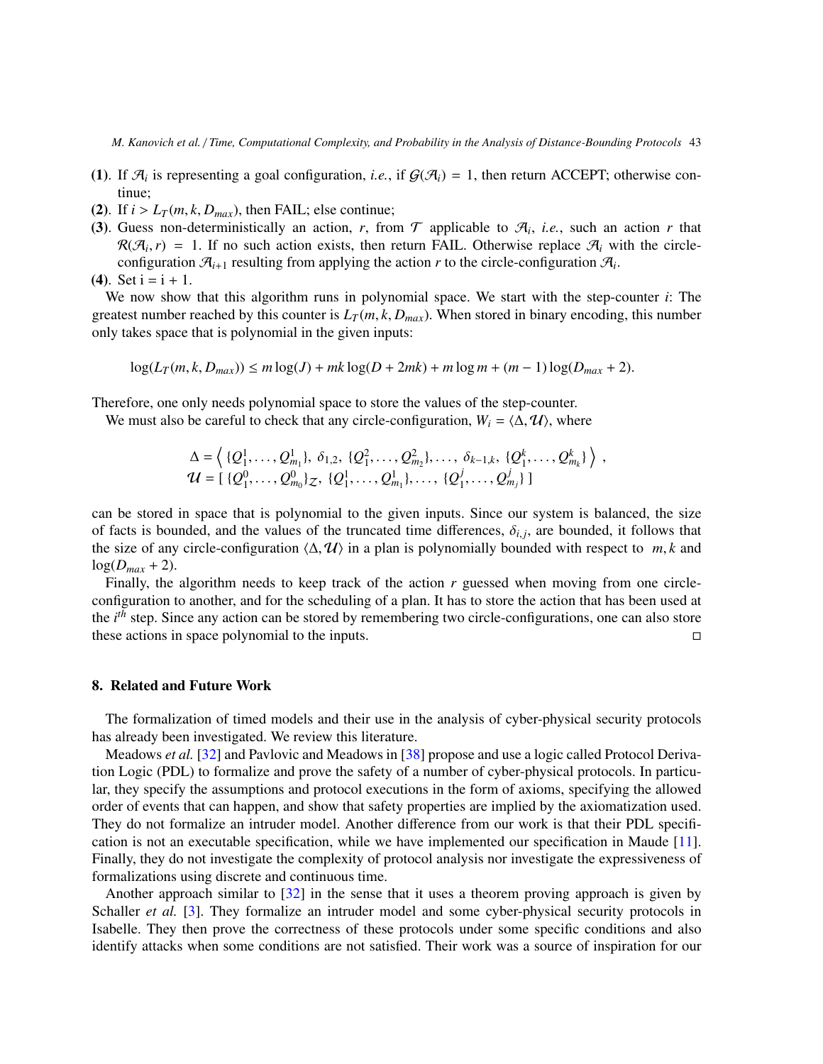**(1)**. If $\mathcal{A}_i$ is representing a goal configuration, *i.e.*, if $\mathcal{G}(\mathcal{A}_i) = 1$, then return ACCEPT; otherwise continue;

**(2)**. If $i > L_T(m, k, D_{max})$, then FAIL; else continue;

**(3)**. Guess non-deterministically an action, $r$, from $\mathcal{T}$ applicable to $\mathcal{A}_i$, *i.e.*, such an action $r$ that $\mathcal{R}(\mathcal{A}_i, r) = 1$. If no such action exists, then return FAIL. Otherwise replace $\mathcal{A}_i$ with the circle-configuration $\mathcal{A}_{i+1}$ resulting from applying the action $r$ to the circle-configuration $\mathcal{A}_i$.

**(4)**. Set i = i + 1.

We now show that this algorithm runs in polynomial space. We start with the step-counter $i$: The greatest number reached by this counter is $L_T(m, k, D_{max})$. When stored in binary encoding, this number only takes space that is polynomial in the given inputs:

$$\log(L_T(m, k, D_{max})) \leq m \log(J) + mk \log(D + 2mk) + m \log m + (m-1) \log(D_{max} + 2).$$

Therefore, one only needs polynomial space to store the values of the step-counter.

We must also be careful to check that any circle-configuration, $W_i = \langle \Delta, \mathcal{U} \rangle$, where

$$\begin{array}{l} \Delta = \left\langle \{Q_1^1, \ldots, Q_{m_1}^1\},\ \delta_{1,2},\ \{Q_1^2, \ldots, Q_{m_2}^2\}, \ldots,\ \delta_{k-1,k},\ \{Q_1^k, \ldots, Q_{m_k}^k\} \right\rangle , \\ \mathcal{U} = [\ \{Q_1^0, \ldots, Q_{m_0}^0\}_{\mathcal{Z}},\ \{Q_1^1, \ldots, Q_{m_1}^1\}, \ldots,\ \{Q_1^j, \ldots, Q_{m_j}^j\}\ ] \end{array}$$

can be stored in space that is polynomial to the given inputs. Since our system is balanced, the size of facts is bounded, and the values of the truncated time differences, $\delta_{i,j}$, are bounded, it follows that the size of any circle-configuration $\langle \Delta, \mathcal{U} \rangle$ in a plan is polynomially bounded with respect to $m, k$ and $\log(D_{max} + 2)$.

Finally, the algorithm needs to keep track of the action $r$ guessed when moving from one circle-configuration to another, and for the scheduling of a plan. It has to store the action that has been used at the $i^{th}$ step. Since any action can be stored by remembering two circle-configurations, one can also store these actions in space polynomial to the inputs. □

## 8. Related and Future Work

The formalization of timed models and their use in the analysis of cyber-physical security protocols has already been investigated. We review this literature.

Meadows *et al.* [32] and Pavlovic and Meadows in [38] propose and use a logic called Protocol Derivation Logic (PDL) to formalize and prove the safety of a number of cyber-physical protocols. In particular, they specify the assumptions and protocol executions in the form of axioms, specifying the allowed order of events that can happen, and show that safety properties are implied by the axiomatization used. They do not formalize an intruder model. Another difference from our work is that their PDL specification is not an executable specification, while we have implemented our specification in Maude [11]. Finally, they do not investigate the complexity of protocol analysis nor investigate the expressiveness of formalizations using discrete and continuous time.

Another approach similar to [32] in the sense that it uses a theorem proving approach is given by Schaller *et al.* [3]. They formalize an intruder model and some cyber-physical security protocols in Isabelle. They then prove the correctness of these protocols under some specific conditions and also identify attacks when some conditions are not satisfied. Their work was a source of inspiration for our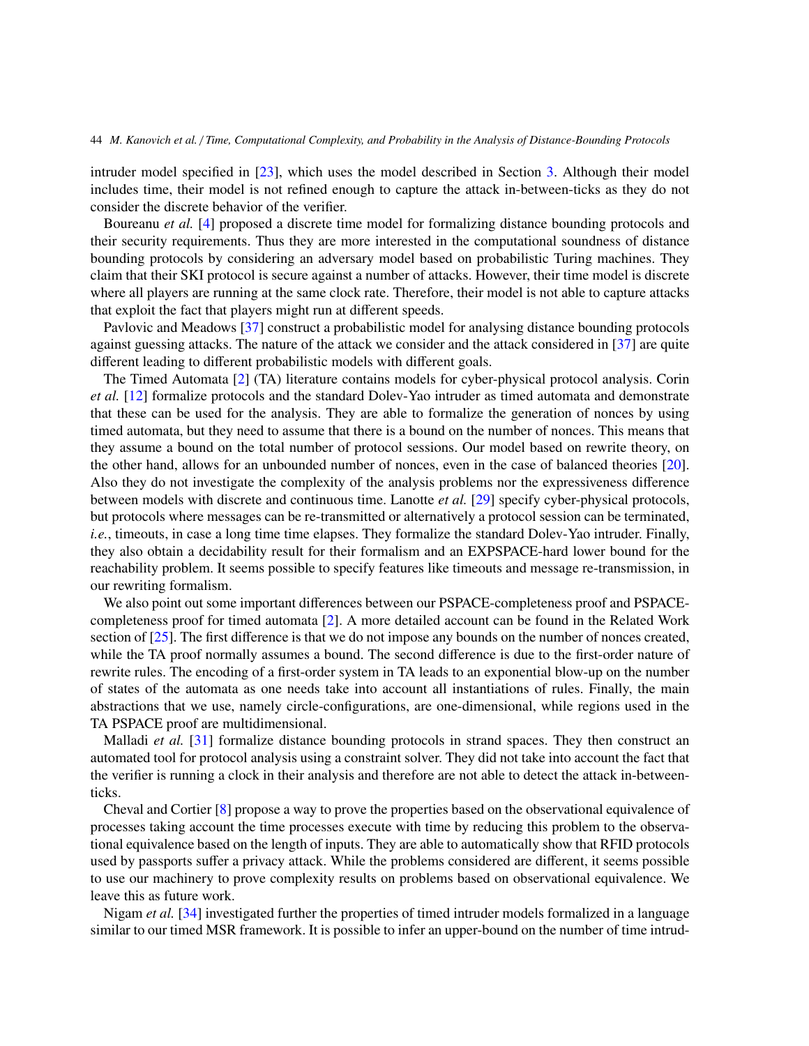intruder model specified in [23], which uses the model described in Section 3. Although their model includes time, their model is not refined enough to capture the attack in-between-ticks as they do not consider the discrete behavior of the verifier.

Boureanu *et al.* [4] proposed a discrete time model for formalizing distance bounding protocols and their security requirements. Thus they are more interested in the computational soundness of distance bounding protocols by considering an adversary model based on probabilistic Turing machines. They claim that their SKI protocol is secure against a number of attacks. However, their time model is discrete where all players are running at the same clock rate. Therefore, their model is not able to capture attacks that exploit the fact that players might run at different speeds.

Pavlovic and Meadows [37] construct a probabilistic model for analysing distance bounding protocols against guessing attacks. The nature of the attack we consider and the attack considered in [37] are quite different leading to different probabilistic models with different goals.

The Timed Automata [2] (TA) literature contains models for cyber-physical protocol analysis. Corin *et al.* [12] formalize protocols and the standard Dolev-Yao intruder as timed automata and demonstrate that these can be used for the analysis. They are able to formalize the generation of nonces by using timed automata, but they need to assume that there is a bound on the number of nonces. This means that they assume a bound on the total number of protocol sessions. Our model based on rewrite theory, on the other hand, allows for an unbounded number of nonces, even in the case of balanced theories [20]. Also they do not investigate the complexity of the analysis problems nor the expressiveness difference between models with discrete and continuous time. Lanotte *et al.* [29] specify cyber-physical protocols, but protocols where messages can be re-transmitted or alternatively a protocol session can be terminated, *i.e.*, timeouts, in case a long time time elapses. They formalize the standard Dolev-Yao intruder. Finally, they also obtain a decidability result for their formalism and an EXPSPACE-hard lower bound for the reachability problem. It seems possible to specify features like timeouts and message re-transmission, in our rewriting formalism.

We also point out some important differences between our PSPACE-completeness proof and PSPACE-completeness proof for timed automata [2]. A more detailed account can be found in the Related Work section of [25]. The first difference is that we do not impose any bounds on the number of nonces created, while the TA proof normally assumes a bound. The second difference is due to the first-order nature of rewrite rules. The encoding of a first-order system in TA leads to an exponential blow-up on the number of states of the automata as one needs take into account all instantiations of rules. Finally, the main abstractions that we use, namely circle-configurations, are one-dimensional, while regions used in the TA PSPACE proof are multidimensional.

Malladi *et al.* [31] formalize distance bounding protocols in strand spaces. They then construct an automated tool for protocol analysis using a constraint solver. They did not take into account the fact that the verifier is running a clock in their analysis and therefore are not able to detect the attack in-between-ticks.

Cheval and Cortier [8] propose a way to prove the properties based on the observational equivalence of processes taking account the time processes execute with time by reducing this problem to the observational equivalence based on the length of inputs. They are able to automatically show that RFID protocols used by passports suffer a privacy attack. While the problems considered are different, it seems possible to use our machinery to prove complexity results on problems based on observational equivalence. We leave this as future work.

Nigam *et al.* [34] investigated further the properties of timed intruder models formalized in a language similar to our timed MSR framework. It is possible to infer an upper-bound on the number of time intrud-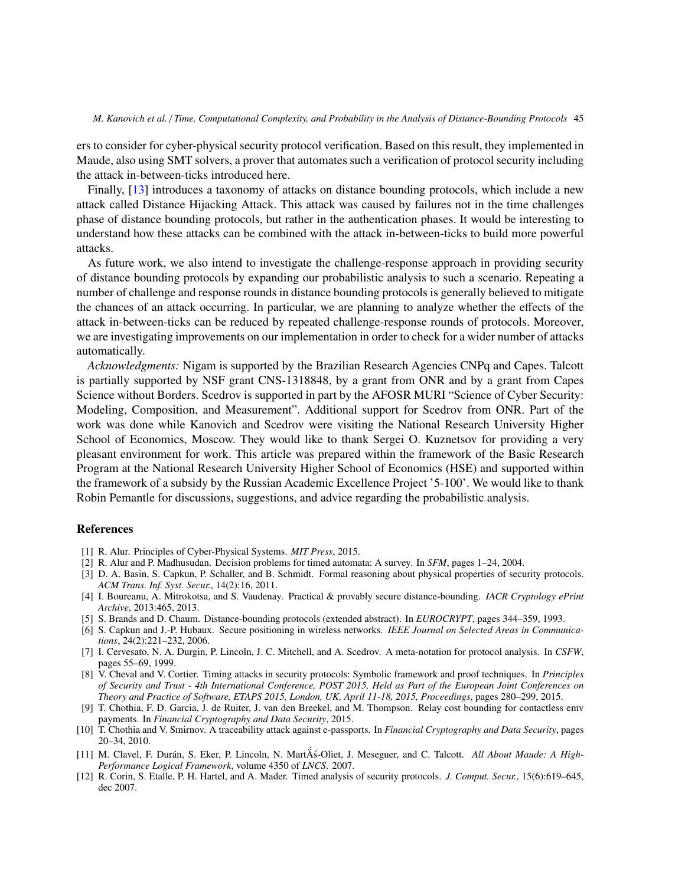ers to consider for cyber-physical security protocol verification. Based on this result, they implemented in Maude, also using SMT solvers, a prover that automates such a verification of protocol security including the attack in-between-ticks introduced here.

Finally, [13] introduces a taxonomy of attacks on distance bounding protocols, which include a new attack called Distance Hijacking Attack. This attack was caused by failures not in the time challenges phase of distance bounding protocols, but rather in the authentication phases. It would be interesting to understand how these attacks can be combined with the attack in-between-ticks to build more powerful attacks.

As future work, we also intend to investigate the challenge-response approach in providing security of distance bounding protocols by expanding our probabilistic analysis to such a scenario. Repeating a number of challenge and response rounds in distance bounding protocols is generally believed to mitigate the chances of an attack occurring. In particular, we are planning to analyze whether the effects of the attack in-between-ticks can be reduced by repeated challenge-response rounds of protocols. Moreover, we are investigating improvements on our implementation in order to check for a wider number of attacks automatically.

*Acknowledgments:* Nigam is supported by the Brazilian Research Agencies CNPq and Capes. Talcott is partially supported by NSF grant CNS-1318848, by a grant from ONR and by a grant from Capes Science without Borders. Scedrov is supported in part by the AFOSR MURI "Science of Cyber Security: Modeling, Composition, and Measurement". Additional support for Scedrov from ONR. Part of the work was done while Kanovich and Scedrov were visiting the National Research University Higher School of Economics, Moscow. They would like to thank Sergei O. Kuznetsov for providing a very pleasant environment for work. This article was prepared within the framework of the Basic Research Program at the National Research University Higher School of Economics (HSE) and supported within the framework of a subsidy by the Russian Academic Excellence Project '5-100'. We would like to thank Robin Pemantle for discussions, suggestions, and advice regarding the probabilistic analysis.

## References

[1] R. Alur. Principles of Cyber-Physical Systems. *MIT Press*, 2015.

[2] R. Alur and P. Madhusudan. Decision problems for timed automata: A survey. In *SFM*, pages 1–24, 2004.

[3] D. A. Basin, S. Capkun, P. Schaller, and B. Schmidt. Formal reasoning about physical properties of security protocols. *ACM Trans. Inf. Syst. Secur.*, 14(2):16, 2011.

[4] I. Boureanu, A. Mitrokotsa, and S. Vaudenay. Practical & provably secure distance-bounding. *IACR Cryptology ePrint Archive*, 2013:465, 2013.

[5] S. Brands and D. Chaum. Distance-bounding protocols (extended abstract). In *EUROCRYPT*, pages 344–359, 1993.

[6] S. Capkun and J.-P. Hubaux. Secure positioning in wireless networks. *IEEE Journal on Selected Areas in Communications*, 24(2):221–232, 2006.

[7] I. Cervesato, N. A. Durgin, P. Lincoln, J. C. Mitchell, and A. Scedrov. A meta-notation for protocol analysis. In *CSFW*, pages 55–69, 1999.

[8] V. Cheval and V. Cortier. Timing attacks in security protocols: Symbolic framework and proof techniques. In *Principles of Security and Trust - 4th International Conference, POST 2015, Held as Part of the European Joint Conferences on Theory and Practice of Software, ETAPS 2015, London, UK, April 11-18, 2015, Proceedings*, pages 280–299, 2015.

[9] T. Chothia, F. D. Garcia, J. de Ruiter, J. van den Breekel, and M. Thompson. Relay cost bounding for contactless emv payments. In *Financial Cryptography and Data Security*, 2015.

[10] T. Chothia and V. Smirnov. A traceability attack against e-passports. In *Financial Cryptography and Data Security*, pages 20–34, 2010.

[11] M. Clavel, F. Durán, S. Eker, P. Lincoln, N. MartÅś-Oliet, J. Meseguer, and C. Talcott. *All About Maude: A High-Performance Logical Framework*, volume 4350 of *LNCS*. 2007.

[12] R. Corin, S. Etalle, P. H. Hartel, and A. Mader. Timed analysis of security protocols. *J. Comput. Secur.*, 15(6):619–645, dec 2007.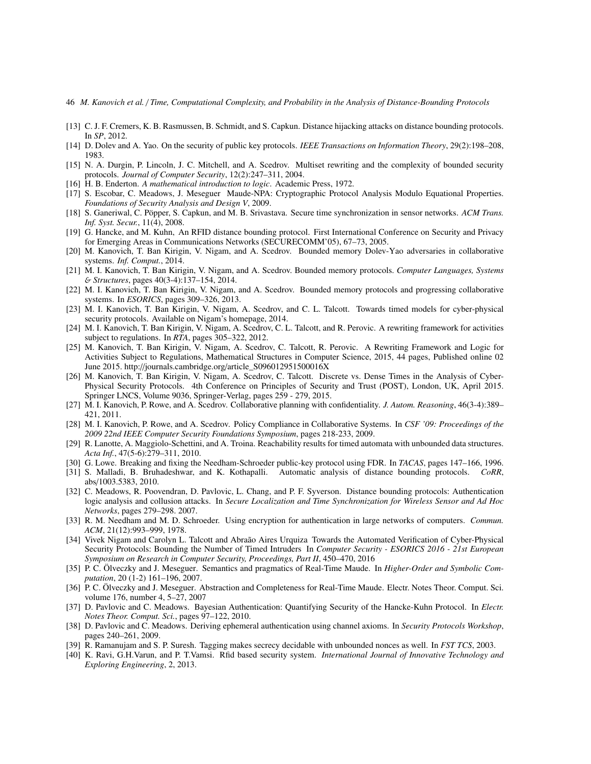[13] C. J. F. Cremers, K. B. Rasmussen, B. Schmidt, and S. Capkun. Distance hijacking attacks on distance bounding protocols. In *SP*, 2012.

[14] D. Dolev and A. Yao. On the security of public key protocols. *IEEE Transactions on Information Theory*, 29(2):198–208, 1983.

[15] N. A. Durgin, P. Lincoln, J. C. Mitchell, and A. Scedrov. Multiset rewriting and the complexity of bounded security protocols. *Journal of Computer Security*, 12(2):247–311, 2004.

[16] H. B. Enderton. *A mathematical introduction to logic*. Academic Press, 1972.

[17] S. Escobar, C. Meadows, J. Meseguer Maude-NPA: Cryptographic Protocol Analysis Modulo Equational Properties. *Foundations of Security Analysis and Design V*, 2009.

[18] S. Ganeriwal, C. Pöpper, S. Capkun, and M. B. Srivastava. Secure time synchronization in sensor networks. *ACM Trans. Inf. Syst. Secur.*, 11(4), 2008.

[19] G. Hancke, and M. Kuhn, An RFID distance bounding protocol. First International Conference on Security and Privacy for Emerging Areas in Communications Networks (SECURECOMM'05), 67–73, 2005.

[20] M. Kanovich, T. Ban Kirigin, V. Nigam, and A. Scedrov. Bounded memory Dolev-Yao adversaries in collaborative systems. *Inf. Comput.*, 2014.

[21] M. I. Kanovich, T. Ban Kirigin, V. Nigam, and A. Scedrov. Bounded memory protocols. *Computer Languages, Systems & Structures*, pages 40(3-4):137–154, 2014.

[22] M. I. Kanovich, T. Ban Kirigin, V. Nigam, and A. Scedrov. Bounded memory protocols and progressing collaborative systems. In *ESORICS*, pages 309–326, 2013.

[23] M. I. Kanovich, T. Ban Kirigin, V. Nigam, A. Scedrov, and C. L. Talcott. Towards timed models for cyber-physical security protocols. Available on Nigam's homepage, 2014.

[24] M. I. Kanovich, T. Ban Kirigin, V. Nigam, A. Scedrov, C. L. Talcott, and R. Perovic. A rewriting framework for activities subject to regulations. In *RTA*, pages 305–322, 2012.

[25] M. Kanovich, T. Ban Kirigin, V. Nigam, A. Scedrov, C. Talcott, R. Perovic. A Rewriting Framework and Logic for Activities Subject to Regulations, Mathematical Structures in Computer Science, 2015, 44 pages, Published online 02 June 2015. http://journals.cambridge.org/article_S096012951500016X

[26] M. Kanovich, T. Ban Kirigin, V. Nigam, A. Scedrov, C. Talcott. Discrete vs. Dense Times in the Analysis of Cyber-Physical Security Protocols. 4th Conference on Principles of Security and Trust (POST), London, UK, April 2015. Springer LNCS, Volume 9036, Springer-Verlag, pages 259 - 279, 2015.

[27] M. I. Kanovich, P. Rowe, and A. Scedrov. Collaborative planning with confidentiality. *J. Autom. Reasoning*, 46(3-4):389–421, 2011.

[28] M. I. Kanovich, P. Rowe, and A. Scedrov. Policy Compliance in Collaborative Systems. In *CSF '09: Proceedings of the 2009 22nd IEEE Computer Security Foundations Symposium*, pages 218-233, 2009.

[29] R. Lanotte, A. Maggiolo-Schettini, and A. Troina. Reachability results for timed automata with unbounded data structures. *Acta Inf.*, 47(5-6):279–311, 2010.

[30] G. Lowe. Breaking and fixing the Needham-Schroeder public-key protocol using FDR. In *TACAS*, pages 147–166, 1996.

[31] S. Malladi, B. Bruhadeshwar, and K. Kothapalli. Automatic analysis of distance bounding protocols. *CoRR*, abs/1003.5383, 2010.

[32] C. Meadows, R. Poovendran, D. Pavlovic, L. Chang, and P. F. Syverson. Distance bounding protocols: Authentication logic analysis and collusion attacks. In *Secure Localization and Time Synchronization for Wireless Sensor and Ad Hoc Networks*, pages 279–298. 2007.

[33] R. M. Needham and M. D. Schroeder. Using encryption for authentication in large networks of computers. *Commun. ACM*, 21(12):993–999, 1978.

[34] Vivek Nigam and Carolyn L. Talcott and Abraão Aires Urquiza Towards the Automated Verification of Cyber-Physical Security Protocols: Bounding the Number of Timed Intruders In *Computer Security - ESORICS 2016 - 21st European Symposium on Research in Computer Security, Proceedings, Part II*, 450–470, 2016

[35] P. C. Ölveczky and J. Meseguer. Semantics and pragmatics of Real-Time Maude. In *Higher-Order and Symbolic Computation*, 20 (1-2) 161–196, 2007.

[36] P. C. Ölveczky and J. Meseguer. Abstraction and Completeness for Real-Time Maude. Electr. Notes Theor. Comput. Sci. volume 176, number 4, 5–27, 2007

[37] D. Pavlovic and C. Meadows. Bayesian Authentication: Quantifying Security of the Hancke-Kuhn Protocol. In *Electr. Notes Theor. Comput. Sci.*, pages 97–122, 2010.

[38] D. Pavlovic and C. Meadows. Deriving ephemeral authentication using channel axioms. In *Security Protocols Workshop*, pages 240–261, 2009.

[39] R. Ramanujam and S. P. Suresh. Tagging makes secrecy decidable with unbounded nonces as well. In *FST TCS*, 2003.

[40] K. Ravi, G.H.Varun, and P. T.Vamsi. Rfid based security system. *International Journal of Innovative Technology and Exploring Engineering*, 2, 2013.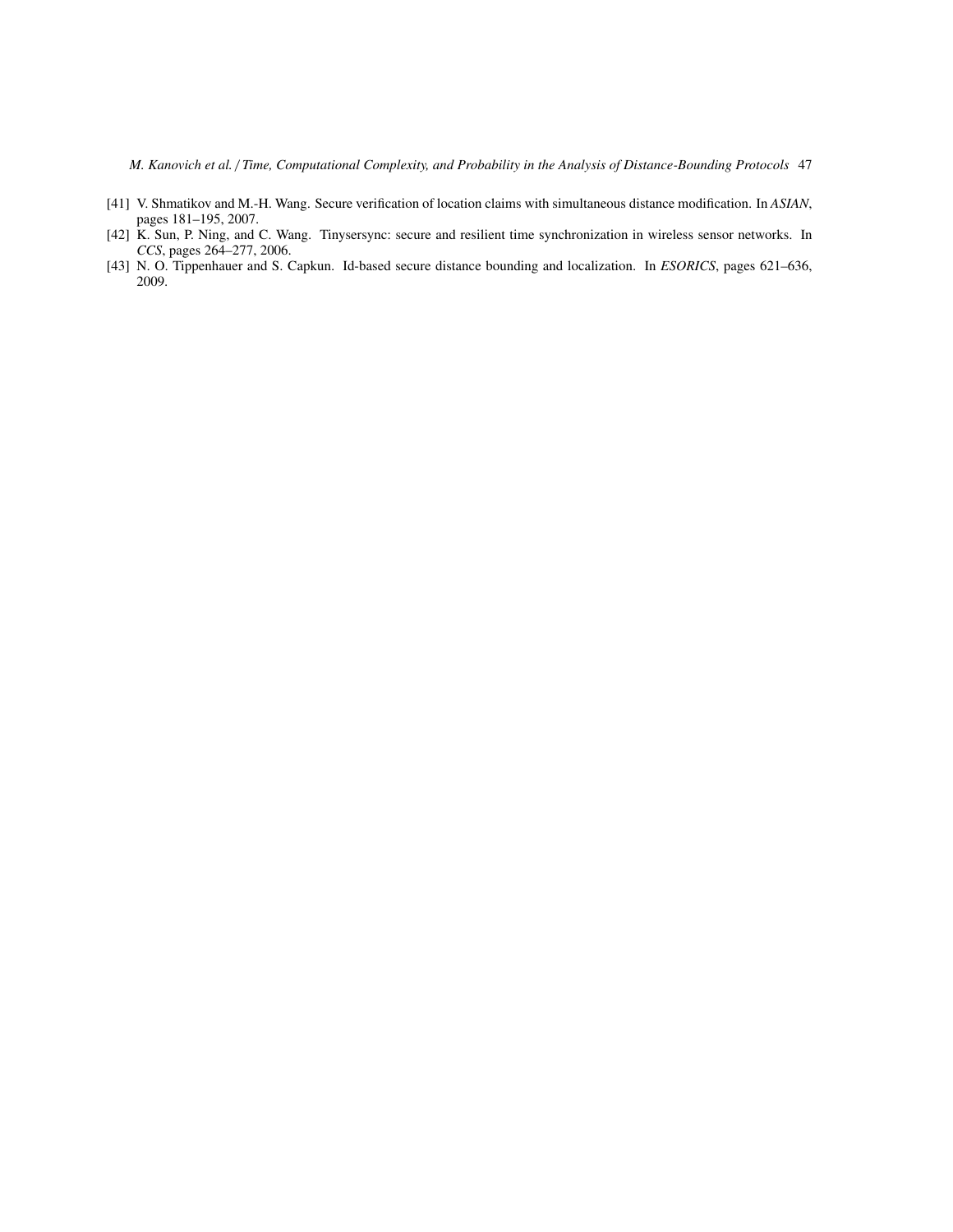[41] V. Shmatikov and M.-H. Wang. Secure verification of location claims with simultaneous distance modification. In *ASIAN*, pages 181–195, 2007.

[42] K. Sun, P. Ning, and C. Wang. Tinysersync: secure and resilient time synchronization in wireless sensor networks. In *CCS*, pages 264–277, 2006.

[43] N. O. Tippenhauer and S. Capkun. Id-based secure distance bounding and localization. In *ESORICS*, pages 621–636, 2009.